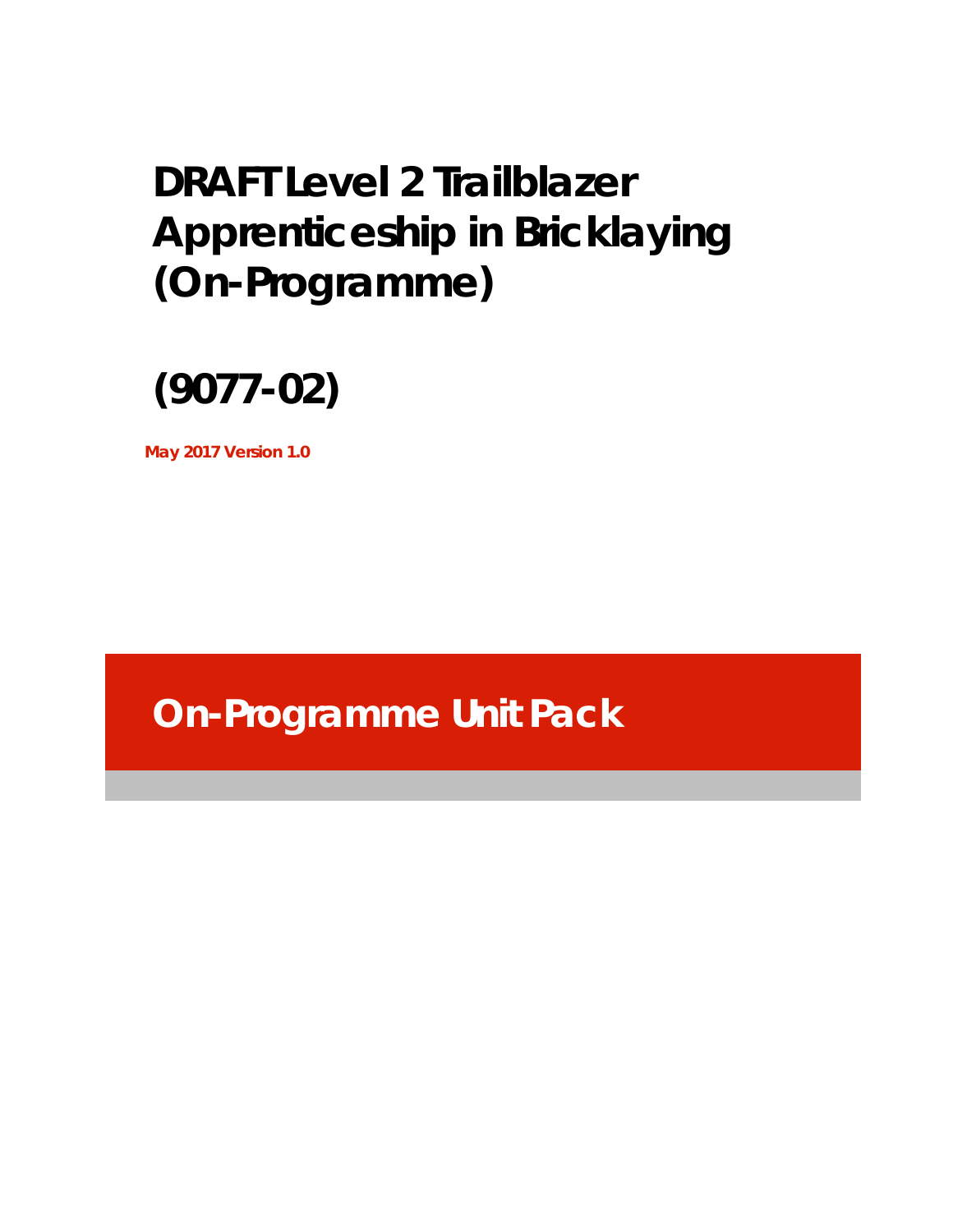# DRAFT Level 2 Trailblazer Apprenticeship in Bricklaying (On-Programme)

# (9077-02)

**May 2017 Version 1.0**

## On-Programme Unit Pack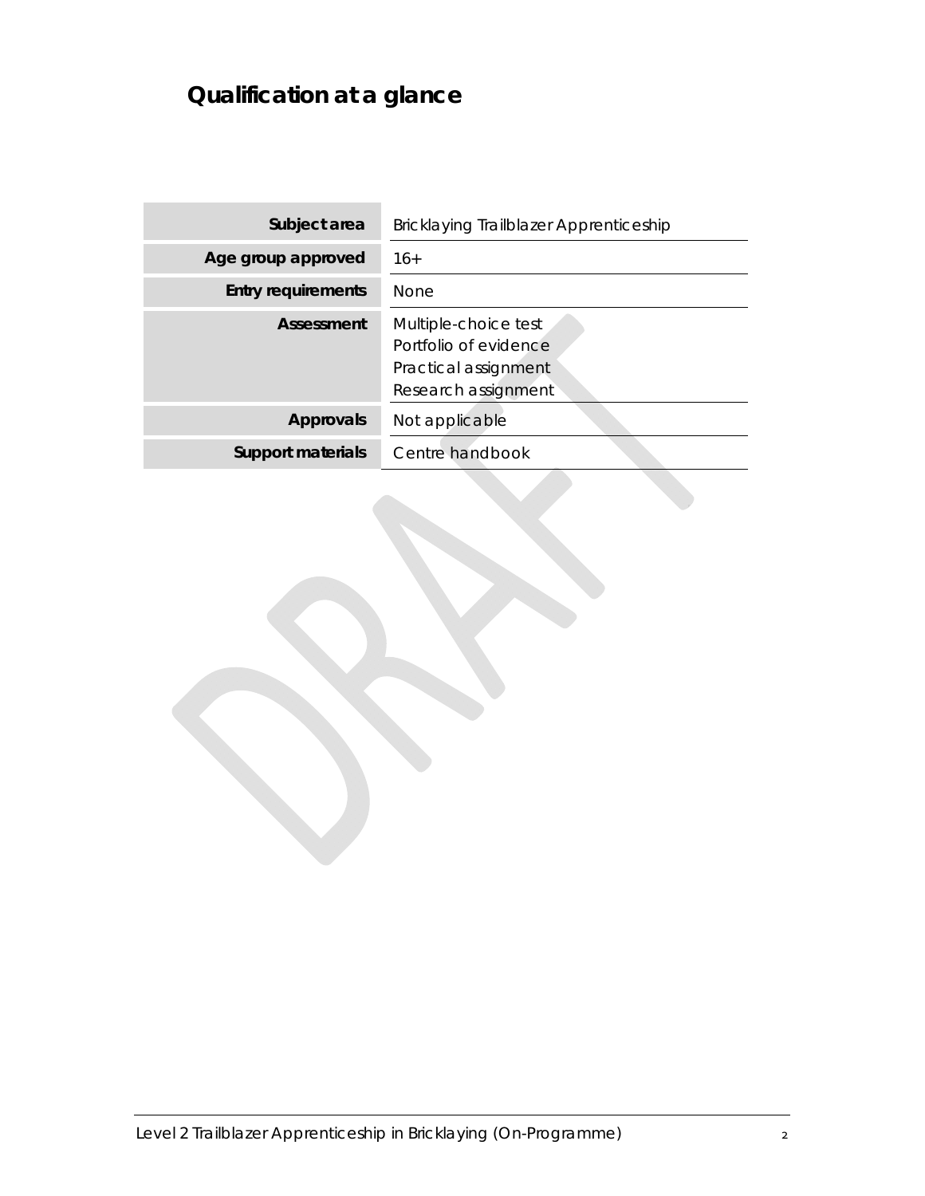# Qualification at a glance

| | |
|---|---|
| **Subject area** | Bricklaying Trailblazer Apprenticeship |
| **Age group approved** | 16+ |
| **Entry requirements** | None |
| **Assessment** | Multiple-choice test<br>Portfolio of evidence<br>Practical assignment<br>Research assignment |
| **Approvals** | Not applicable |
| **Support materials** | Centre handbook |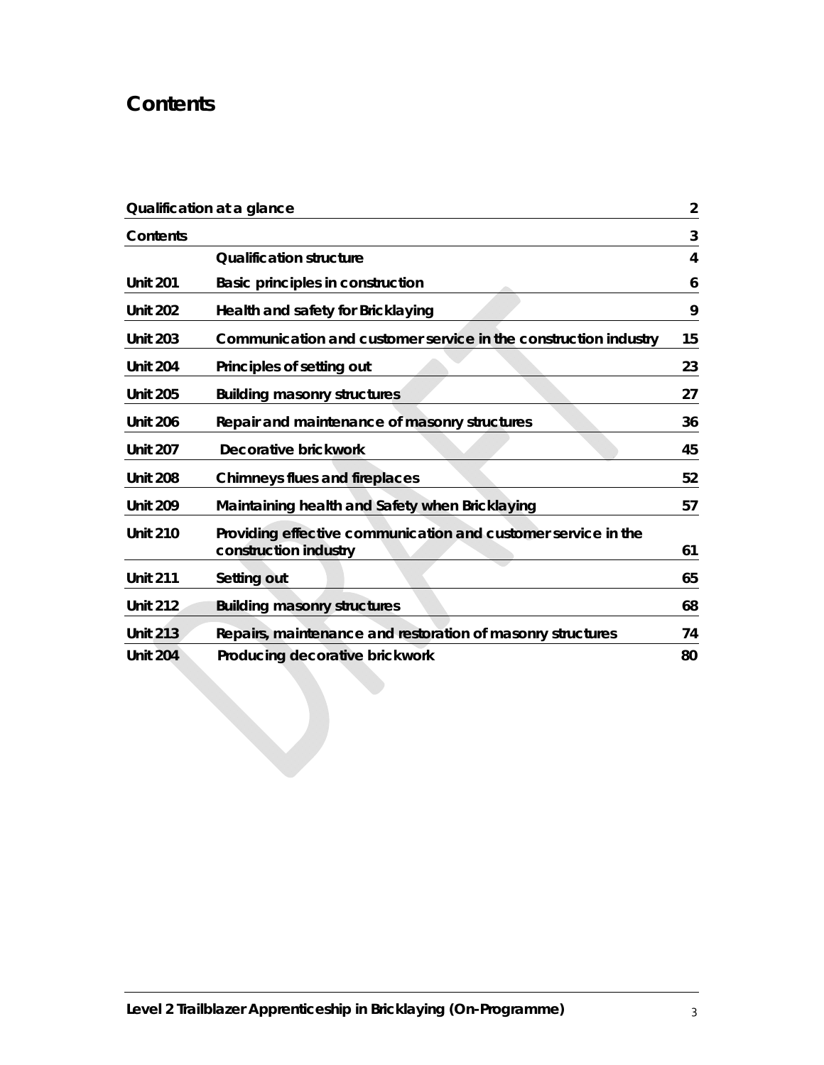# Contents

| | | |
|---|---|---|
| **Qualification at a glance** | | **2** |
| **Contents** | | **3** |
| | **Qualification structure** | **4** |
| **Unit 201** | **Basic principles in construction** | **6** |
| **Unit 202** | **Health and safety for Bricklaying** | **9** |
| **Unit 203** | **Communication and customer service in the construction industry** | **15** |
| **Unit 204** | **Principles of setting out** | **23** |
| **Unit 205** | **Building masonry structures** | **27** |
| **Unit 206** | **Repair and maintenance of masonry structures** | **36** |
| **Unit 207** | **Decorative brickwork** | **45** |
| **Unit 208** | **Chimneys flues and fireplaces** | **52** |
| **Unit 209** | **Maintaining health and Safety when Bricklaying** | **57** |
| **Unit 210** | **Providing effective communication and customer service in the construction industry** | **61** |
| **Unit 211** | **Setting out** | **65** |
| **Unit 212** | **Building masonry structures** | **68** |
| **Unit 213** | **Repairs, maintenance and restoration of masonry structures** | **74** |
| **Unit 204** | **Producing decorative brickwork** | **80** |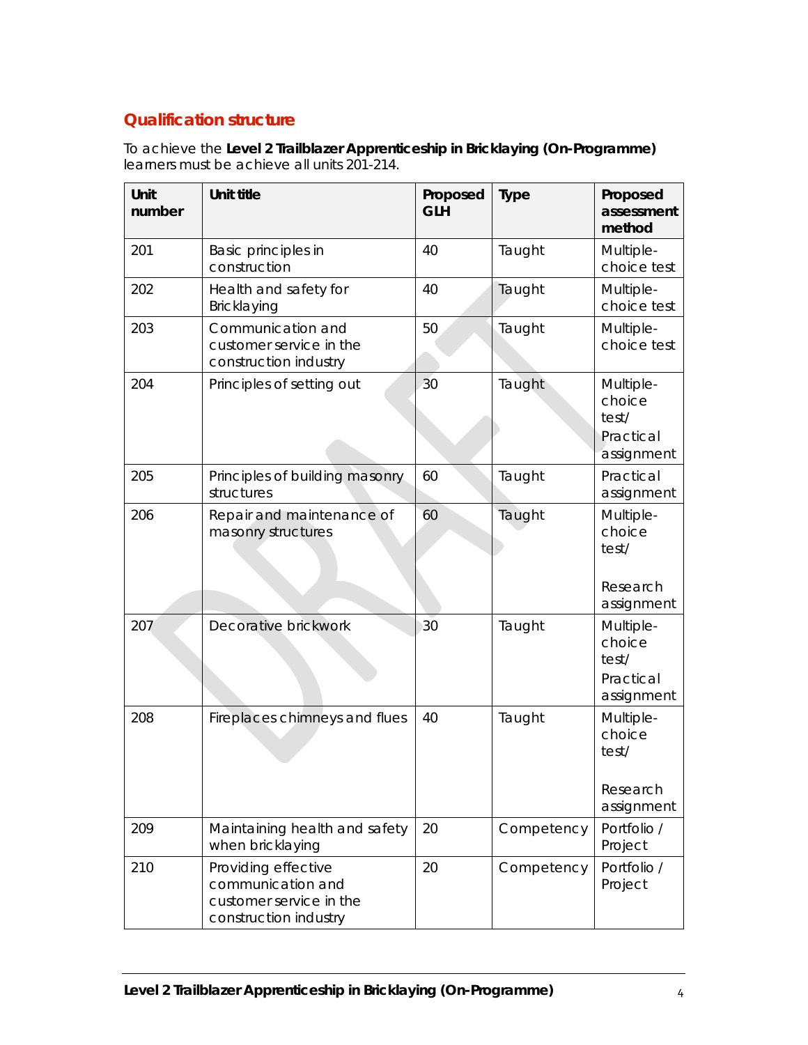## Qualification structure

To achieve the **Level 2 Trailblazer Apprenticeship in Bricklaying (On-Programme)** learners must be achieve all units 201-214.

| Unit number | Unit title | Proposed GLH | Type | Proposed assessment method |
|---|---|---|---|---|
| 201 | Basic principles in construction | 40 | Taught | Multiple-choice test |
| 202 | Health and safety for Bricklaying | 40 | Taught | Multiple-choice test |
| 203 | Communication and customer service in the construction industry | 50 | Taught | Multiple-choice test |
| 204 | Principles of setting out | 30 | Taught | Multiple-choice test/ Practical assignment |
| 205 | Principles of building masonry structures | 60 | Taught | Practical assignment |
| 206 | Repair and maintenance of masonry structures | 60 | Taught | Multiple-choice test/ Research assignment |
| 207 | Decorative brickwork | 30 | Taught | Multiple-choice test/ Practical assignment |
| 208 | Fireplaces chimneys and flues | 40 | Taught | Multiple-choice test/ Research assignment |
| 209 | Maintaining health and safety when bricklaying | 20 | Competency | Portfolio / Project |
| 210 | Providing effective communication and customer service in the construction industry | 20 | Competency | Portfolio / Project |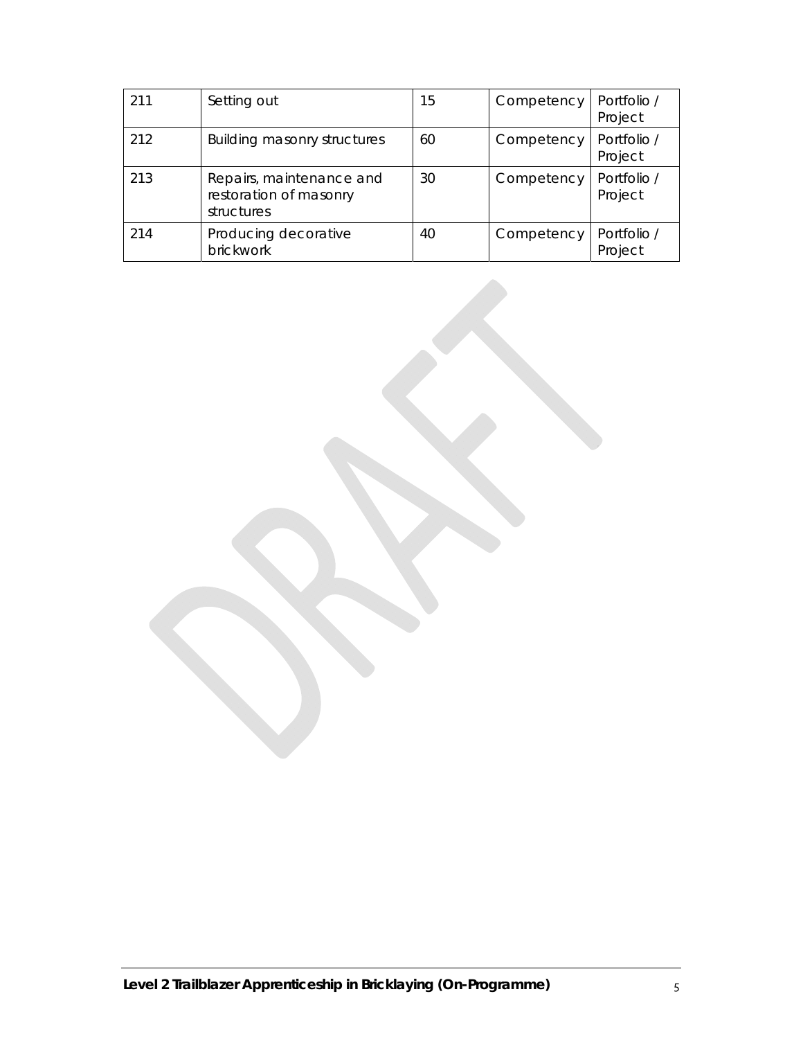| | | | | |
|---|---|---|---|---|
| 211 | Setting out | 15 | Competency | Portfolio / Project |
| 212 | Building masonry structures | 60 | Competency | Portfolio / Project |
| 213 | Repairs, maintenance and restoration of masonry structures | 30 | Competency | Portfolio / Project |
| 214 | Producing decorative brickwork | 40 | Competency | Portfolio / Project |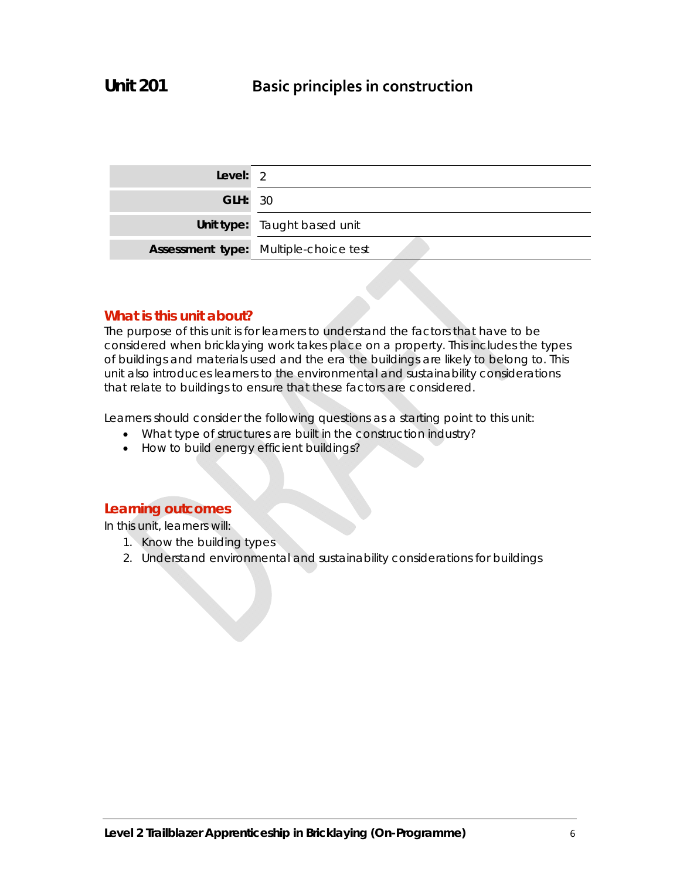# Unit 201 Basic principles in construction

| Level: | 2 |
|---|---|
| GLH: | 30 |
| Unit type: | Taught based unit |
| Assessment type: | Multiple-choice test |

## What is this unit about?

The purpose of this unit is for learners to understand the factors that have to be considered when bricklaying work takes place on a property. This includes the types of buildings and materials used and the era the buildings are likely to belong to. This unit also introduces learners to the environmental and sustainability considerations that relate to buildings to ensure that these factors are considered.

Learners should consider the following questions as a starting point to this unit:

- What type of structures are built in the construction industry?
- How to build energy efficient buildings?

## Learning outcomes

In this unit, learners will:

1. Know the building types
2. Understand environmental and sustainability considerations for buildings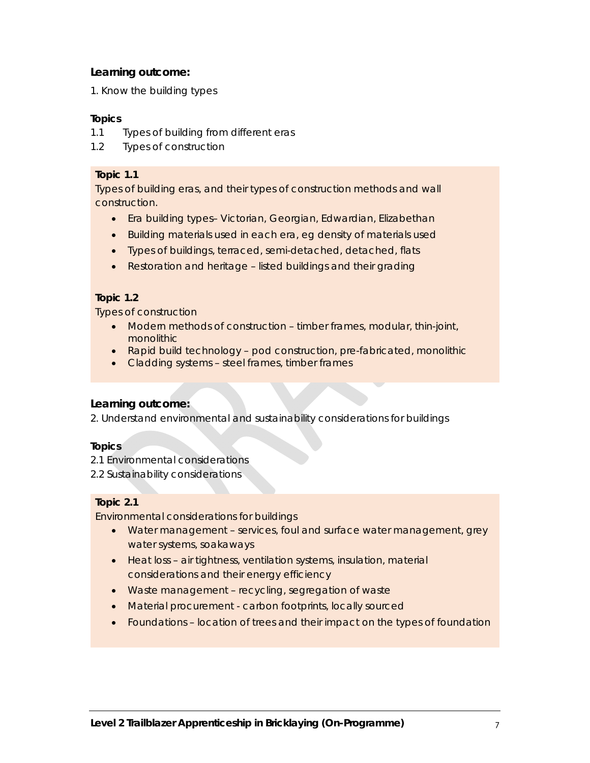**Learning outcome:**

1. Know the building types

**Topics**

1.1 Types of building from different eras
1.2 Types of construction

**Topic 1.1**

Types of building eras, and their types of construction methods and wall construction.

- Era building types– Victorian, Georgian, Edwardian, Elizabethan
- Building materials used in each era, eg density of materials used
- Types of buildings, terraced, semi-detached, detached, flats
- Restoration and heritage – listed buildings and their grading

**Topic 1.2**

Types of construction

- Modern methods of construction – timber frames, modular, thin-joint, monolithic
- Rapid build technology – pod construction, pre-fabricated, monolithic
- Cladding systems – steel frames, timber frames

**Learning outcome:**

2. Understand environmental and sustainability considerations for buildings

**Topics**

2.1 Environmental considerations
2.2 Sustainability considerations

**Topic 2.1**

Environmental considerations for buildings

- Water management – services, foul and surface water management, grey water systems, soakaways
- Heat loss – air tightness, ventilation systems, insulation, material considerations and their energy efficiency
- Waste management – recycling, segregation of waste
- Material procurement - carbon footprints, locally sourced
- Foundations – location of trees and their impact on the types of foundation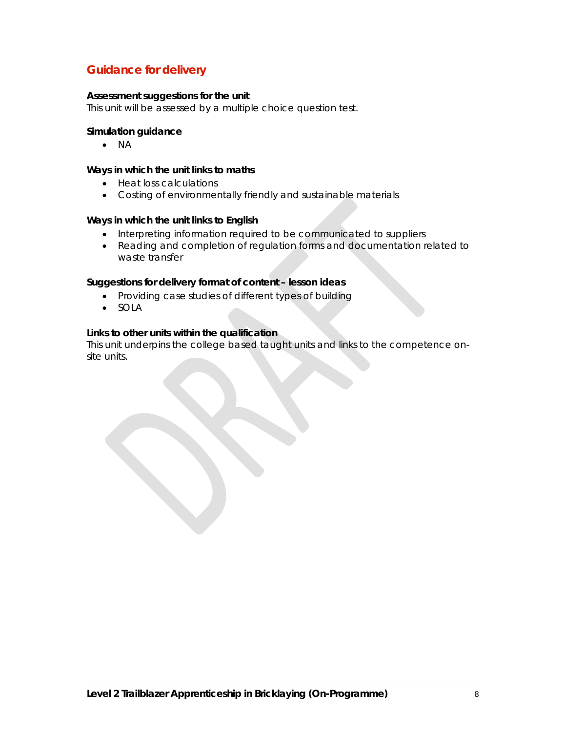## Guidance for delivery

**Assessment suggestions for the unit**
This unit will be assessed by a multiple choice question test.

**Simulation guidance**

- NA

**Ways in which the unit links to maths**

- Heat loss calculations
- Costing of environmentally friendly and sustainable materials

**Ways in which the unit links to English**

- Interpreting information required to be communicated to suppliers
- Reading and completion of regulation forms and documentation related to waste transfer

**Suggestions for delivery format of content – lesson ideas**

- Providing case studies of different types of building
- SOLA

**Links to other units within the qualification**
This unit underpins the college based taught units and links to the competence on-site units.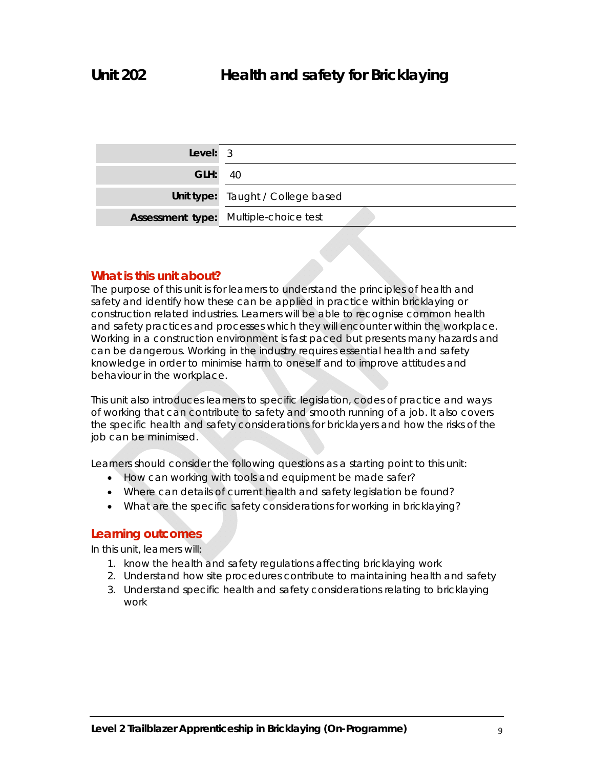# Unit 202 Health and safety for Bricklaying

| | |
|---|---|
| **Level:** | 3 |
| **GLH:** | 40 |
| **Unit type:** | Taught / College based |
| **Assessment type:** | Multiple-choice test |

## What is this unit about?

The purpose of this unit is for learners to understand the principles of health and safety and identify how these can be applied in practice within bricklaying or construction related industries. Learners will be able to recognise common health and safety practices and processes which they will encounter within the workplace. Working in a construction environment is fast paced but presents many hazards and can be dangerous. Working in the industry requires essential health and safety knowledge in order to minimise harm to oneself and to improve attitudes and behaviour in the workplace.

This unit also introduces learners to specific legislation, codes of practice and ways of working that can contribute to safety and smooth running of a job. It also covers the specific health and safety considerations for bricklayers and how the risks of the job can be minimised.

Learners should consider the following questions as a starting point to this unit:

- How can working with tools and equipment be made safer?
- Where can details of current health and safety legislation be found?
- What are the specific safety considerations for working in bricklaying?

## Learning outcomes

In this unit, learners will:

1. know the health and safety regulations affecting bricklaying work
2. Understand how site procedures contribute to maintaining health and safety
3. Understand specific health and safety considerations relating to bricklaying work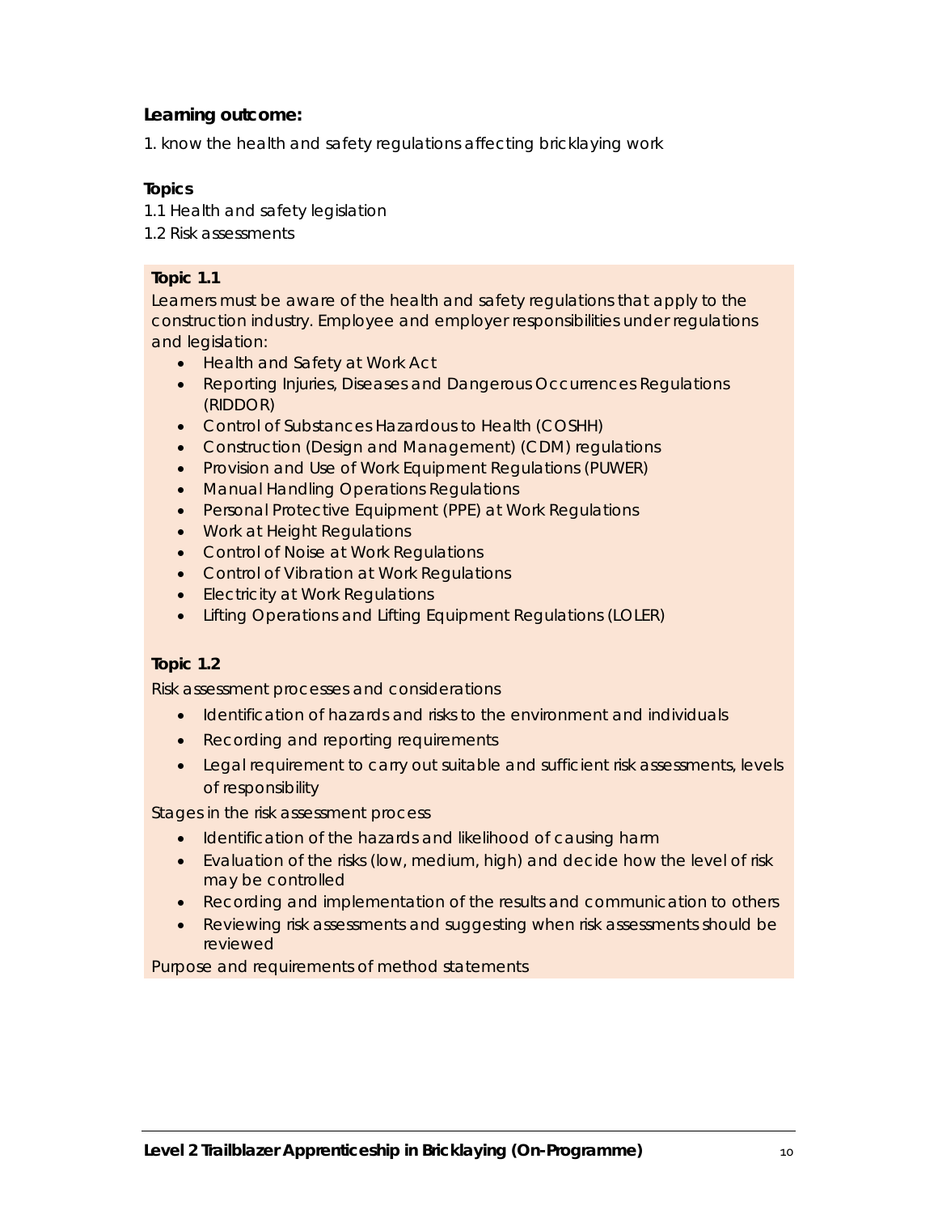**Learning outcome:**

1. know the health and safety regulations affecting bricklaying work

**Topics**

1.1 Health and safety legislation
1.2 Risk assessments

**Topic 1.1**

Learners must be aware of the health and safety regulations that apply to the construction industry. Employee and employer responsibilities under regulations and legislation:

- Health and Safety at Work Act
- Reporting Injuries, Diseases and Dangerous Occurrences Regulations (RIDDOR)
- Control of Substances Hazardous to Health (COSHH)
- Construction (Design and Management) (CDM) regulations
- Provision and Use of Work Equipment Regulations (PUWER)
- Manual Handling Operations Regulations
- Personal Protective Equipment (PPE) at Work Regulations
- Work at Height Regulations
- Control of Noise at Work Regulations
- Control of Vibration at Work Regulations
- Electricity at Work Regulations
- Lifting Operations and Lifting Equipment Regulations (LOLER)

**Topic 1.2**

Risk assessment processes and considerations

- Identification of hazards and risks to the environment and individuals
- Recording and reporting requirements
- Legal requirement to carry out suitable and sufficient risk assessments, levels of responsibility

Stages in the risk assessment process

- Identification of the hazards and likelihood of causing harm
- Evaluation of the risks (low, medium, high) and decide how the level of risk may be controlled
- Recording and implementation of the results and communication to others
- Reviewing risk assessments and suggesting when risk assessments should be reviewed

Purpose and requirements of method statements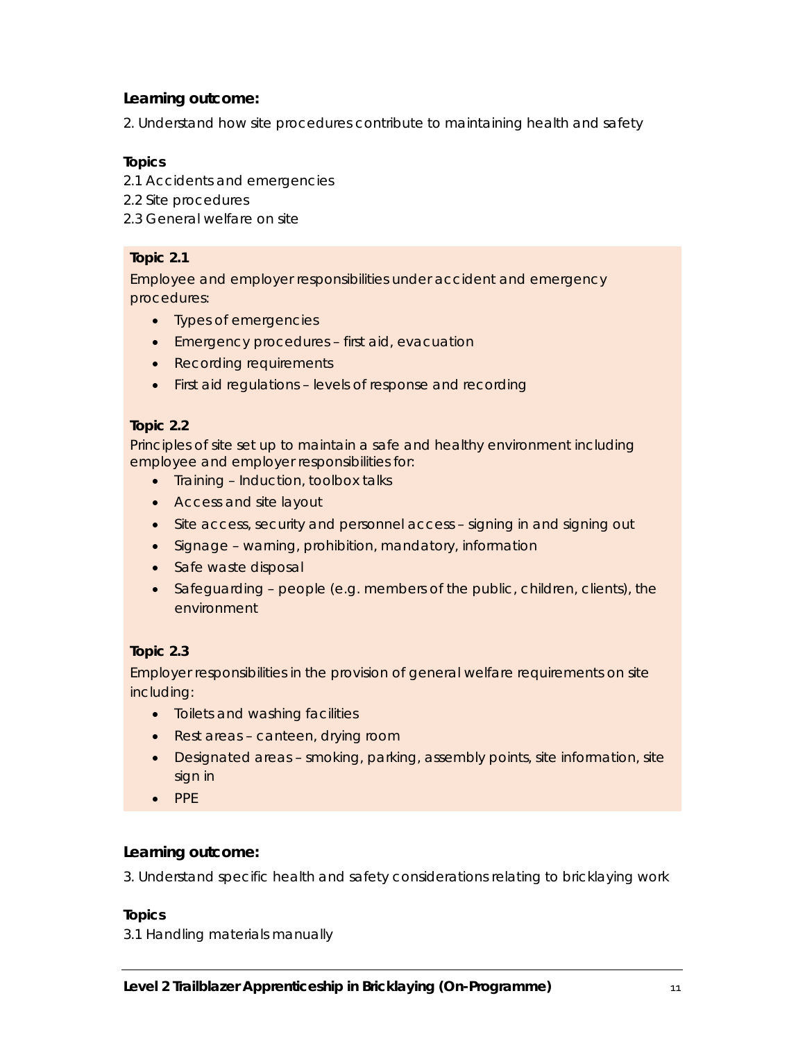**Learning outcome:**

2. Understand how site procedures contribute to maintaining health and safety

**Topics**

2.1 Accidents and emergencies
2.2 Site procedures
2.3 General welfare on site

**Topic 2.1**

Employee and employer responsibilities under accident and emergency procedures:

- Types of emergencies
- Emergency procedures – first aid, evacuation
- Recording requirements
- First aid regulations – levels of response and recording

**Topic 2.2**

Principles of site set up to maintain a safe and healthy environment including employee and employer responsibilities for:

- Training – Induction, toolbox talks
- Access and site layout
- Site access, security and personnel access – signing in and signing out
- Signage – warning, prohibition, mandatory, information
- Safe waste disposal
- Safeguarding – people (e.g. members of the public, children, clients), the environment

**Topic 2.3**

Employer responsibilities in the provision of general welfare requirements on site including:

- Toilets and washing facilities
- Rest areas – canteen, drying room
- Designated areas – smoking, parking, assembly points, site information, site sign in
- PPE

**Learning outcome:**

3. Understand specific health and safety considerations relating to bricklaying work

**Topics**

3.1 Handling materials manually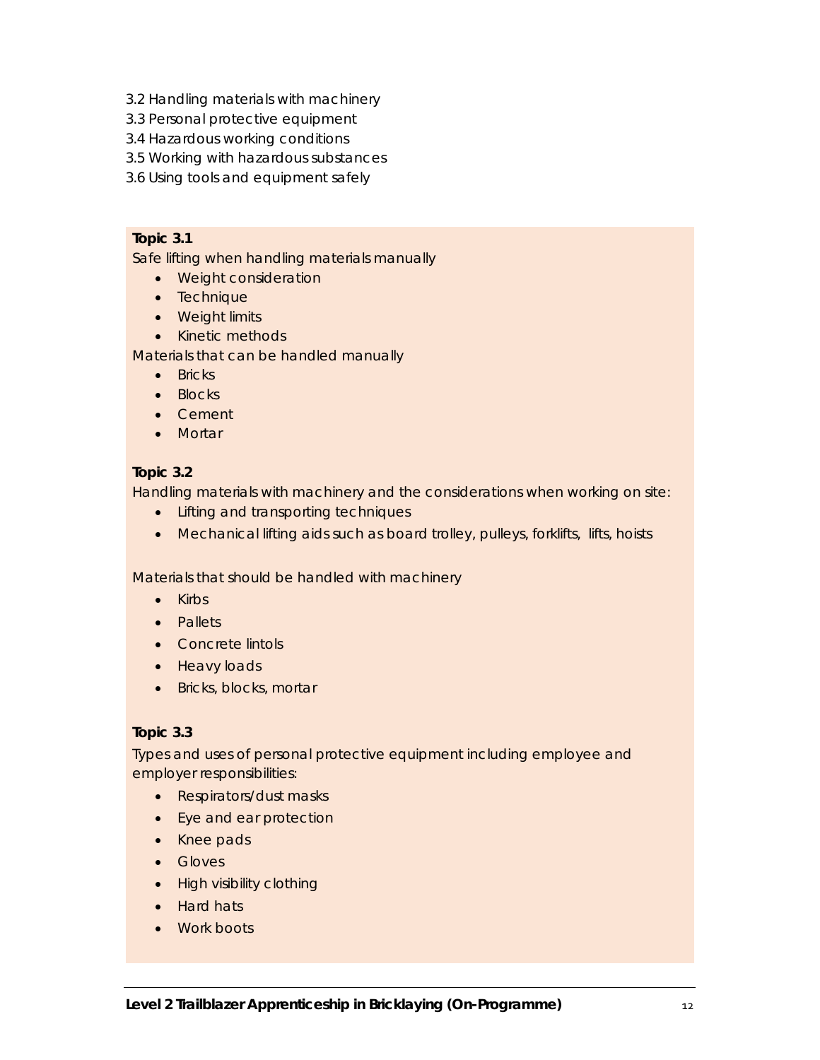3.2 Handling materials with machinery
3.3 Personal protective equipment
3.4 Hazardous working conditions
3.5 Working with hazardous substances
3.6 Using tools and equipment safely

**Topic 3.1**

Safe lifting when handling materials manually

- Weight consideration
- Technique
- Weight limits
- Kinetic methods

Materials that can be handled manually

- Bricks
- Blocks
- Cement
- Mortar

**Topic 3.2**

Handling materials with machinery and the considerations when working on site:

- Lifting and transporting techniques
- Mechanical lifting aids such as board trolley, pulleys, forklifts, lifts, hoists

Materials that should be handled with machinery

- Kirbs
- Pallets
- Concrete lintols
- Heavy loads
- Bricks, blocks, mortar

**Topic 3.3**

Types and uses of personal protective equipment including employee and employer responsibilities:

- Respirators/dust masks
- Eye and ear protection
- Knee pads
- Gloves
- High visibility clothing
- Hard hats
- Work boots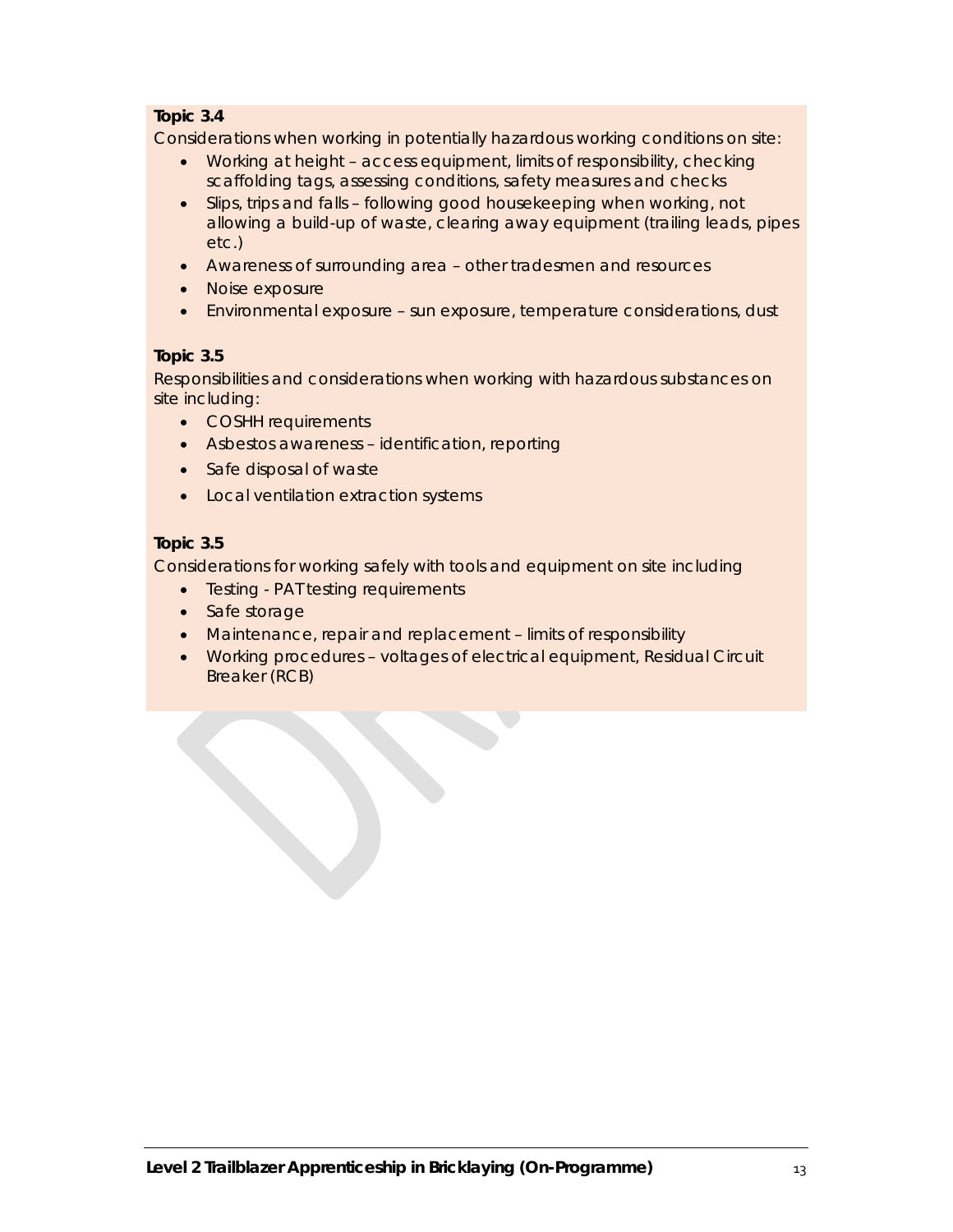**Topic 3.4**

Considerations when working in potentially hazardous working conditions on site:

- Working at height – access equipment, limits of responsibility, checking scaffolding tags, assessing conditions, safety measures and checks
- Slips, trips and falls – following good housekeeping when working, not allowing a build-up of waste, clearing away equipment (trailing leads, pipes etc.)
- Awareness of surrounding area – other tradesmen and resources
- Noise exposure
- Environmental exposure – sun exposure, temperature considerations, dust

**Topic 3.5**

Responsibilities and considerations when working with hazardous substances on site including:

- COSHH requirements
- Asbestos awareness – identification, reporting
- Safe disposal of waste
- Local ventilation extraction systems

**Topic 3.5**

Considerations for working safely with tools and equipment on site including

- Testing - PAT testing requirements
- Safe storage
- Maintenance, repair and replacement – limits of responsibility
- Working procedures – voltages of electrical equipment, Residual Circuit Breaker (RCB)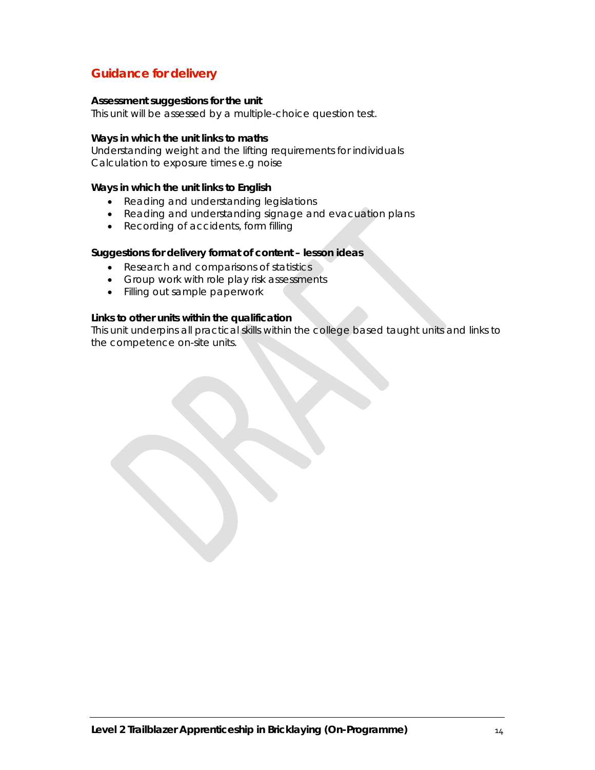## Guidance for delivery

**Assessment suggestions for the unit**
This unit will be assessed by a multiple-choice question test.

**Ways in which the unit links to maths**
Understanding weight and the lifting requirements for individuals
Calculation to exposure times e.g noise

**Ways in which the unit links to English**

- Reading and understanding legislations
- Reading and understanding signage and evacuation plans
- Recording of accidents, form filling

**Suggestions for delivery format of content – lesson ideas**

- Research and comparisons of statistics
- Group work with role play risk assessments
- Filling out sample paperwork

**Links to other units within the qualification**
This unit underpins all practical skills within the college based taught units and links to the competence on-site units.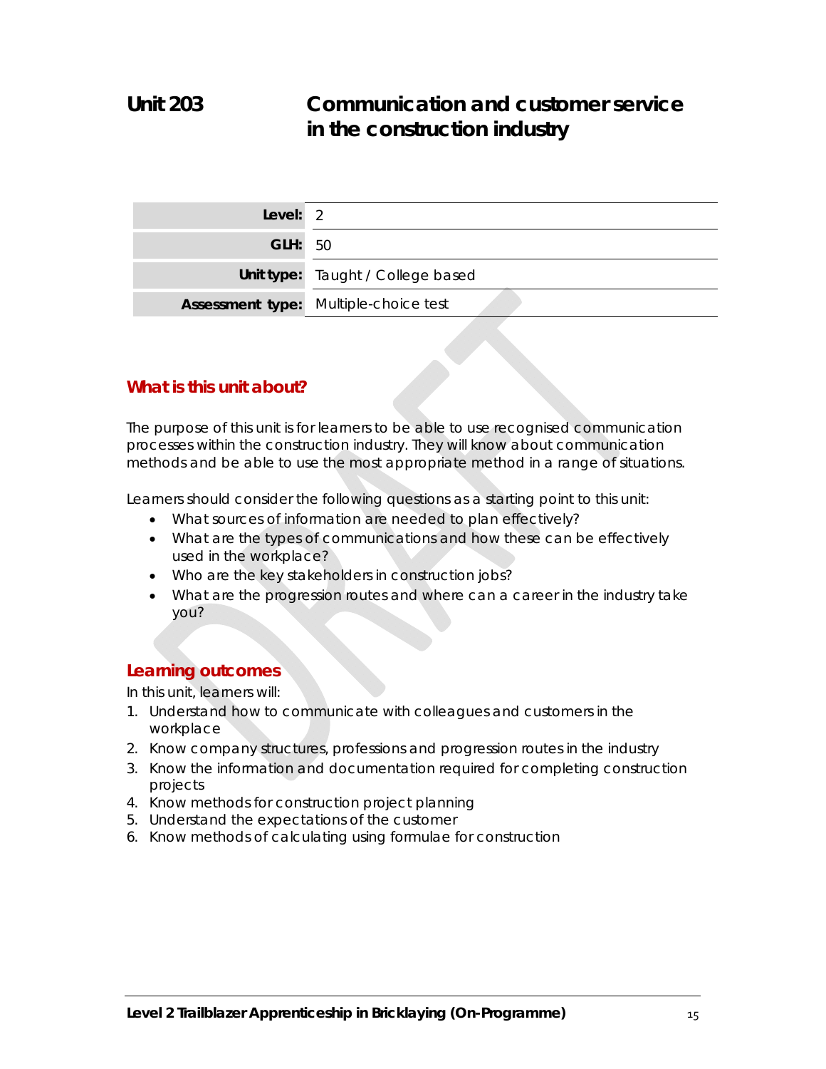# Unit 203 Communication and customer service in the construction industry

| | |
|---|---|
| **Level:** | 2 |
| **GLH:** | 50 |
| **Unit type:** | Taught / College based |
| **Assessment type:** | Multiple-choice test |

## What is this unit about?

The purpose of this unit is for learners to be able to use recognised communication processes within the construction industry. They will know about communication methods and be able to use the most appropriate method in a range of situations.

Learners should consider the following questions as a starting point to this unit:

- What sources of information are needed to plan effectively?
- What are the types of communications and how these can be effectively used in the workplace?
- Who are the key stakeholders in construction jobs?
- What are the progression routes and where can a career in the industry take you?

## Learning outcomes

In this unit, learners will:

1. Understand how to communicate with colleagues and customers in the workplace
2. Know company structures, professions and progression routes in the industry
3. Know the information and documentation required for completing construction projects
4. Know methods for construction project planning
5. Understand the expectations of the customer
6. Know methods of calculating using formulae for construction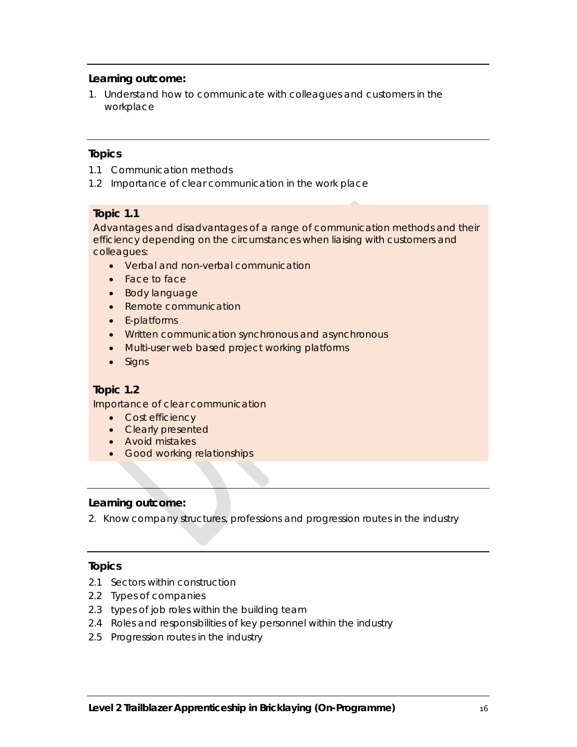**Learning outcome:**

1. Understand how to communicate with colleagues and customers in the workplace

**Topics**

1.1 Communication methods

1.2 Importance of clear communication in the work place

**Topic 1.1**

Advantages and disadvantages of a range of communication methods and their efficiency depending on the circumstances when liaising with customers and colleagues:

- Verbal and non-verbal communication
- Face to face
- Body language
- Remote communication
- E-platforms
- Written communication synchronous and asynchronous
- Multi-user web based project working platforms
- Signs

**Topic 1.2**

Importance of clear communication

- Cost efficiency
- Clearly presented
- Avoid mistakes
- Good working relationships

**Learning outcome:**

2. Know company structures, professions and progression routes in the industry

**Topics**

2.1 Sectors within construction

2.2 Types of companies

2.3 types of job roles within the building team

2.4 Roles and responsibilities of key personnel within the industry

2.5 Progression routes in the industry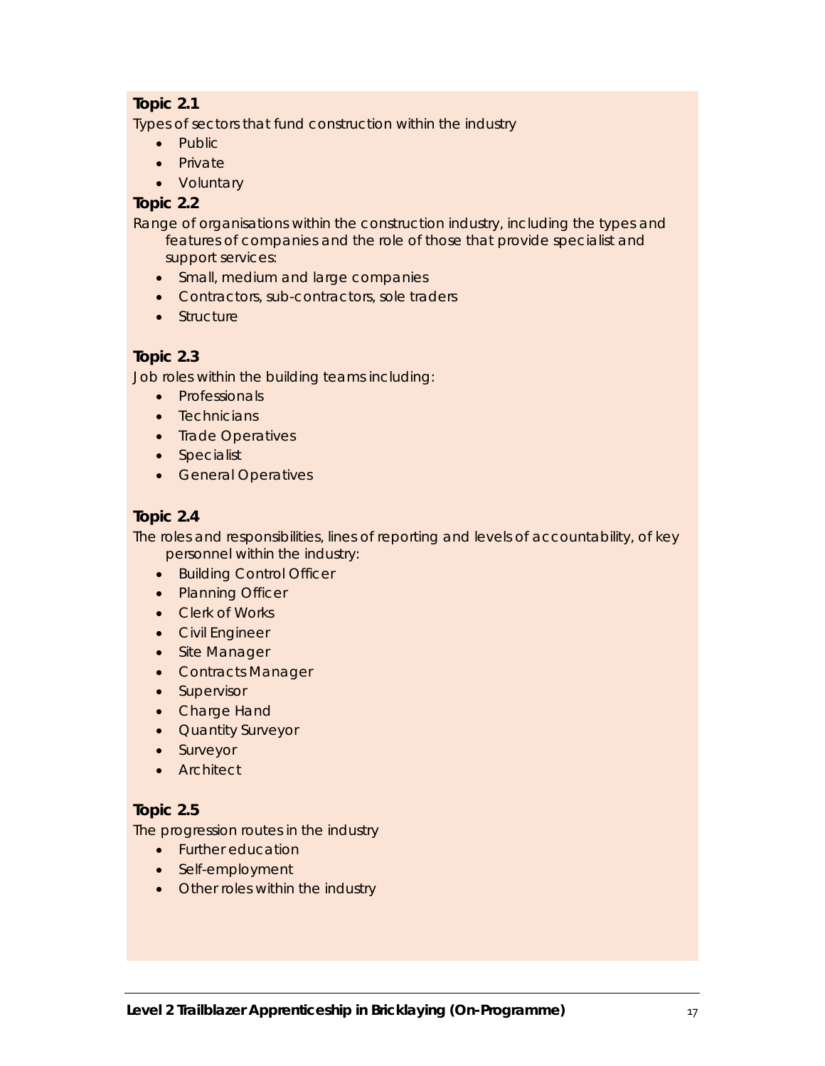**Topic 2.1**

Types of sectors that fund construction within the industry

- Public
- Private
- Voluntary

**Topic 2.2**

Range of organisations within the construction industry, including the types and features of companies and the role of those that provide specialist and support services:

- Small, medium and large companies
- Contractors, sub-contractors, sole traders
- Structure

**Topic 2.3**

Job roles within the building teams including:

- Professionals
- Technicians
- Trade Operatives
- Specialist
- General Operatives

**Topic 2.4**

The roles and responsibilities, lines of reporting and levels of accountability, of key personnel within the industry:

- Building Control Officer
- Planning Officer
- Clerk of Works
- Civil Engineer
- Site Manager
- Contracts Manager
- Supervisor
- Charge Hand
- Quantity Surveyor
- Surveyor
- Architect

**Topic 2.5**

The progression routes in the industry

- Further education
- Self-employment
- Other roles within the industry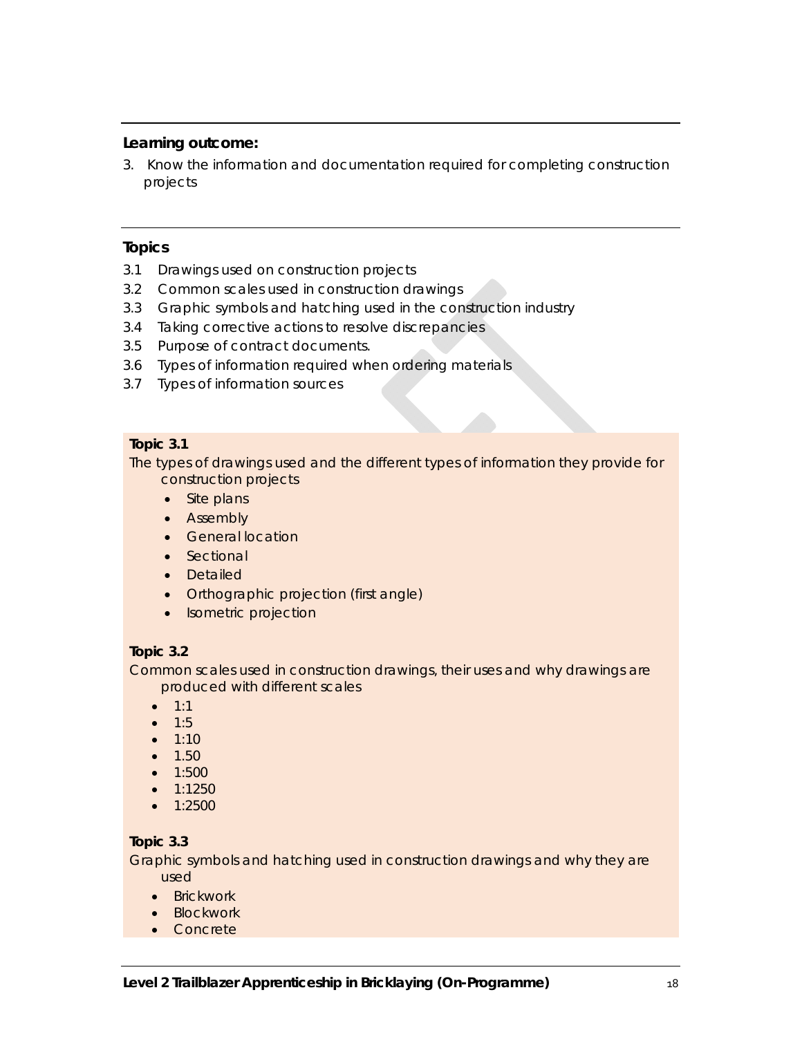**Learning outcome:**

3. Know the information and documentation required for completing construction projects

## Topics

3.1 Drawings used on construction projects
3.2 Common scales used in construction drawings
3.3 Graphic symbols and hatching used in the construction industry
3.4 Taking corrective actions to resolve discrepancies
3.5 Purpose of contract documents.
3.6 Types of information required when ordering materials
3.7 Types of information sources

**Topic 3.1**

The types of drawings used and the different types of information they provide for construction projects

- Site plans
- Assembly
- General location
- Sectional
- Detailed
- Orthographic projection (first angle)
- Isometric projection

**Topic 3.2**

Common scales used in construction drawings, their uses and why drawings are produced with different scales

- 1:1
- 1:5
- 1:10
- 1.50
- 1:500
- 1:1250
- 1:2500

**Topic 3.3**

Graphic symbols and hatching used in construction drawings and why they are used

- Brickwork
- Blockwork
- Concrete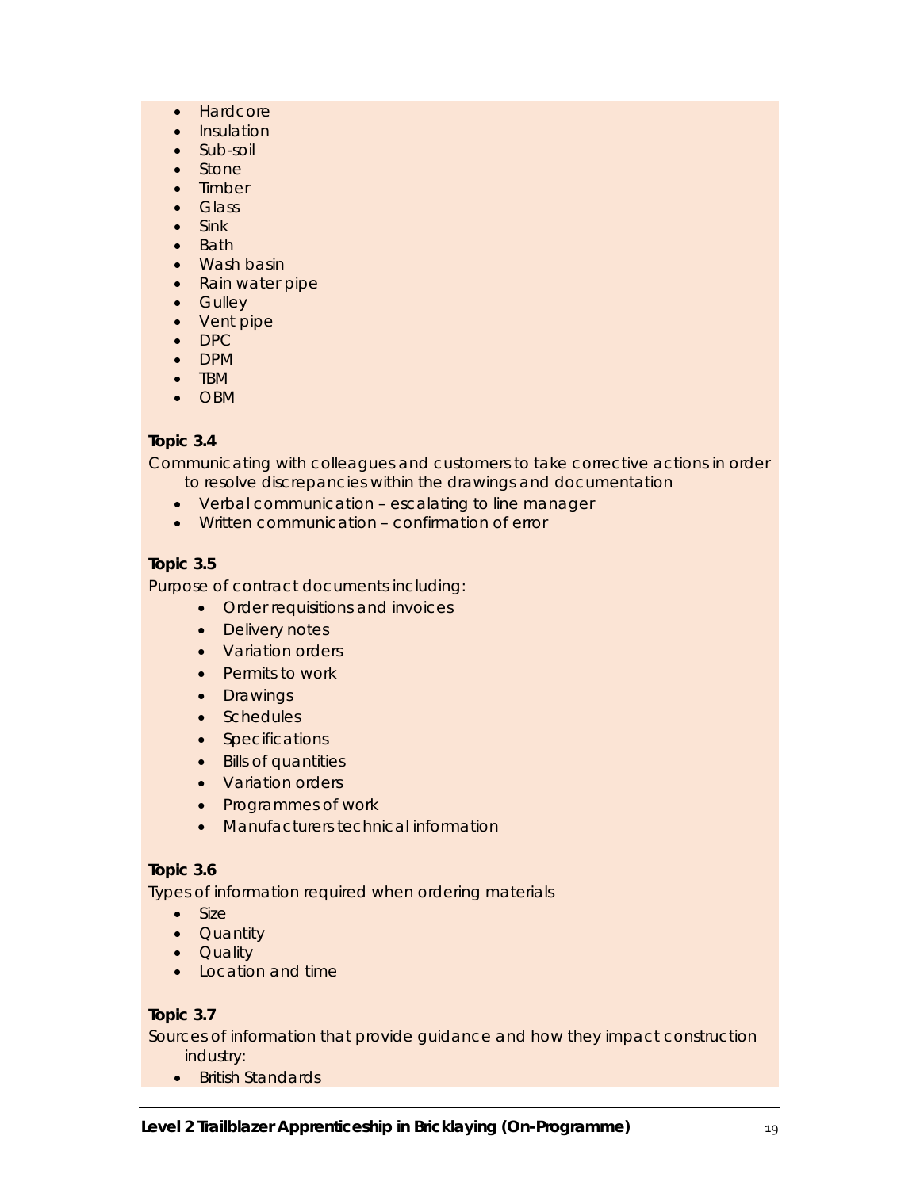- Hardcore
- Insulation
- Sub-soil
- Stone
- Timber
- Glass
- Sink
- Bath
- Wash basin
- Rain water pipe
- Gulley
- Vent pipe
- DPC
- DPM
- TBM
- OBM

**Topic 3.4**

Communicating with colleagues and customers to take corrective actions in order to resolve discrepancies within the drawings and documentation

- Verbal communication – escalating to line manager
- Written communication – confirmation of error

**Topic 3.5**

Purpose of contract documents including:

- Order requisitions and invoices
- Delivery notes
- Variation orders
- Permits to work
- Drawings
- Schedules
- Specifications
- Bills of quantities
- Variation orders
- Programmes of work
- Manufacturers technical information

**Topic 3.6**

Types of information required when ordering materials

- Size
- Quantity
- Quality
- Location and time

**Topic 3.7**

Sources of information that provide guidance and how they impact construction industry:

- British Standards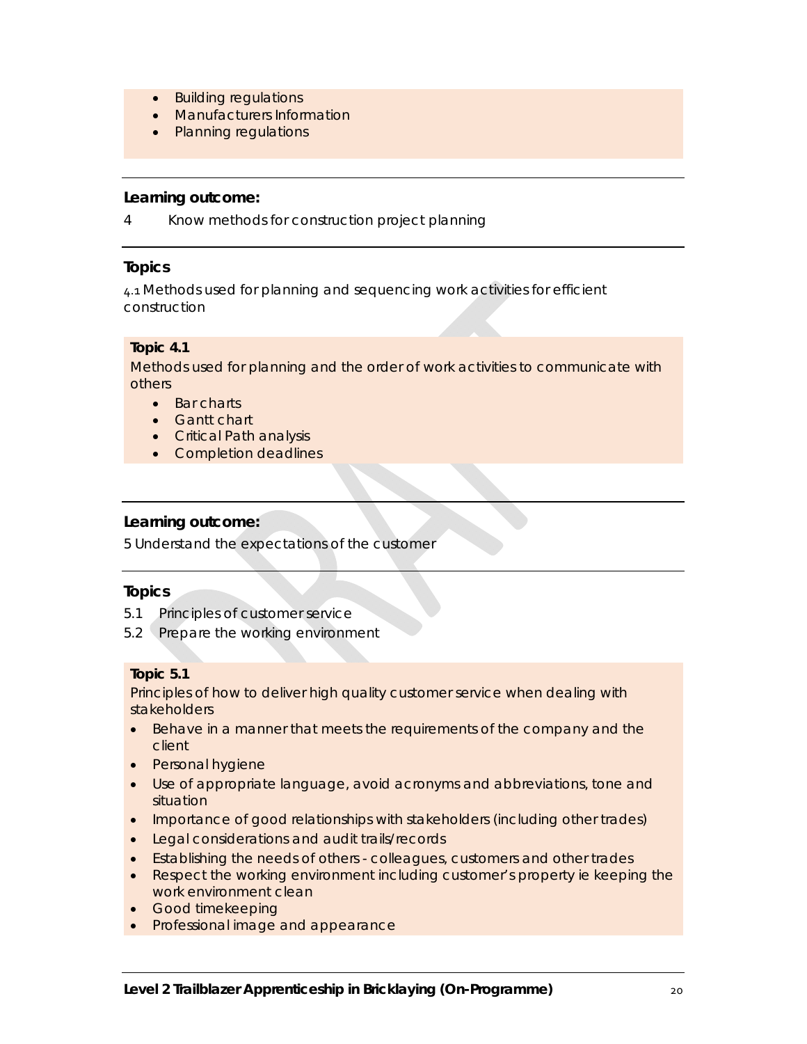- Building regulations
- Manufacturers Information
- Planning regulations

---

**Learning outcome:**

4 Know methods for construction project planning

---

### Topics

4.1 Methods used for planning and sequencing work activities for efficient construction

**Topic 4.1**

Methods used for planning and the order of work activities to communicate with others

- Bar charts
- Gantt chart
- Critical Path analysis
- Completion deadlines

---

**Learning outcome:**

5 Understand the expectations of the customer

---

### Topics

5.1 Principles of customer service

5.2 Prepare the working environment

**Topic 5.1**

Principles of how to deliver high quality customer service when dealing with stakeholders

- Behave in a manner that meets the requirements of the company and the client
- Personal hygiene
- Use of appropriate language, avoid acronyms and abbreviations, tone and situation
- Importance of good relationships with stakeholders (including other trades)
- Legal considerations and audit trails/records
- Establishing the needs of others - colleagues, customers and other trades
- Respect the working environment including customer's property ie keeping the work environment clean
- Good timekeeping
- Professional image and appearance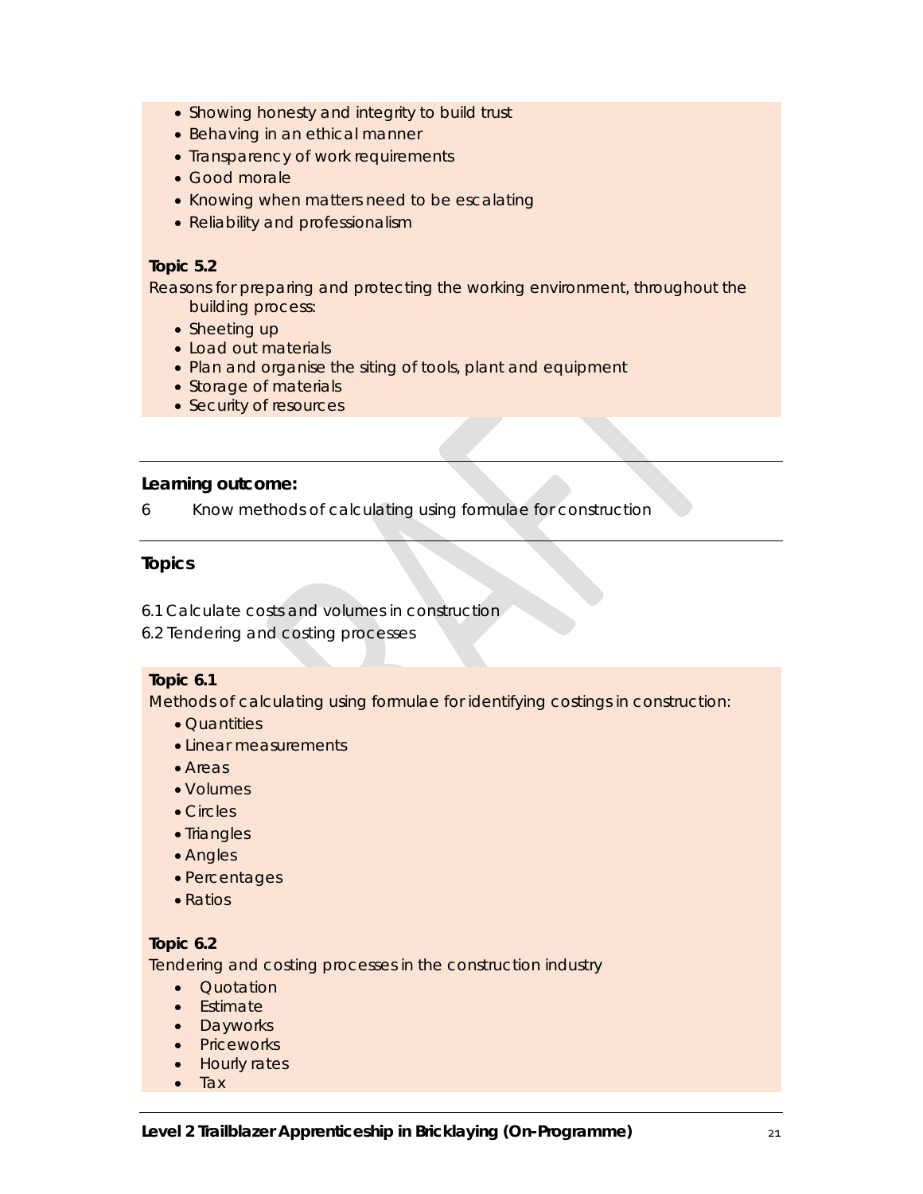- Showing honesty and integrity to build trust
- Behaving in an ethical manner
- Transparency of work requirements
- Good morale
- Knowing when matters need to be escalating
- Reliability and professionalism

**Topic 5.2**

Reasons for preparing and protecting the working environment, throughout the building process:

- Sheeting up
- Load out materials
- Plan and organise the siting of tools, plant and equipment
- Storage of materials
- Security of resources

---

**Learning outcome:**

6 Know methods of calculating using formulae for construction

---

**Topics**

6.1 Calculate costs and volumes in construction
6.2 Tendering and costing processes

**Topic 6.1**

Methods of calculating using formulae for identifying costings in construction:

- Quantities
- Linear measurements
- Areas
- Volumes
- Circles
- Triangles
- Angles
- Percentages
- Ratios

**Topic 6.2**

Tendering and costing processes in the construction industry

- Quotation
- Estimate
- Dayworks
- Priceworks
- Hourly rates
- Tax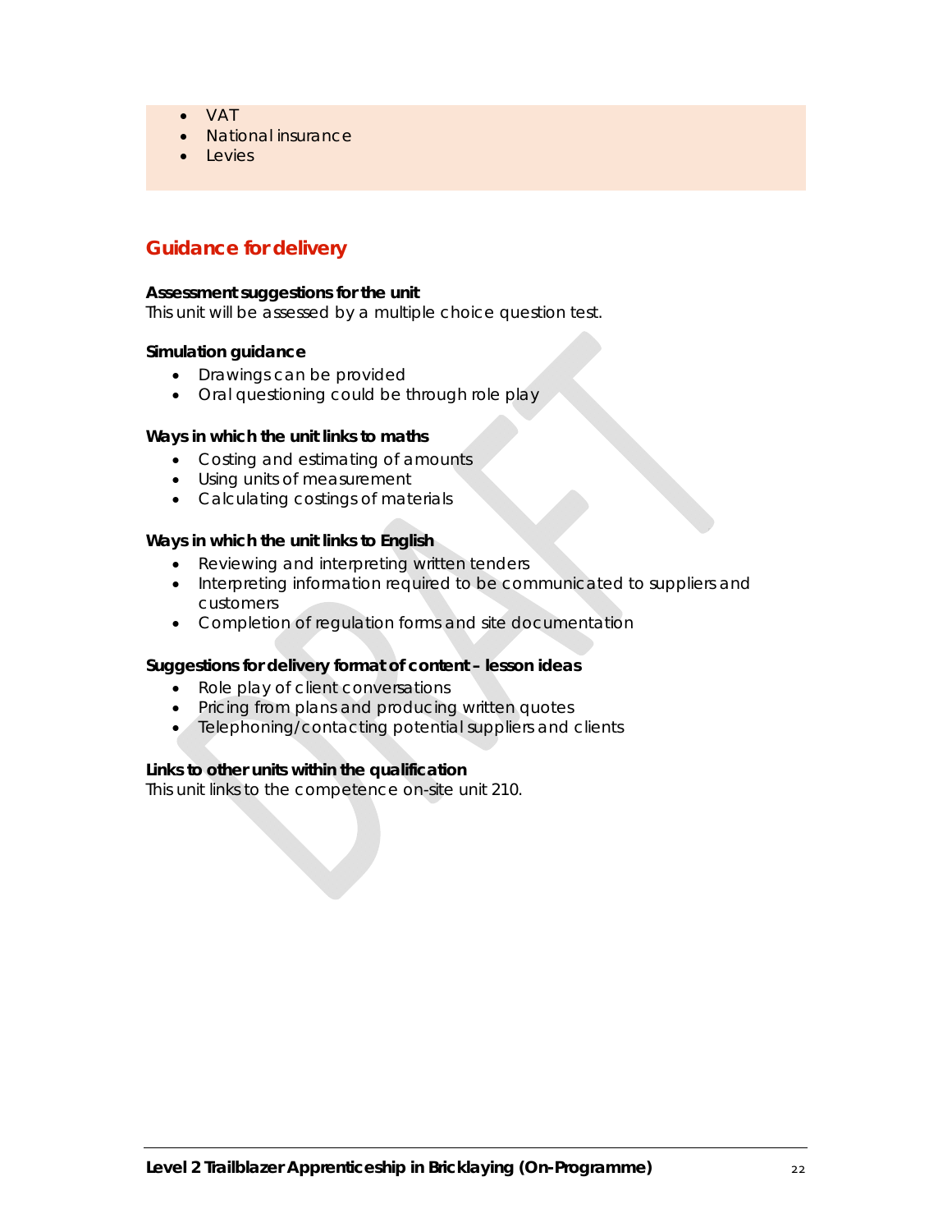- VAT
- National insurance
- Levies

## Guidance for delivery

**Assessment suggestions for the unit**
This unit will be assessed by a multiple choice question test.

**Simulation guidance**

- Drawings can be provided
- Oral questioning could be through role play

**Ways in which the unit links to maths**

- Costing and estimating of amounts
- Using units of measurement
- Calculating costings of materials

**Ways in which the unit links to English**

- Reviewing and interpreting written tenders
- Interpreting information required to be communicated to suppliers and customers
- Completion of regulation forms and site documentation

**Suggestions for delivery format of content – lesson ideas**

- Role play of client conversations
- Pricing from plans and producing written quotes
- Telephoning/contacting potential suppliers and clients

**Links to other units within the qualification**
This unit links to the competence on-site unit 210.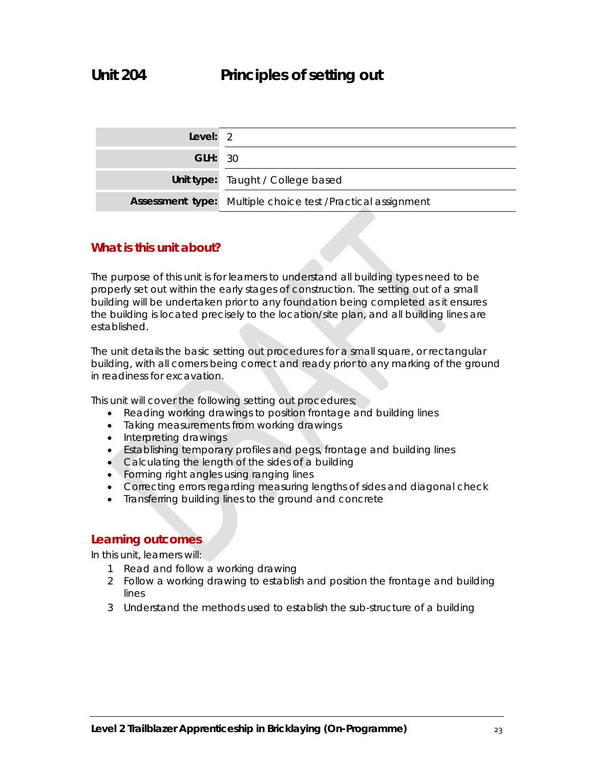# Unit 204 Principles of setting out

| | |
|---|---|
| **Level:** | 2 |
| **GLH:** | 30 |
| **Unit type:** | Taught / College based |
| **Assessment type:** | Multiple choice test /Practical assignment |

## What is this unit about?

The purpose of this unit is for learners to understand all building types need to be properly set out within the early stages of construction. The setting out of a small building will be undertaken prior to any foundation being completed as it ensures the building is located precisely to the location/site plan, and all building lines are established.

The unit details the basic setting out procedures for a small square, or rectangular building, with all corners being correct and ready prior to any marking of the ground in readiness for excavation.

This unit will cover the following setting out procedures;

- Reading working drawings to position frontage and building lines
- Taking measurements from working drawings
- Interpreting drawings
- Establishing temporary profiles and pegs, frontage and building lines
- Calculating the length of the sides of a building
- Forming right angles using ranging lines
- Correcting errors regarding measuring lengths of sides and diagonal check
- Transferring building lines to the ground and concrete

## Learning outcomes

In this unit, learners will:

1. Read and follow a working drawing
2. Follow a working drawing to establish and position the frontage and building lines
3. Understand the methods used to establish the sub-structure of a building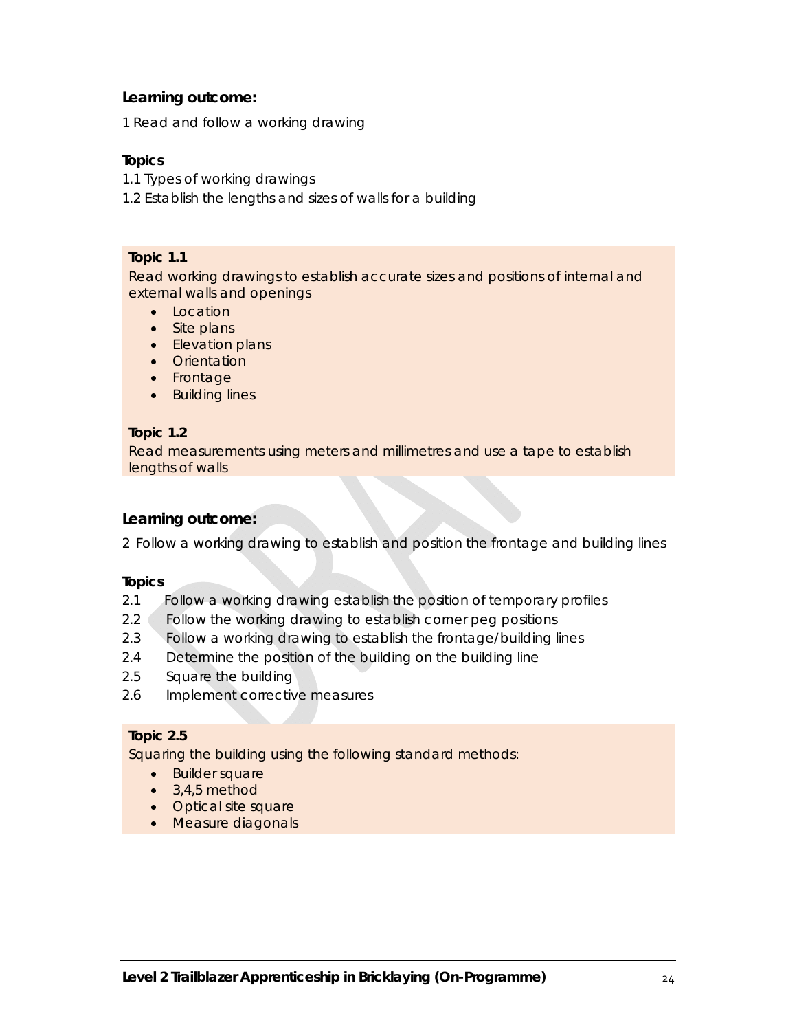**Learning outcome:**

1 Read and follow a working drawing

**Topics**

1.1 Types of working drawings
1.2 Establish the lengths and sizes of walls for a building

**Topic 1.1**

Read working drawings to establish accurate sizes and positions of internal and external walls and openings

- Location
- Site plans
- Elevation plans
- Orientation
- Frontage
- Building lines

**Topic 1.2**

Read measurements using meters and millimetres and use a tape to establish lengths of walls

**Learning outcome:**

2 Follow a working drawing to establish and position the frontage and building lines

**Topics**

2.1 Follow a working drawing establish the position of temporary profiles
2.2 Follow the working drawing to establish corner peg positions
2.3 Follow a working drawing to establish the frontage/building lines
2.4 Determine the position of the building on the building line
2.5 Square the building
2.6 Implement corrective measures

**Topic 2.5**

Squaring the building using the following standard methods:

- Builder square
- 3,4,5 method
- Optical site square
- Measure diagonals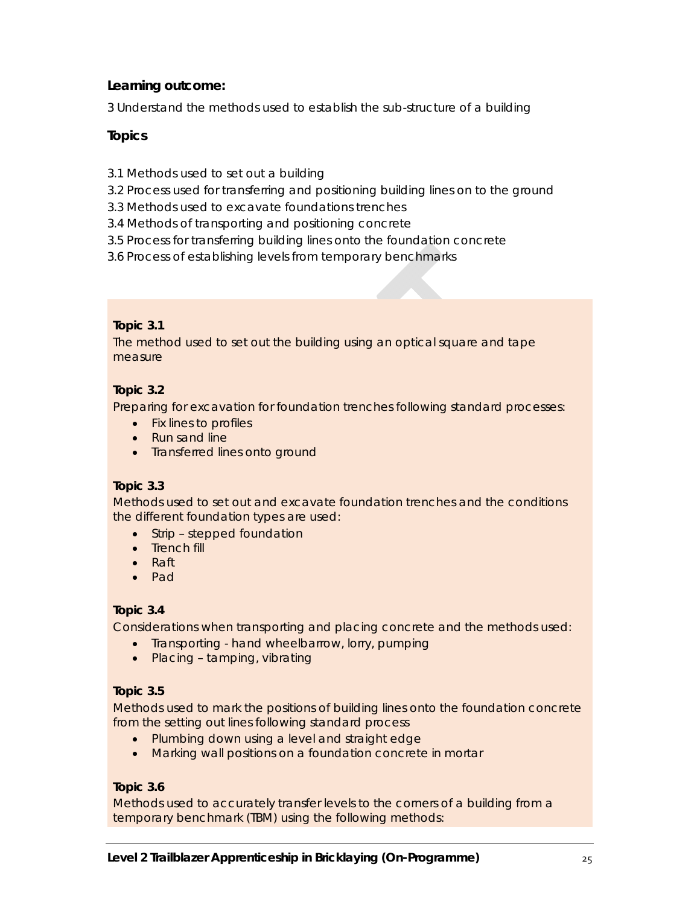**Learning outcome:**

3 Understand the methods used to establish the sub-structure of a building

**Topics**

3.1 Methods used to set out a building
3.2 Process used for transferring and positioning building lines on to the ground
3.3 Methods used to excavate foundations trenches
3.4 Methods of transporting and positioning concrete
3.5 Process for transferring building lines onto the foundation concrete
3.6 Process of establishing levels from temporary benchmarks

**Topic 3.1**

The method used to set out the building using an optical square and tape measure

**Topic 3.2**

Preparing for excavation for foundation trenches following standard processes:

- Fix lines to profiles
- Run sand line
- Transferred lines onto ground

**Topic 3.3**

Methods used to set out and excavate foundation trenches and the conditions the different foundation types are used:

- Strip – stepped foundation
- Trench fill
- Raft
- Pad

**Topic 3.4**

Considerations when transporting and placing concrete and the methods used:

- Transporting - hand wheelbarrow, lorry, pumping
- Placing – tamping, vibrating

**Topic 3.5**

Methods used to mark the positions of building lines onto the foundation concrete from the setting out lines following standard process

- Plumbing down using a level and straight edge
- Marking wall positions on a foundation concrete in mortar

**Topic 3.6**

Methods used to accurately transfer levels to the corners of a building from a temporary benchmark (TBM) using the following methods: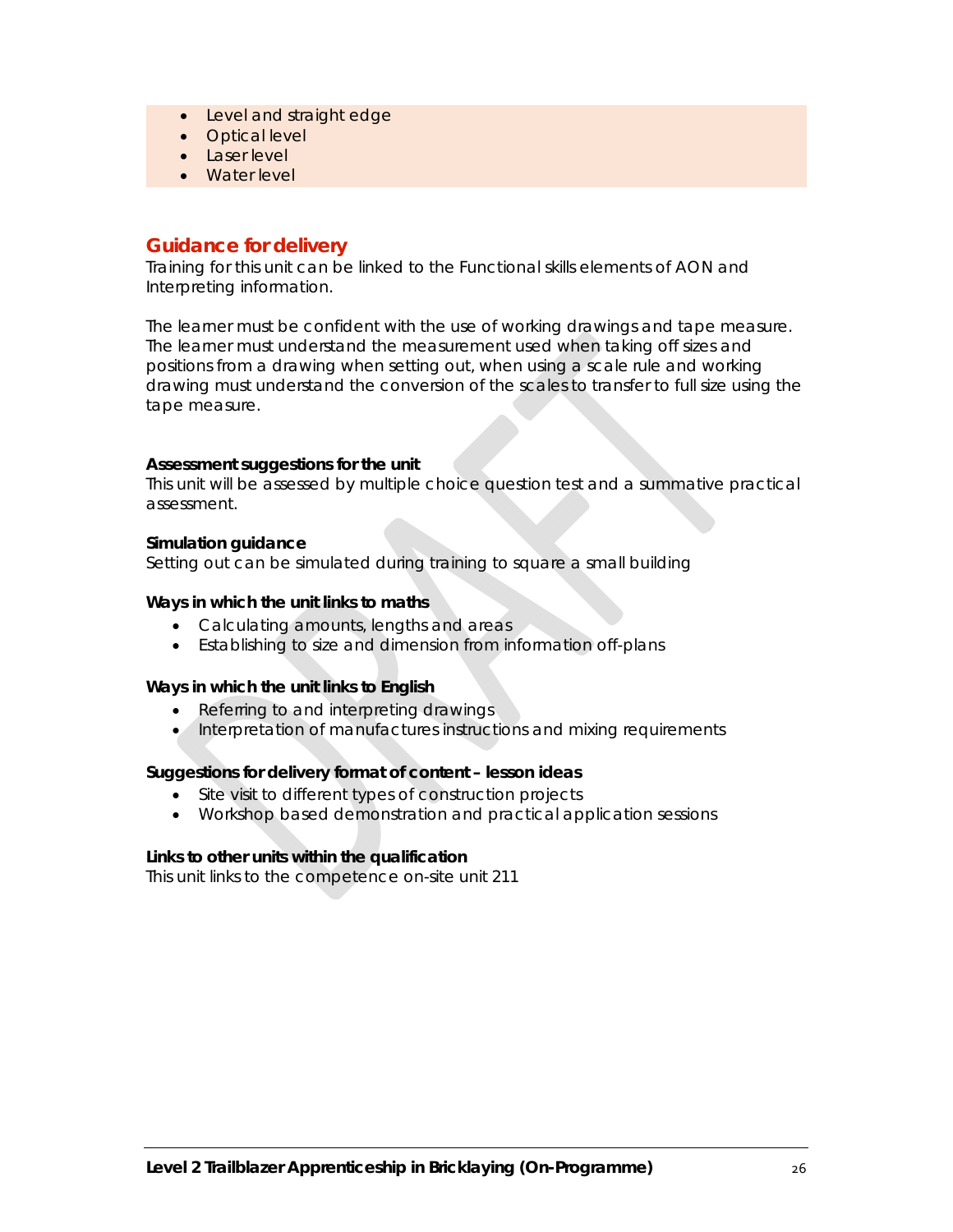- Level and straight edge
- Optical level
- Laser level
- Water level

## Guidance for delivery

Training for this unit can be linked to the Functional skills elements of AON and Interpreting information.

The learner must be confident with the use of working drawings and tape measure. The learner must understand the measurement used when taking off sizes and positions from a drawing when setting out, when using a scale rule and working drawing must understand the conversion of the scales to transfer to full size using the tape measure.

**Assessment suggestions for the unit**

This unit will be assessed by multiple choice question test and a summative practical assessment.

**Simulation guidance**

Setting out can be simulated during training to square a small building

**Ways in which the unit links to maths**

- Calculating amounts, lengths and areas
- Establishing to size and dimension from information off-plans

**Ways in which the unit links to English**

- Referring to and interpreting drawings
- Interpretation of manufactures instructions and mixing requirements

**Suggestions for delivery format of content – lesson ideas**

- Site visit to different types of construction projects
- Workshop based demonstration and practical application sessions

**Links to other units within the qualification**

This unit links to the competence on-site unit 211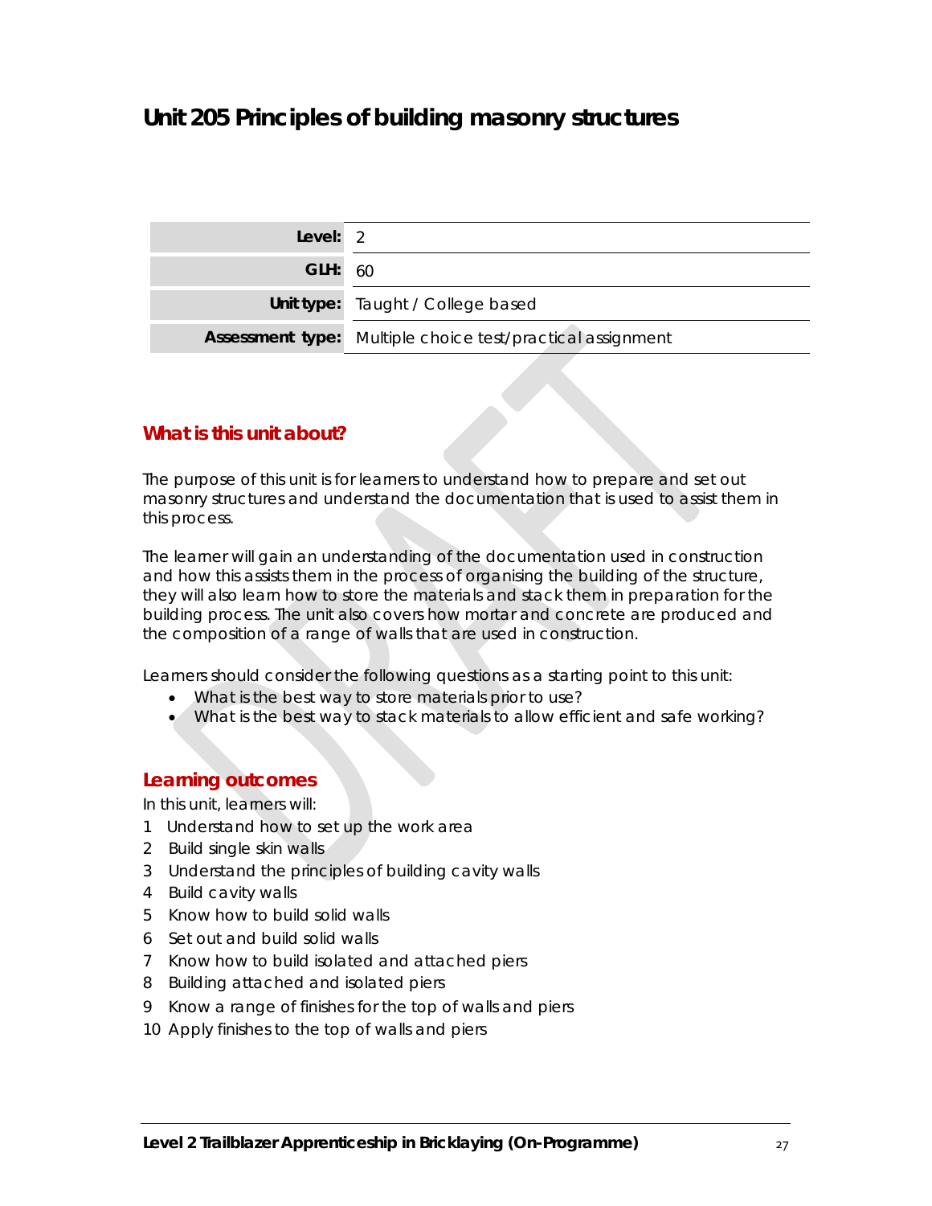# Unit 205 Principles of building masonry structures

| | |
|---|---|
| **Level:** | 2 |
| **GLH:** | 60 |
| **Unit type:** | Taught / College based |
| **Assessment type:** | Multiple choice test/practical assignment |

## What is this unit about?

The purpose of this unit is for learners to understand how to prepare and set out masonry structures and understand the documentation that is used to assist them in this process.

The learner will gain an understanding of the documentation used in construction and how this assists them in the process of organising the building of the structure, they will also learn how to store the materials and stack them in preparation for the building process. The unit also covers how mortar and concrete are produced and the composition of a range of walls that are used in construction.

Learners should consider the following questions as a starting point to this unit:

- What is the best way to store materials prior to use?
- What is the best way to stack materials to allow efficient and safe working?

## Learning outcomes

In this unit, learners will:

1. Understand how to set up the work area
2. Build single skin walls
3. Understand the principles of building cavity walls
4. Build cavity walls
5. Know how to build solid walls
6. Set out and build solid walls
7. Know how to build isolated and attached piers
8. Building attached and isolated piers
9. Know a range of finishes for the top of walls and piers
10. Apply finishes to the top of walls and piers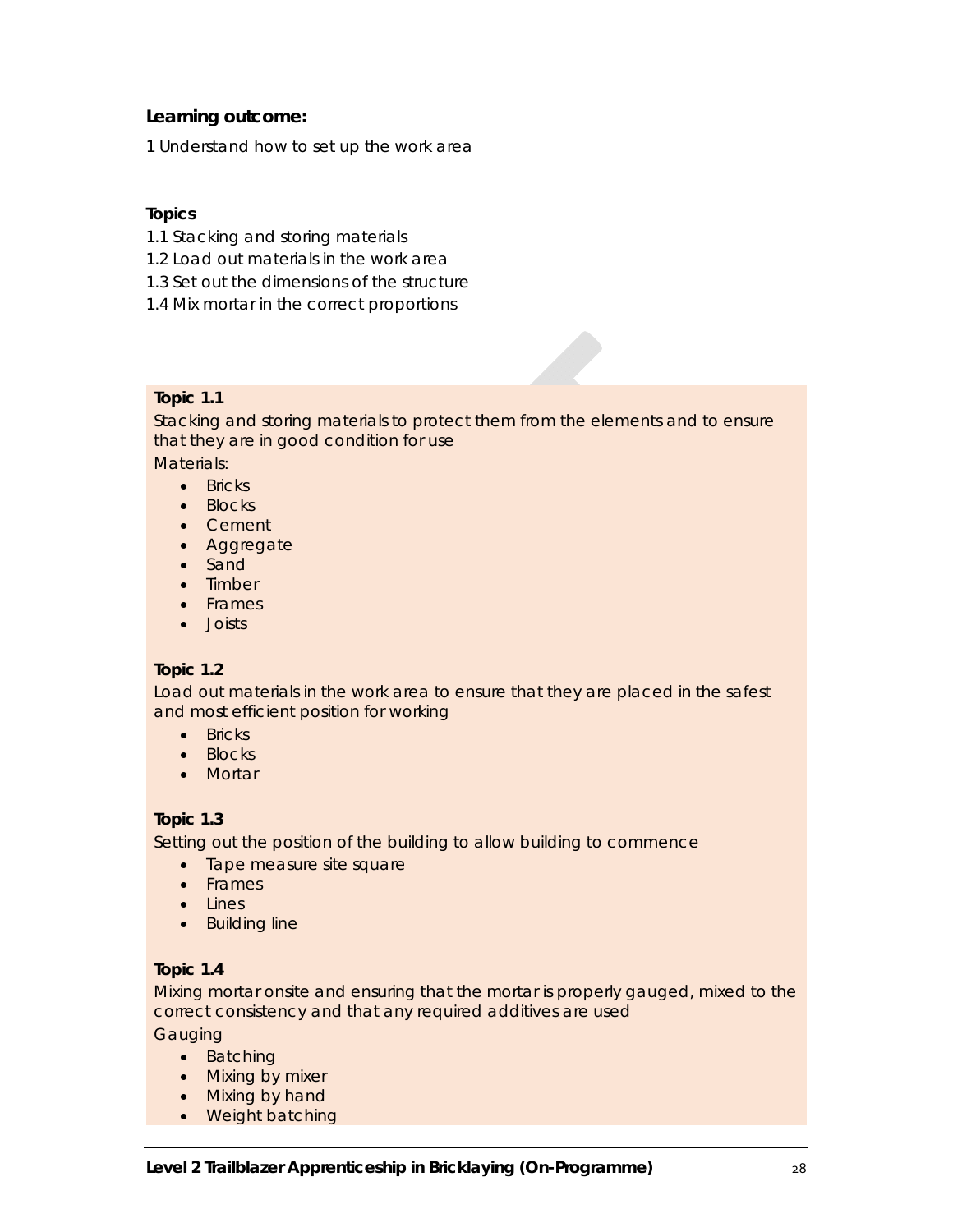**Learning outcome:**

1 Understand how to set up the work area

**Topics**

1.1 Stacking and storing materials
1.2 Load out materials in the work area
1.3 Set out the dimensions of the structure
1.4 Mix mortar in the correct proportions

**Topic 1.1**

Stacking and storing materials to protect them from the elements and to ensure that they are in good condition for use

Materials:

- Bricks
- Blocks
- Cement
- Aggregate
- Sand
- Timber
- Frames
- Joists

**Topic 1.2**

Load out materials in the work area to ensure that they are placed in the safest and most efficient position for working

- Bricks
- Blocks
- Mortar

**Topic 1.3**

Setting out the position of the building to allow building to commence

- Tape measure site square
- Frames
- Lines
- Building line

**Topic 1.4**

Mixing mortar onsite and ensuring that the mortar is properly gauged, mixed to the correct consistency and that any required additives are used

Gauging

- Batching
- Mixing by mixer
- Mixing by hand
- Weight batching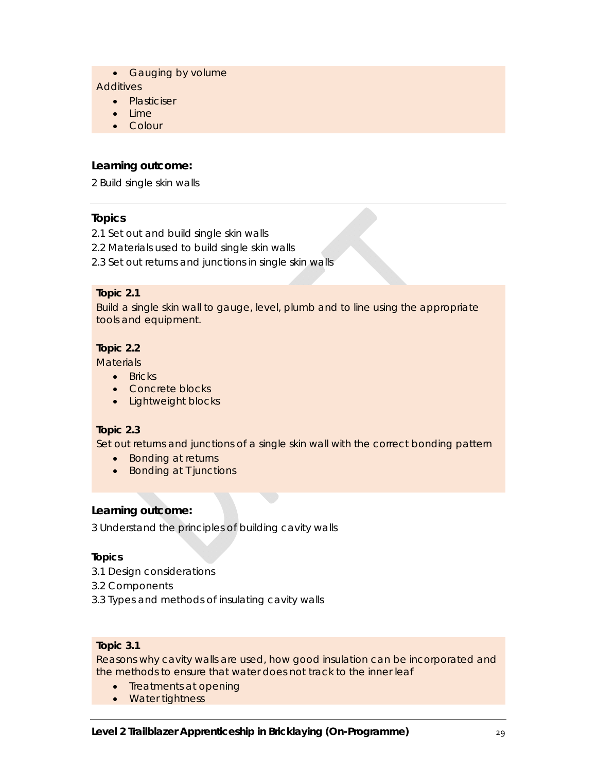- Gauging by volume

Additives

- Plasticiser
- Lime
- Colour

**Learning outcome:**

2 Build single skin walls

---

**Topics**

2.1 Set out and build single skin walls

2.2 Materials used to build single skin walls

2.3 Set out returns and junctions in single skin walls

**Topic 2.1**

Build a single skin wall to gauge, level, plumb and to line using the appropriate tools and equipment.

**Topic 2.2**

Materials

- Bricks
- Concrete blocks
- Lightweight blocks

**Topic 2.3**

Set out returns and junctions of a single skin wall with the correct bonding pattern

- Bonding at returns
- Bonding at T junctions

**Learning outcome:**

3 Understand the principles of building cavity walls

**Topics**

3.1 Design considerations

3.2 Components

3.3 Types and methods of insulating cavity walls

**Topic 3.1**

Reasons why cavity walls are used, how good insulation can be incorporated and the methods to ensure that water does not track to the inner leaf

- Treatments at opening
- Water tightness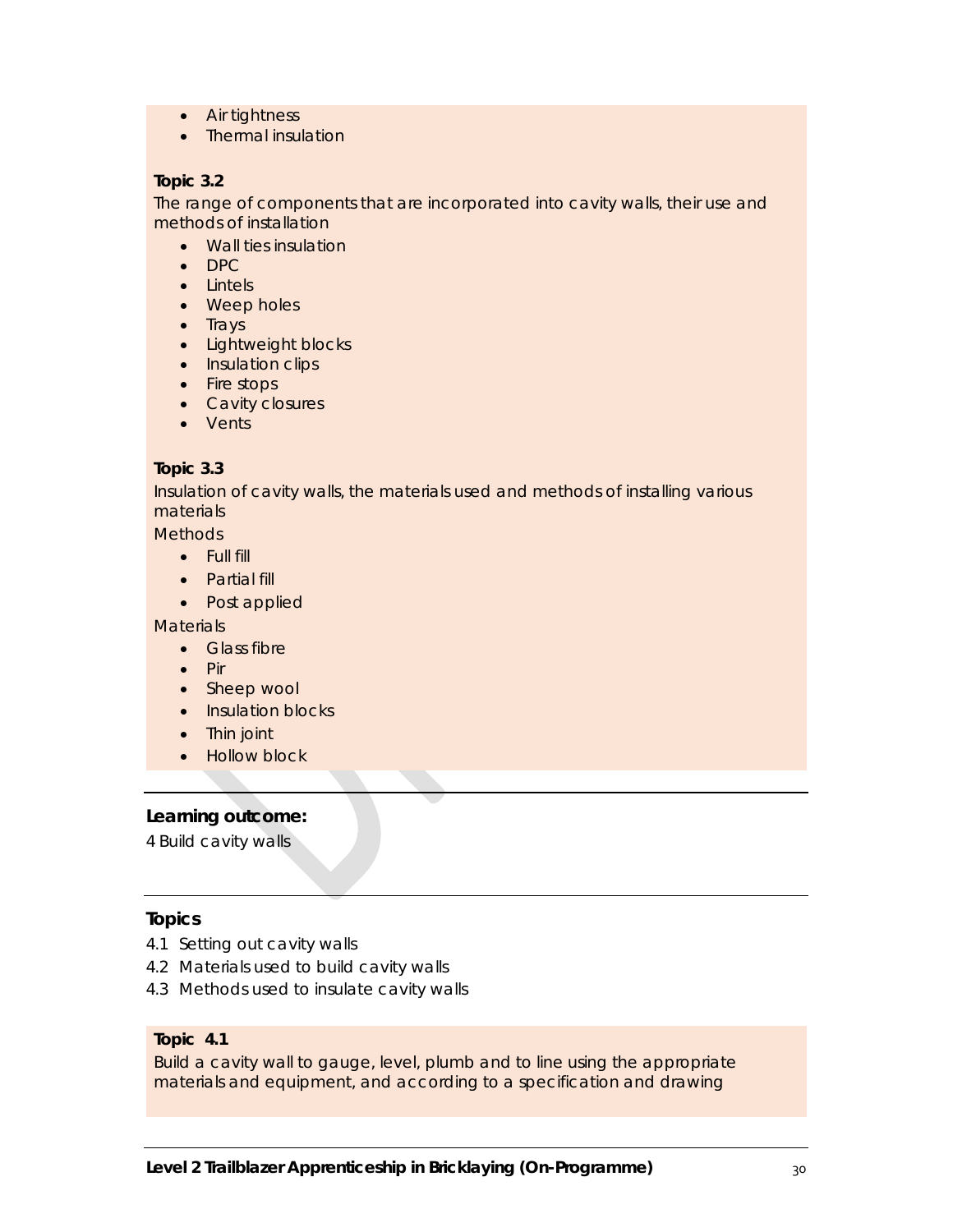- Air tightness
- Thermal insulation

**Topic 3.2**

The range of components that are incorporated into cavity walls, their use and methods of installation

- Wall ties insulation
- DPC
- Lintels
- Weep holes
- Trays
- Lightweight blocks
- Insulation clips
- Fire stops
- Cavity closures
- Vents

**Topic 3.3**

Insulation of cavity walls, the materials used and methods of installing various materials

Methods

- Full fill
- Partial fill
- Post applied

Materials

- Glass fibre
- Pir
- Sheep wool
- Insulation blocks
- Thin joint
- Hollow block

---

**Learning outcome:**

4 Build cavity walls

---

**Topics**

4.1 Setting out cavity walls
4.2 Materials used to build cavity walls
4.3 Methods used to insulate cavity walls

**Topic 4.1**

Build a cavity wall to gauge, level, plumb and to line using the appropriate materials and equipment, and according to a specification and drawing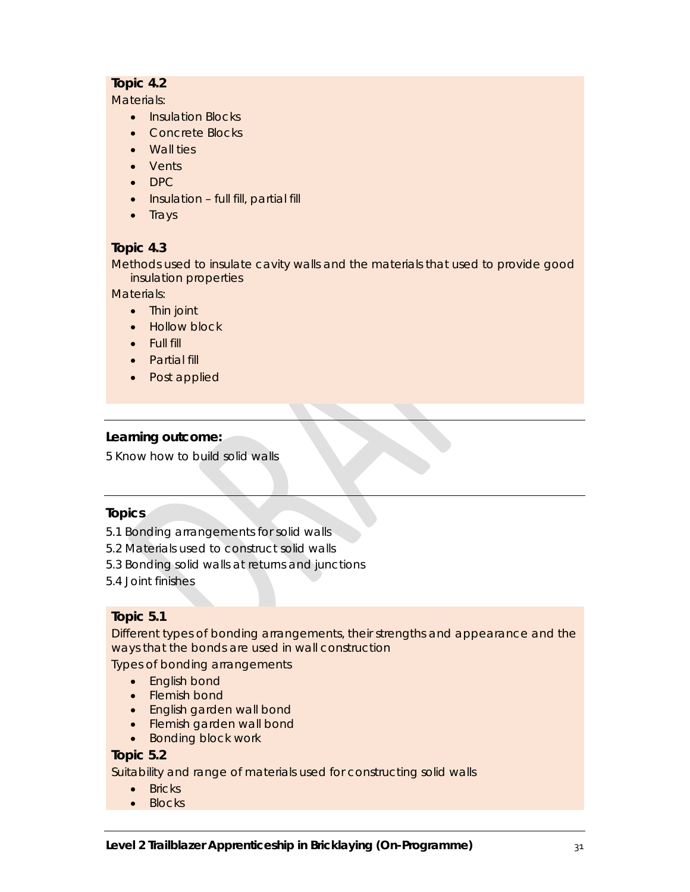**Topic 4.2**

Materials:

- Insulation Blocks
- Concrete Blocks
- Wall ties
- Vents
- DPC
- Insulation – full fill, partial fill
- Trays

**Topic 4.3**

Methods used to insulate cavity walls and the materials that used to provide good insulation properties

Materials:

- Thin joint
- Hollow block
- Full fill
- Partial fill
- Post applied

**Learning outcome:**

5 Know how to build solid walls

**Topics**

5.1 Bonding arrangements for solid walls

5.2 Materials used to construct solid walls

5.3 Bonding solid walls at returns and junctions

5.4 Joint finishes

**Topic 5.1**

Different types of bonding arrangements, their strengths and appearance and the ways that the bonds are used in wall construction

Types of bonding arrangements

- English bond
- Flemish bond
- English garden wall bond
- Flemish garden wall bond
- Bonding block work

**Topic 5.2**

Suitability and range of materials used for constructing solid walls

- Bricks
- Blocks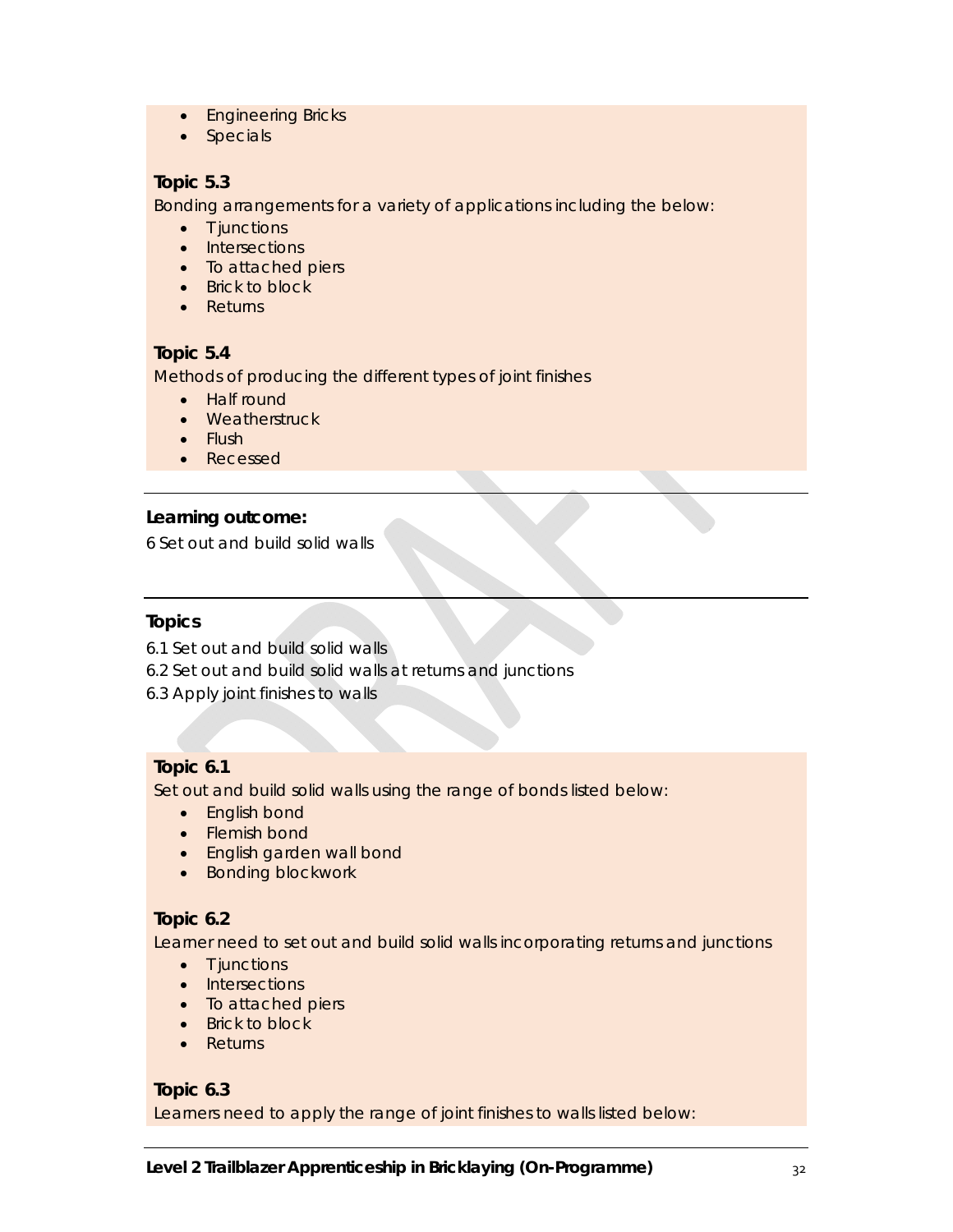- Engineering Bricks
- Specials

**Topic 5.3**

Bonding arrangements for a variety of applications including the below:

- T junctions
- Intersections
- To attached piers
- Brick to block
- Returns

**Topic 5.4**

Methods of producing the different types of joint finishes

- Half round
- Weatherstruck
- Flush
- Recessed

**Learning outcome:**

6 Set out and build solid walls

**Topics**

6.1 Set out and build solid walls

6.2 Set out and build solid walls at returns and junctions

6.3 Apply joint finishes to walls

**Topic 6.1**

Set out and build solid walls using the range of bonds listed below:

- English bond
- Flemish bond
- English garden wall bond
- Bonding blockwork

**Topic 6.2**

Learner need to set out and build solid walls incorporating returns and junctions

- T junctions
- Intersections
- To attached piers
- Brick to block
- Returns

**Topic 6.3**

Learners need to apply the range of joint finishes to walls listed below: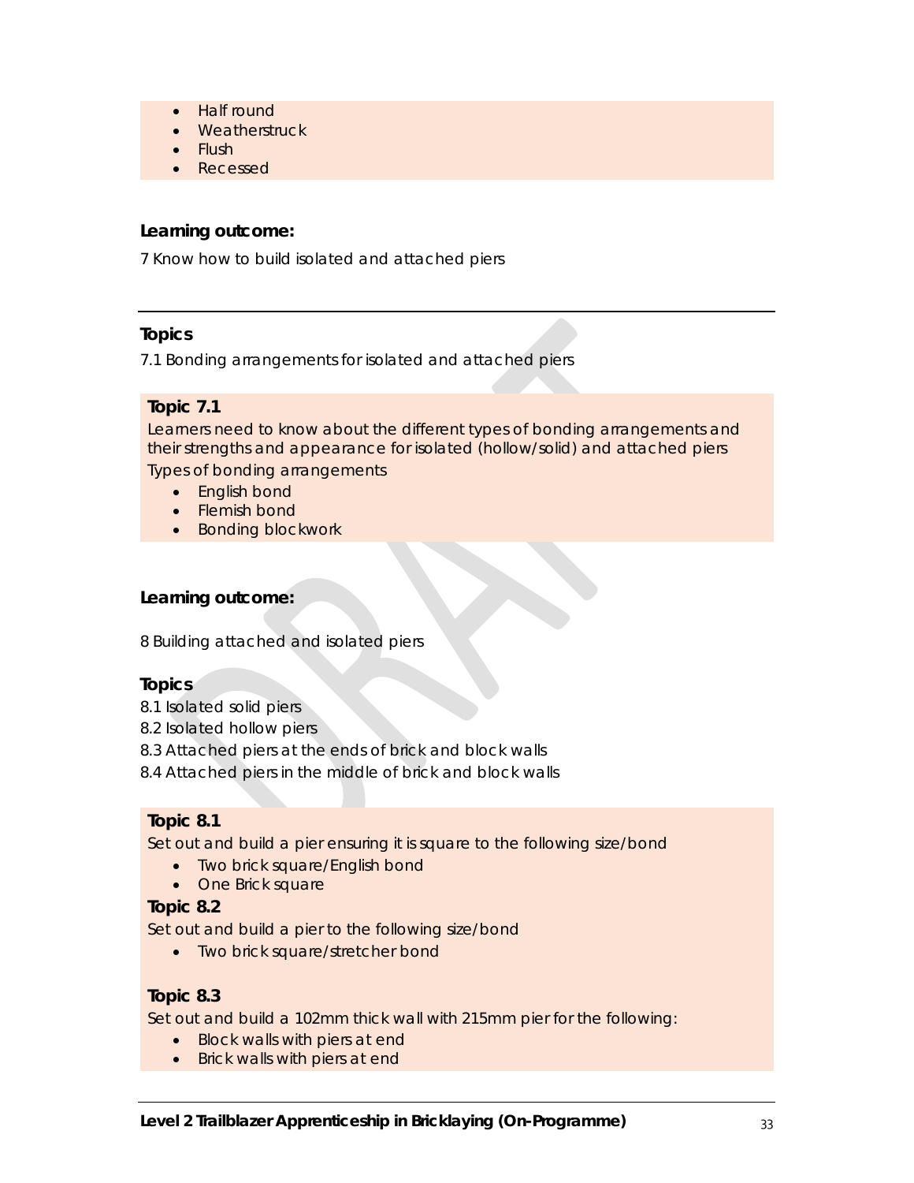- Half round
- Weatherstruck
- Flush
- Recessed

**Learning outcome:**

7 Know how to build isolated and attached piers

**Topics**

7.1 Bonding arrangements for isolated and attached piers

**Topic 7.1**

Learners need to know about the different types of bonding arrangements and their strengths and appearance for isolated (hollow/solid) and attached piers

Types of bonding arrangements

- English bond
- Flemish bond
- Bonding blockwork

**Learning outcome:**

8 Building attached and isolated piers

**Topics**

8.1 Isolated solid piers
8.2 Isolated hollow piers
8.3 Attached piers at the ends of brick and block walls
8.4 Attached piers in the middle of brick and block walls

**Topic 8.1**

Set out and build a pier ensuring it is square to the following size/bond

- Two brick square/English bond
- One Brick square

**Topic 8.2**

Set out and build a pier to the following size/bond

- Two brick square/stretcher bond

**Topic 8.3**

Set out and build a 102mm thick wall with 215mm pier for the following:

- Block walls with piers at end
- Brick walls with piers at end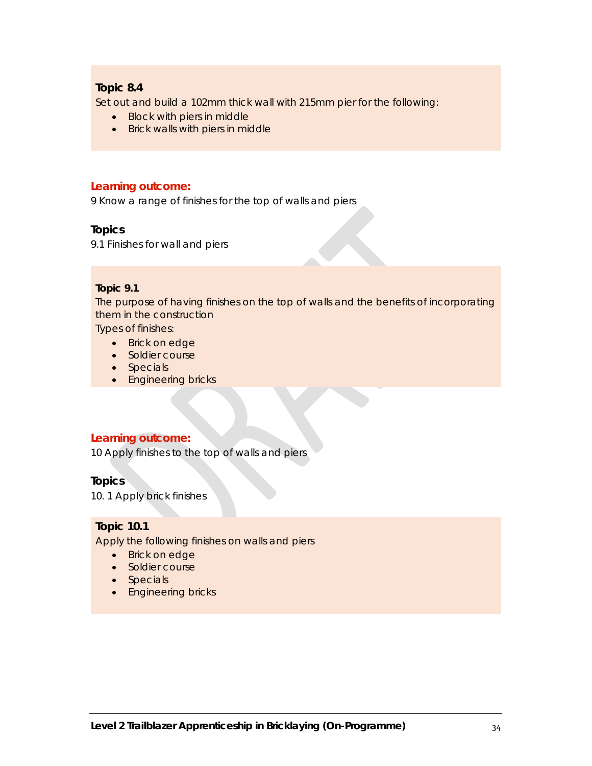**Topic 8.4**

Set out and build a 102mm thick wall with 215mm pier for the following:

- Block with piers in middle
- Brick walls with piers in middle

**Learning outcome:**

9 Know a range of finishes for the top of walls and piers

**Topics**

9.1 Finishes for wall and piers

**Topic 9.1**

The purpose of having finishes on the top of walls and the benefits of incorporating them in the construction

Types of finishes:

- Brick on edge
- Soldier course
- Specials
- Engineering bricks

**Learning outcome:**

10 Apply finishes to the top of walls and piers

**Topics**

10. 1 Apply brick finishes

**Topic 10.1**

Apply the following finishes on walls and piers

- Brick on edge
- Soldier course
- Specials
- Engineering bricks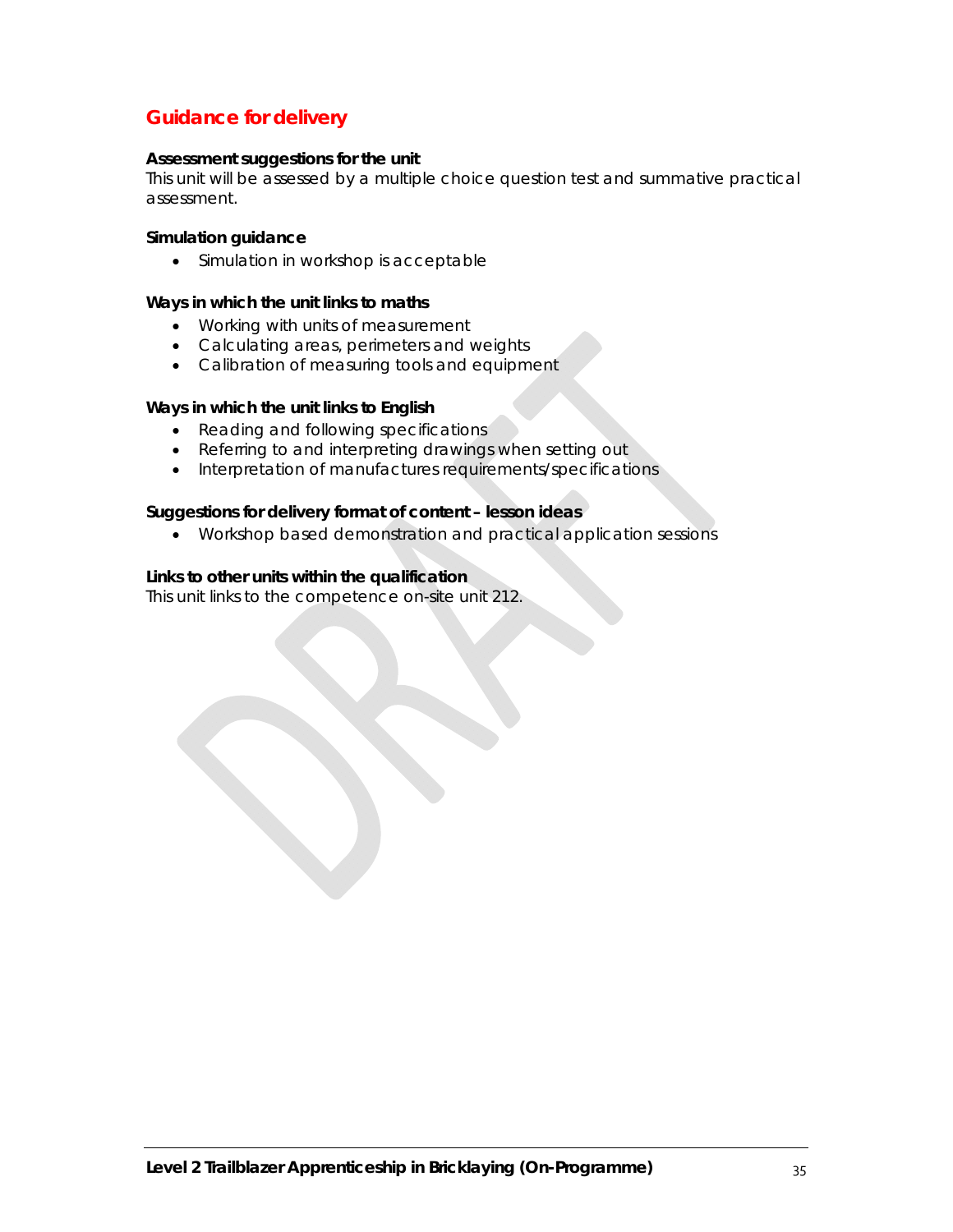## Guidance for delivery

**Assessment suggestions for the unit**
This unit will be assessed by a multiple choice question test and summative practical assessment.

**Simulation guidance**

- Simulation in workshop is acceptable

**Ways in which the unit links to maths**

- Working with units of measurement
- Calculating areas, perimeters and weights
- Calibration of measuring tools and equipment

**Ways in which the unit links to English**

- Reading and following specifications
- Referring to and interpreting drawings when setting out
- Interpretation of manufactures requirements/specifications

**Suggestions for delivery format of content – lesson ideas**

- Workshop based demonstration and practical application sessions

**Links to other units within the qualification**
This unit links to the competence on-site unit 212.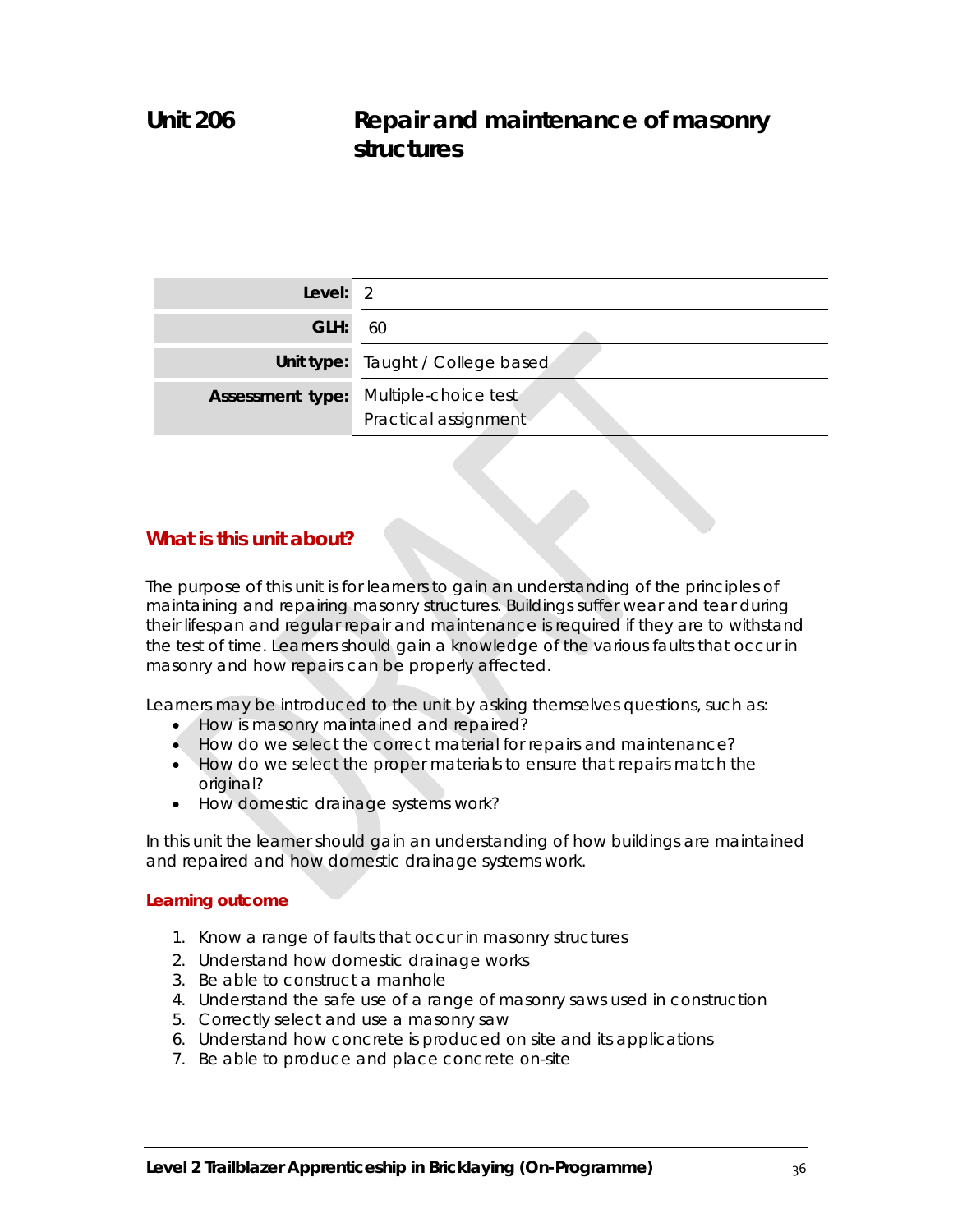# Unit 206 Repair and maintenance of masonry structures

| Level: | 2 |
|---|---|
| GLH: | 60 |
| Unit type: | Taught / College based |
| Assessment type: | Multiple-choice test<br>Practical assignment |

## What is this unit about?

The purpose of this unit is for learners to gain an understanding of the principles of maintaining and repairing masonry structures. Buildings suffer wear and tear during their lifespan and regular repair and maintenance is required if they are to withstand the test of time. Learners should gain a knowledge of the various faults that occur in masonry and how repairs can be properly affected.

Learners may be introduced to the unit by asking themselves questions, such as:

- How is masonry maintained and repaired?
- How do we select the correct material for repairs and maintenance?
- How do we select the proper materials to ensure that repairs match the original?
- How domestic drainage systems work?

In this unit the learner should gain an understanding of how buildings are maintained and repaired and how domestic drainage systems work.

### Learning outcome

1. Know a range of faults that occur in masonry structures
2. Understand how domestic drainage works
3. Be able to construct a manhole
4. Understand the safe use of a range of masonry saws used in construction
5. Correctly select and use a masonry saw
6. Understand how concrete is produced on site and its applications
7. Be able to produce and place concrete on-site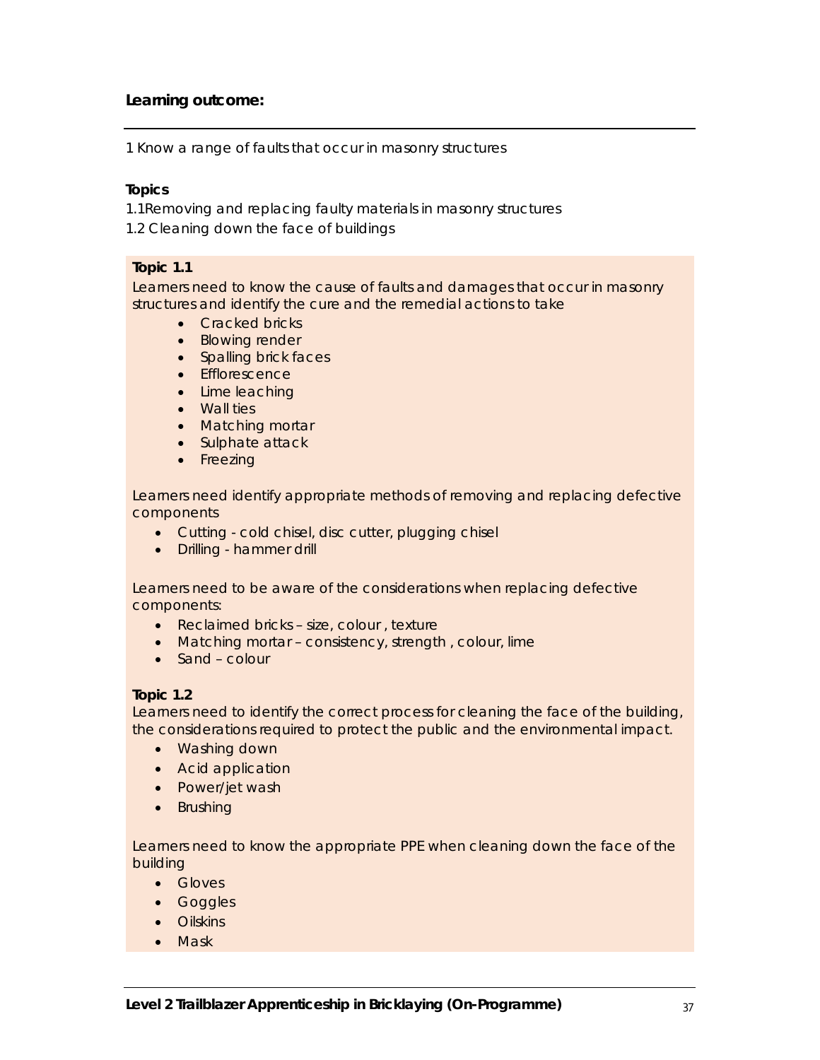**Learning outcome:**

1 Know a range of faults that occur in masonry structures

**Topics**

1.1Removing and replacing faulty materials in masonry structures

1.2 Cleaning down the face of buildings

**Topic 1.1**

Learners need to know the cause of faults and damages that occur in masonry structures and identify the cure and the remedial actions to take

- Cracked bricks
- Blowing render
- Spalling brick faces
- Efflorescence
- Lime leaching
- Wall ties
- Matching mortar
- Sulphate attack
- Freezing

Learners need identify appropriate methods of removing and replacing defective components

- Cutting - cold chisel, disc cutter, plugging chisel
- Drilling - hammer drill

Learners need to be aware of the considerations when replacing defective components:

- Reclaimed bricks – size, colour , texture
- Matching mortar – consistency, strength , colour, lime
- Sand – colour

**Topic 1.2**

Learners need to identify the correct process for cleaning the face of the building, the considerations required to protect the public and the environmental impact.

- Washing down
- Acid application
- Power/jet wash
- Brushing

Learners need to know the appropriate PPE when cleaning down the face of the building

- Gloves
- Goggles
- Oilskins
- Mask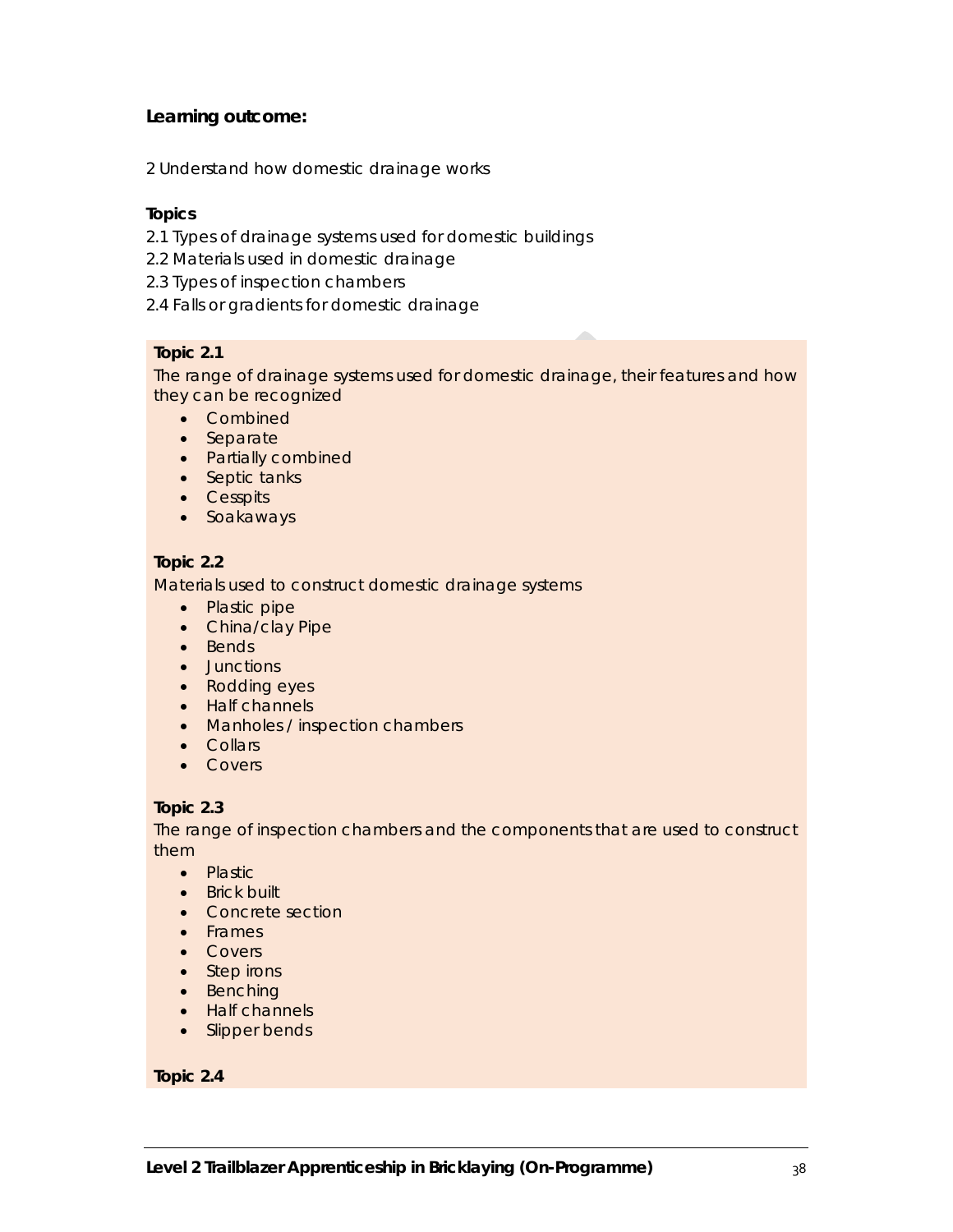**Learning outcome:**

2 Understand how domestic drainage works

**Topics**

2.1 Types of drainage systems used for domestic buildings
2.2 Materials used in domestic drainage
2.3 Types of inspection chambers
2.4 Falls or gradients for domestic drainage

**Topic 2.1**

The range of drainage systems used for domestic drainage, their features and how they can be recognized

- Combined
- Separate
- Partially combined
- Septic tanks
- Cesspits
- Soakaways

**Topic 2.2**

Materials used to construct domestic drainage systems

- Plastic pipe
- China/clay Pipe
- Bends
- Junctions
- Rodding eyes
- Half channels
- Manholes / inspection chambers
- Collars
- Covers

**Topic 2.3**

The range of inspection chambers and the components that are used to construct them

- Plastic
- Brick built
- Concrete section
- Frames
- Covers
- Step irons
- Benching
- Half channels
- Slipper bends

**Topic 2.4**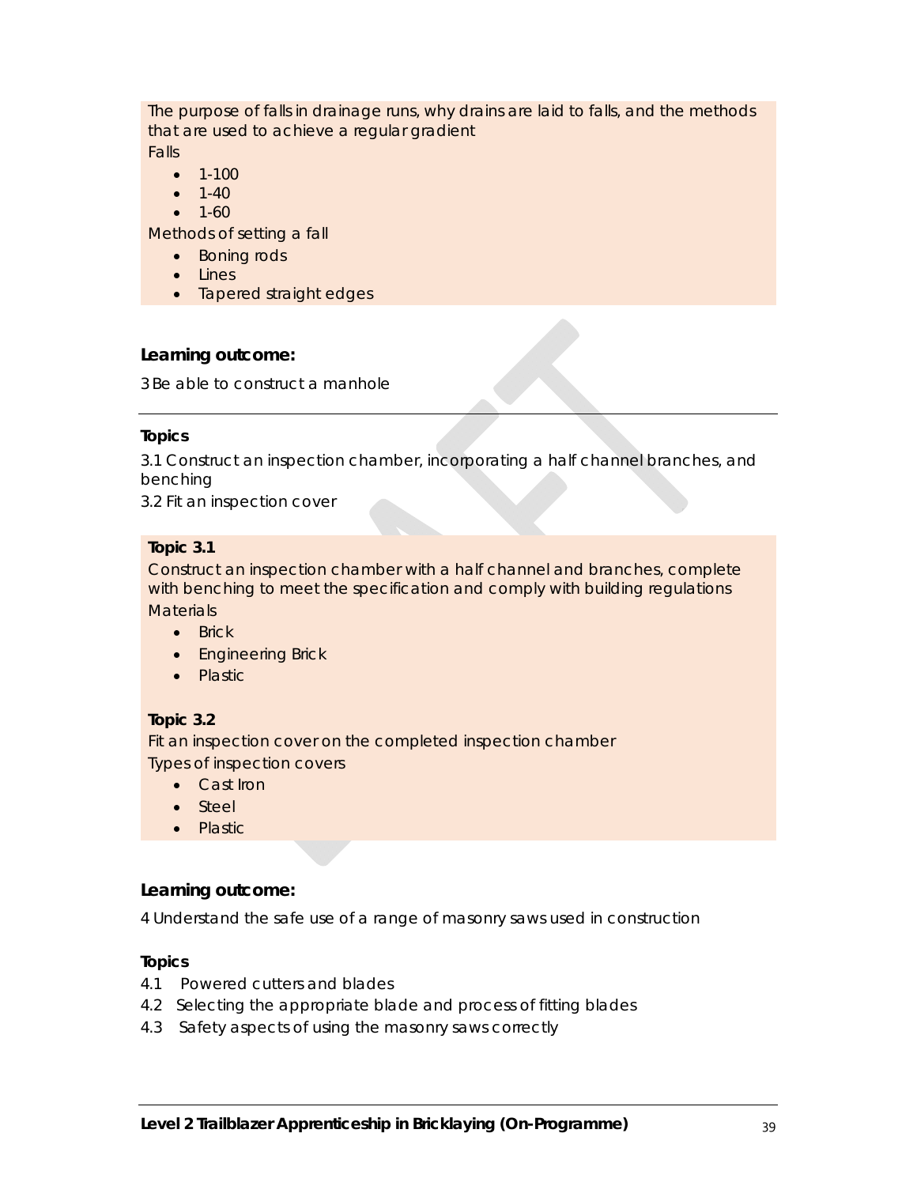The purpose of falls in drainage runs, why drains are laid to falls, and the methods that are used to achieve a regular gradient

Falls

- 1-100
- 1-40
- 1-60

Methods of setting a fall

- Boning rods
- Lines
- Tapered straight edges

**Learning outcome:**

3 Be able to construct a manhole

---

**Topics**

3.1 Construct an inspection chamber, incorporating a half channel branches, and benching

3.2 Fit an inspection cover

**Topic 3.1**

Construct an inspection chamber with a half channel and branches, complete with benching to meet the specification and comply with building regulations

Materials

- Brick
- Engineering Brick
- Plastic

**Topic 3.2**

Fit an inspection cover on the completed inspection chamber

Types of inspection covers

- Cast Iron
- Steel
- Plastic

**Learning outcome:**

4 Understand the safe use of a range of masonry saws used in construction

**Topics**

4.1 Powered cutters and blades

4.2 Selecting the appropriate blade and process of fitting blades

4.3 Safety aspects of using the masonry saws correctly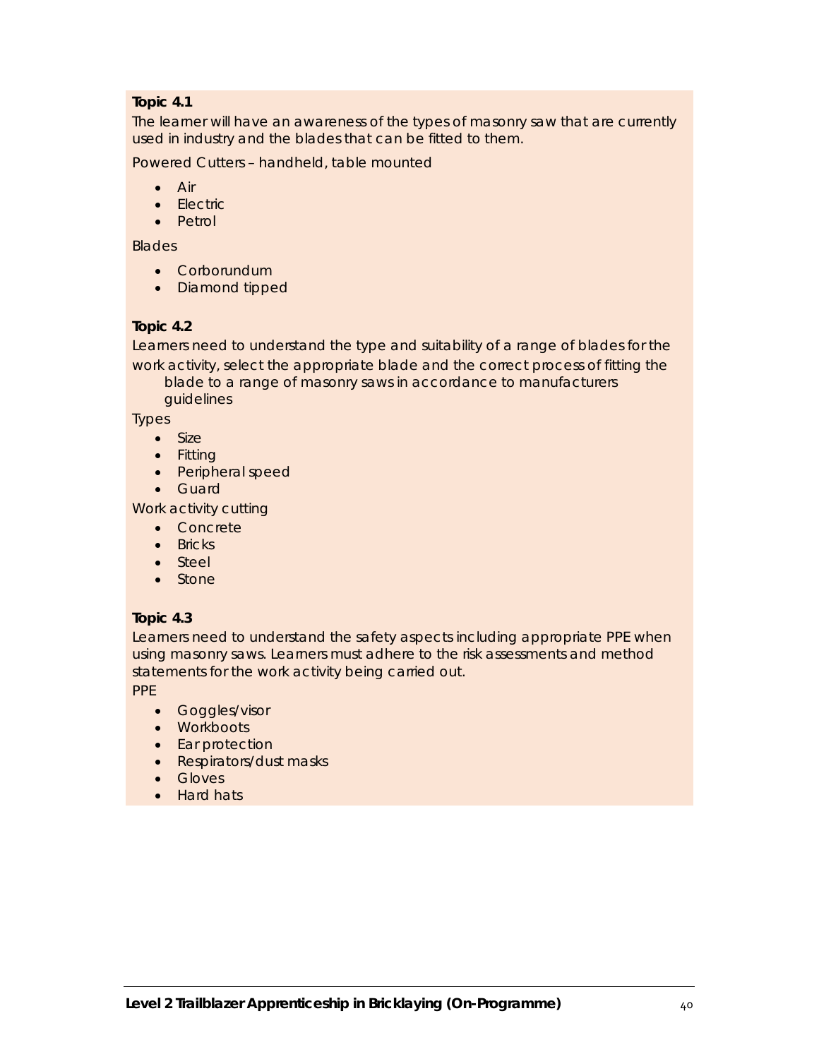**Topic 4.1**

The learner will have an awareness of the types of masonry saw that are currently used in industry and the blades that can be fitted to them.

Powered Cutters – handheld, table mounted

- Air
- Electric
- Petrol

Blades

- Corborundum
- Diamond tipped

**Topic 4.2**

Learners need to understand the type and suitability of a range of blades for the work activity, select the appropriate blade and the correct process of fitting the blade to a range of masonry saws in accordance to manufacturers guidelines

Types

- Size
- Fitting
- Peripheral speed
- Guard

Work activity cutting

- Concrete
- Bricks
- Steel
- Stone

**Topic 4.3**

Learners need to understand the safety aspects including appropriate PPE when using masonry saws. Learners must adhere to the risk assessments and method statements for the work activity being carried out.

PPE

- Goggles/visor
- Workboots
- Ear protection
- Respirators/dust masks
- Gloves
- Hard hats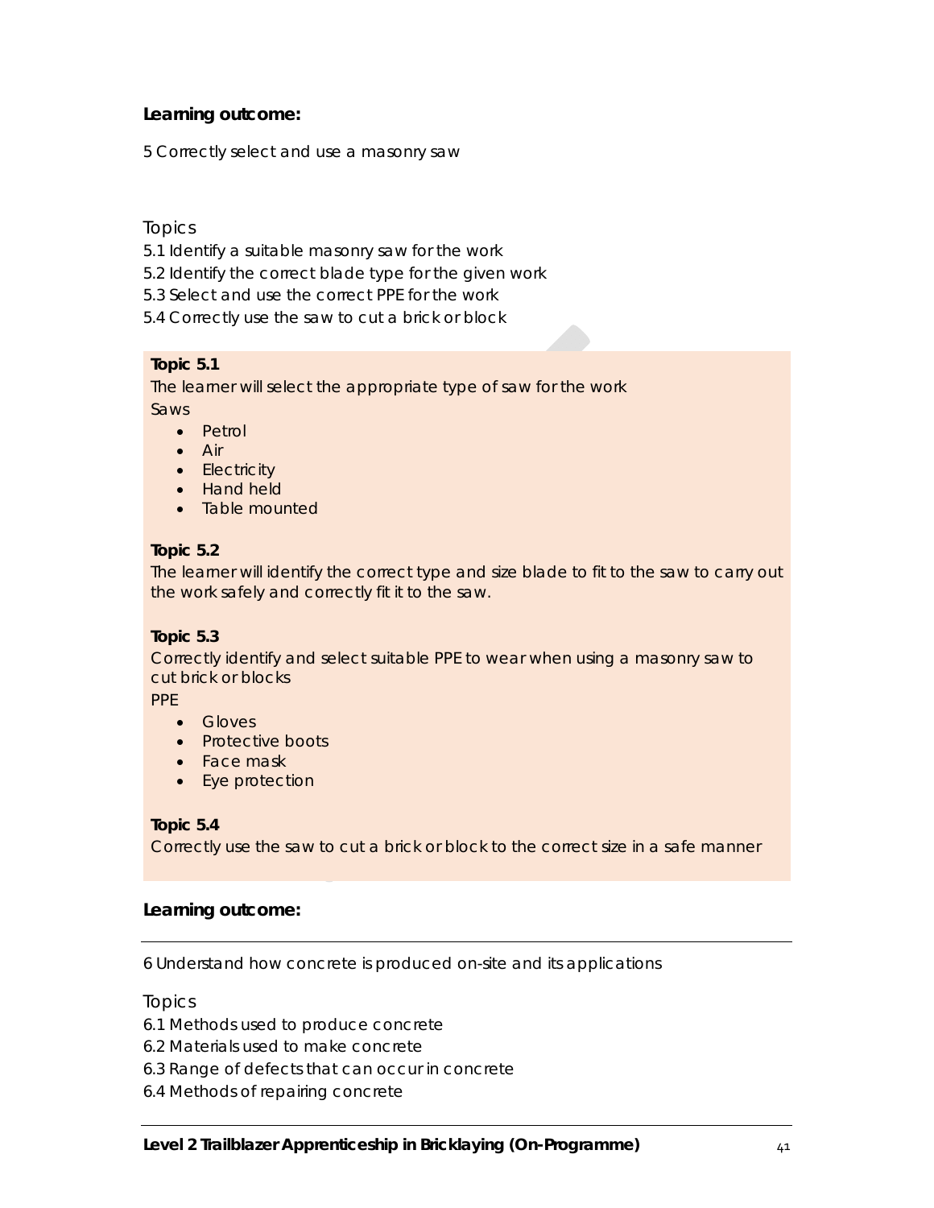**Learning outcome:**

5 Correctly select and use a masonry saw

Topics

5.1 Identify a suitable masonry saw for the work
5.2 Identify the correct blade type for the given work
5.3 Select and use the correct PPE for the work
5.4 Correctly use the saw to cut a brick or block

**Topic 5.1**

The learner will select the appropriate type of saw for the work

Saws

- Petrol
- Air
- Electricity
- Hand held
- Table mounted

**Topic 5.2**

The learner will identify the correct type and size blade to fit to the saw to carry out the work safely and correctly fit it to the saw.

**Topic 5.3**

Correctly identify and select suitable PPE to wear when using a masonry saw to cut brick or blocks

PPE

- Gloves
- Protective boots
- Face mask
- Eye protection

**Topic 5.4**

Correctly use the saw to cut a brick or block to the correct size in a safe manner

**Learning outcome:**

6 Understand how concrete is produced on-site and its applications

Topics

6.1 Methods used to produce concrete
6.2 Materials used to make concrete
6.3 Range of defects that can occur in concrete
6.4 Methods of repairing concrete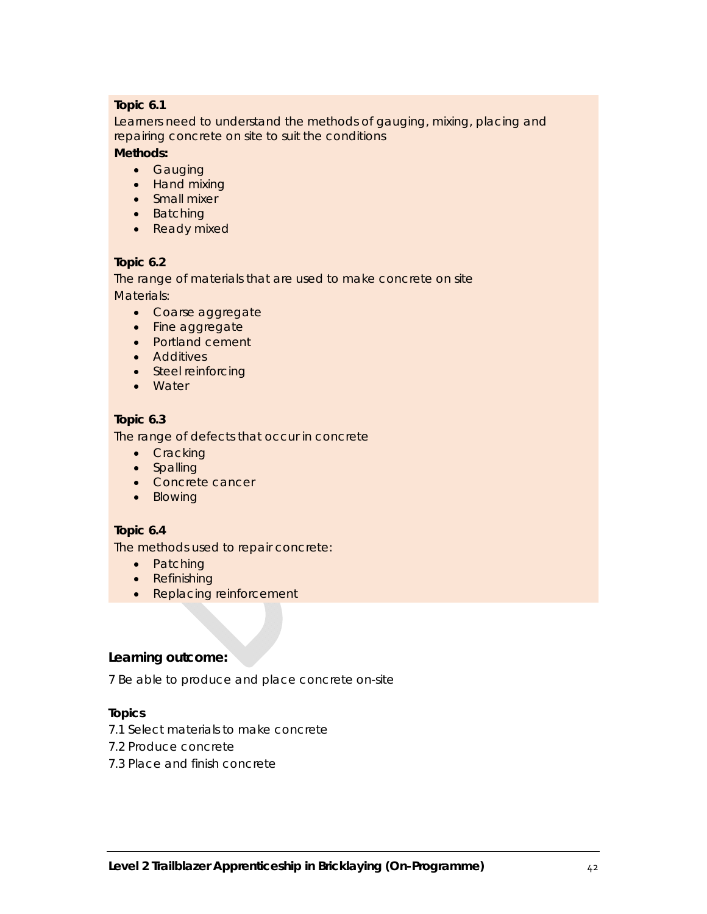**Topic 6.1**

Learners need to understand the methods of gauging, mixing, placing and repairing concrete on site to suit the conditions

**Methods:**

- Gauging
- Hand mixing
- Small mixer
- Batching
- Ready mixed

**Topic 6.2**

The range of materials that are used to make concrete on site

Materials:

- Coarse aggregate
- Fine aggregate
- Portland cement
- Additives
- Steel reinforcing
- Water

**Topic 6.3**

The range of defects that occur in concrete

- Cracking
- Spalling
- Concrete cancer
- Blowing

**Topic 6.4**

The methods used to repair concrete:

- Patching
- Refinishing
- Replacing reinforcement

**Learning outcome:**

7 Be able to produce and place concrete on-site

**Topics**

7.1 Select materials to make concrete

7.2 Produce concrete

7.3 Place and finish concrete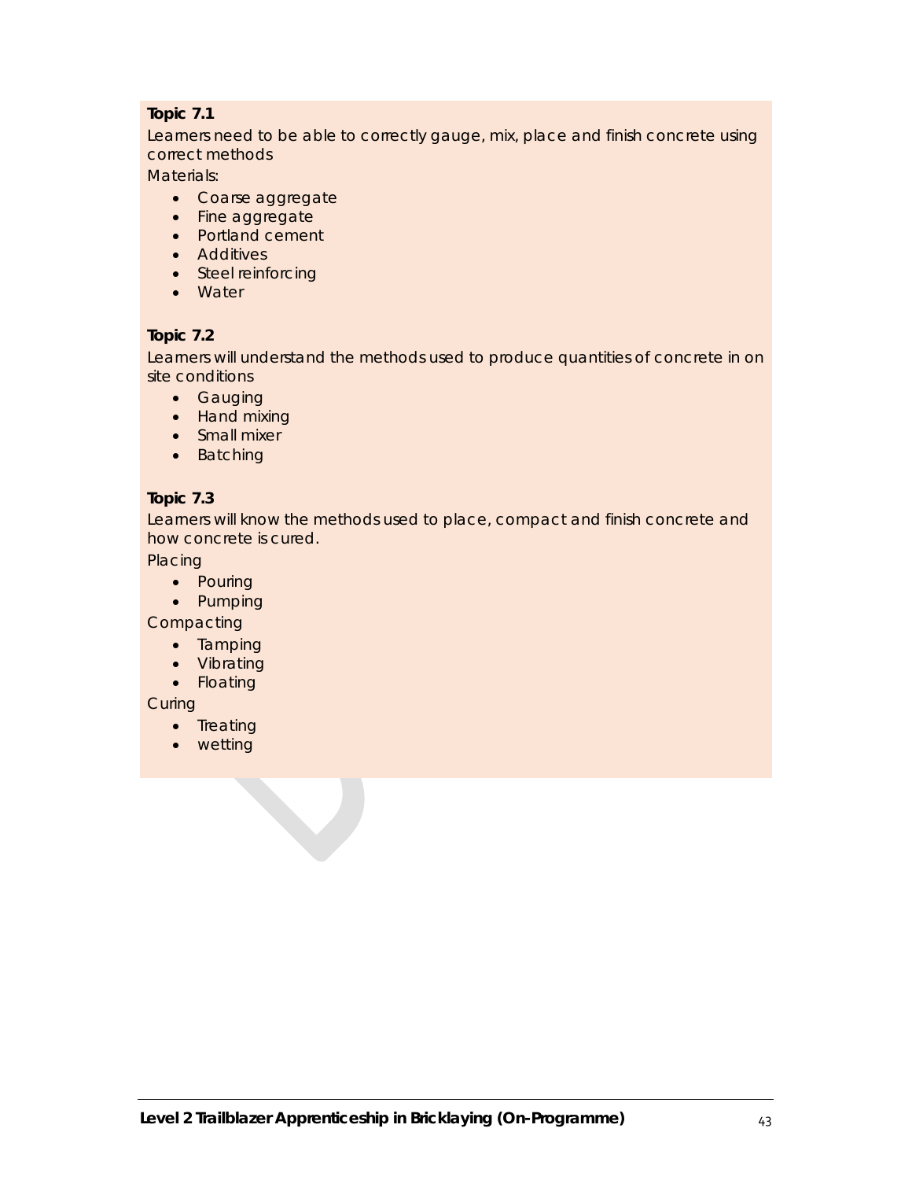**Topic 7.1**

Learners need to be able to correctly gauge, mix, place and finish concrete using correct methods

Materials:

- Coarse aggregate
- Fine aggregate
- Portland cement
- Additives
- Steel reinforcing
- Water

**Topic 7.2**

Learners will understand the methods used to produce quantities of concrete in on site conditions

- Gauging
- Hand mixing
- Small mixer
- Batching

**Topic 7.3**

Learners will know the methods used to place, compact and finish concrete and how concrete is cured.

Placing

- Pouring
- Pumping

Compacting

- Tamping
- Vibrating
- Floating

Curing

- Treating
- wetting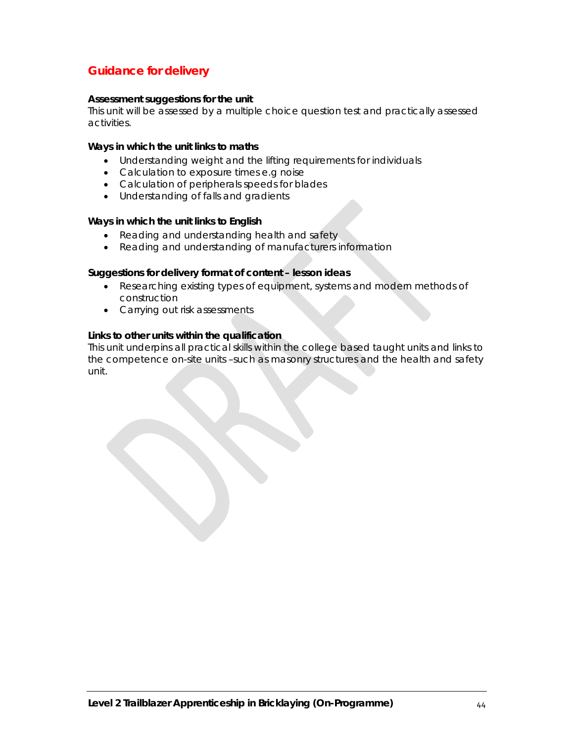## Guidance for delivery

**Assessment suggestions for the unit**
This unit will be assessed by a multiple choice question test and practically assessed activities.

**Ways in which the unit links to maths**

- Understanding weight and the lifting requirements for individuals
- Calculation to exposure times e.g noise
- Calculation of peripherals speeds for blades
- Understanding of falls and gradients

**Ways in which the unit links to English**

- Reading and understanding health and safety
- Reading and understanding of manufacturers information

**Suggestions for delivery format of content – lesson ideas**

- Researching existing types of equipment, systems and modern methods of construction
- Carrying out risk assessments

**Links to other units within the qualification**
This unit underpins all practical skills within the college based taught units and links to the competence on-site units –such as masonry structures and the health and safety unit.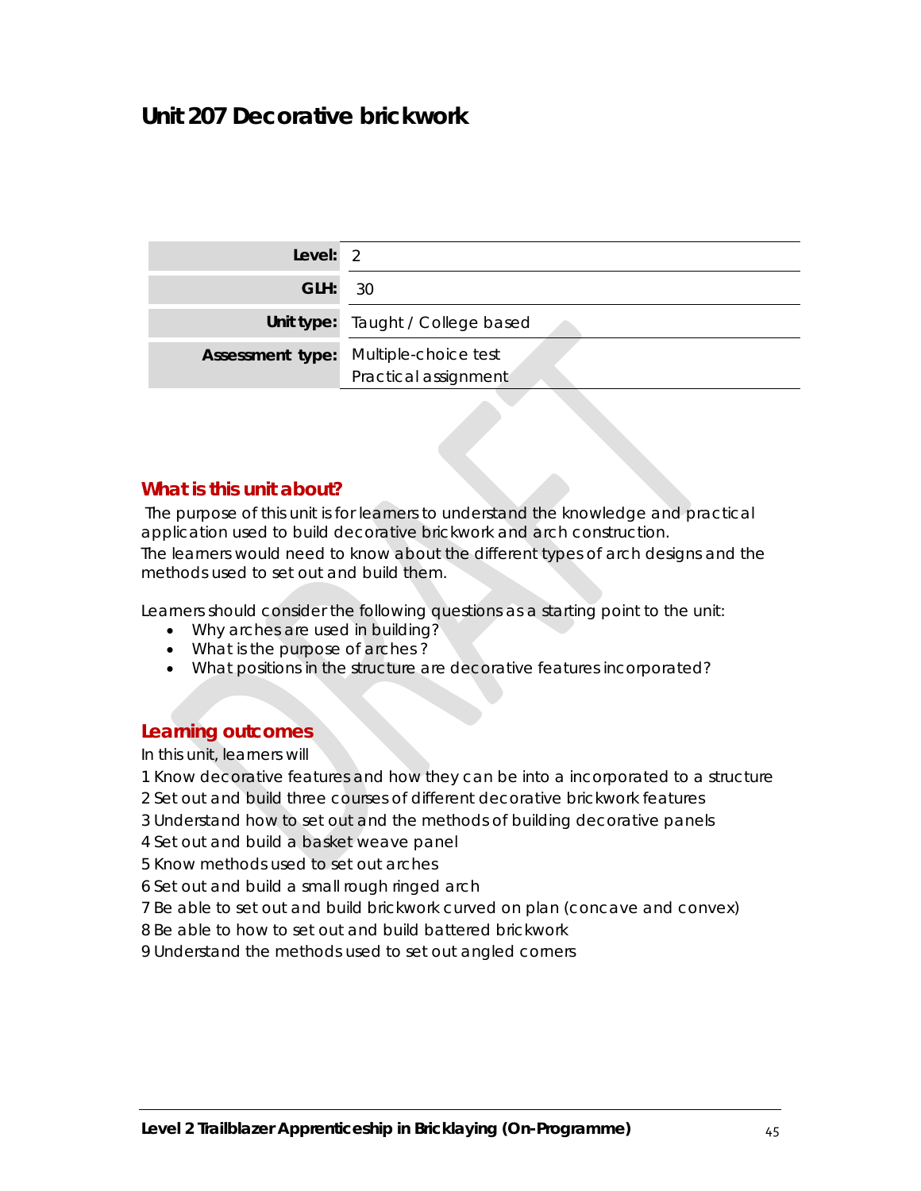# Unit 207 Decorative brickwork

| | |
|---|---|
| **Level:** | 2 |
| **GLH:** | 30 |
| **Unit type:** | Taught / College based |
| **Assessment type:** | Multiple-choice test<br>Practical assignment |

## What is this unit about?

The purpose of this unit is for learners to understand the knowledge and practical application used to build decorative brickwork and arch construction.
The learners would need to know about the different types of arch designs and the methods used to set out and build them.

Learners should consider the following questions as a starting point to the unit:

- Why arches are used in building?
- What is the purpose of arches ?
- What positions in the structure are decorative features incorporated?

## Learning outcomes

In this unit, learners will

1 Know decorative features and how they can be into a incorporated to a structure
2 Set out and build three courses of different decorative brickwork features
3 Understand how to set out and the methods of building decorative panels
4 Set out and build a basket weave panel
5 Know methods used to set out arches
6 Set out and build a small rough ringed arch
7 Be able to set out and build brickwork curved on plan (concave and convex)
8 Be able to how to set out and build battered brickwork
9 Understand the methods used to set out angled corners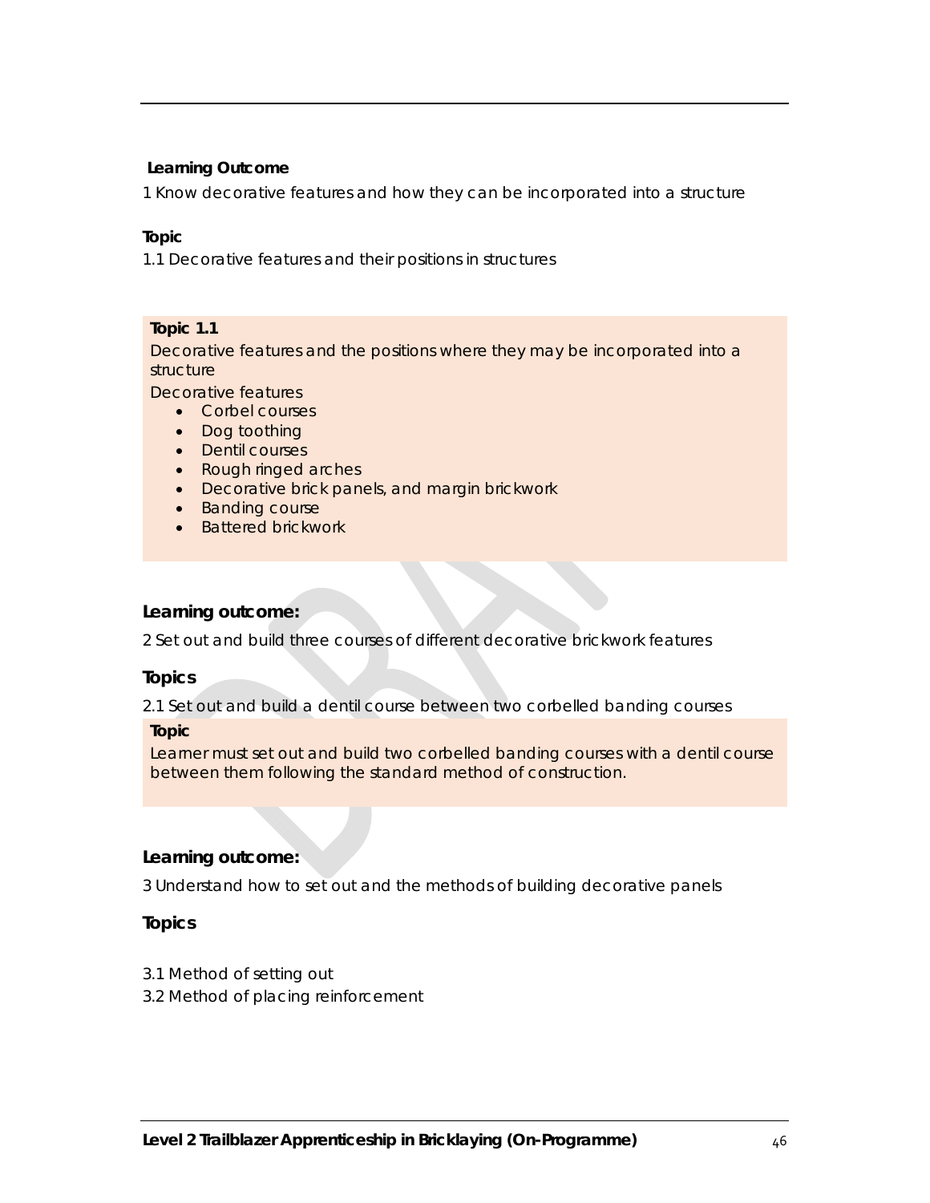**Learning Outcome**

1 Know decorative features and how they can be incorporated into a structure

**Topic**

1.1 Decorative features and their positions in structures

**Topic 1.1**

Decorative features and the positions where they may be incorporated into a structure

Decorative features

- Corbel courses
- Dog toothing
- Dentil courses
- Rough ringed arches
- Decorative brick panels, and margin brickwork
- Banding course
- Battered brickwork

**Learning outcome:**

2 Set out and build three courses of different decorative brickwork features

**Topics**

2.1 Set out and build a dentil course between two corbelled banding courses

**Topic**

Learner must set out and build two corbelled banding courses with a dentil course between them following the standard method of construction.

**Learning outcome:**

3 Understand how to set out and the methods of building decorative panels

**Topics**

3.1 Method of setting out

3.2 Method of placing reinforcement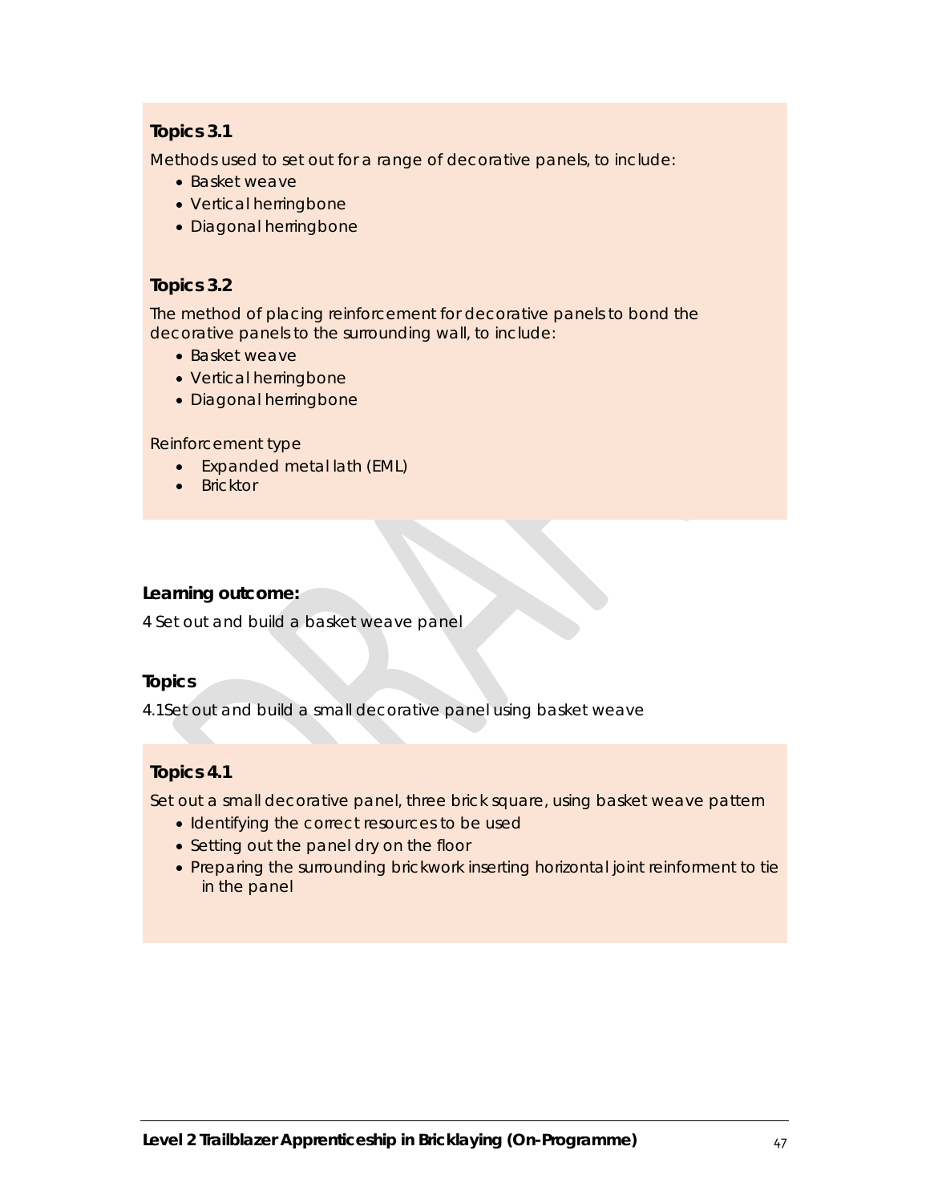**Topics 3.1**

Methods used to set out for a range of decorative panels, to include:

- Basket weave
- Vertical herringbone
- Diagonal herringbone

**Topics 3.2**

The method of placing reinforcement for decorative panels to bond the decorative panels to the surrounding wall, to include:

- Basket weave
- Vertical herringbone
- Diagonal herringbone

Reinforcement type

- Expanded metal lath (EML)
- Bricktor

**Learning outcome:**

4 Set out and build a basket weave panel

**Topics**

4.1Set out and build a small decorative panel using basket weave

**Topics 4.1**

Set out a small decorative panel, three brick square, using basket weave pattern

- Identifying the correct resources to be used
- Setting out the panel dry on the floor
- Preparing the surrounding brickwork inserting horizontal joint reinforment to tie in the panel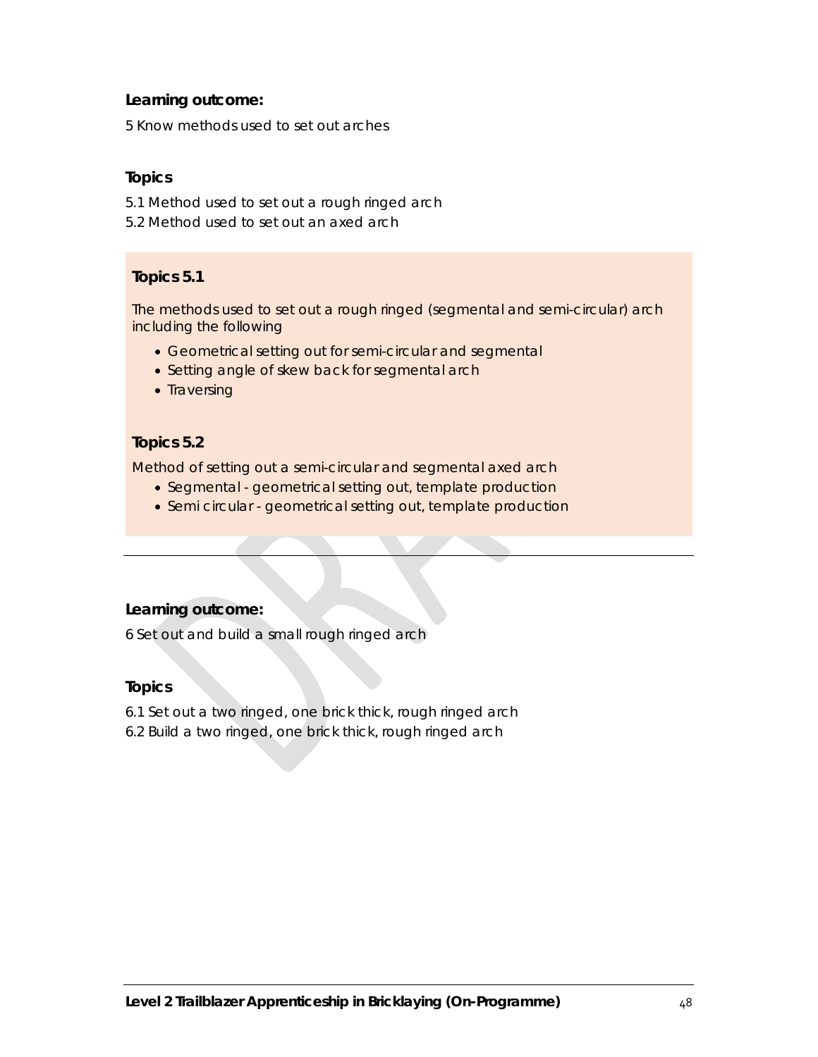**Learning outcome:**

5 Know methods used to set out arches

**Topics**

5.1 Method used to set out a rough ringed arch
5.2 Method used to set out an axed arch

**Topics 5.1**

The methods used to set out a rough ringed (segmental and semi-circular) arch including the following

- Geometrical setting out for semi-circular and segmental
- Setting angle of skew back for segmental arch
- Traversing

**Topics 5.2**

Method of setting out a semi-circular and segmental axed arch

- Segmental - geometrical setting out, template production
- Semi circular - geometrical setting out, template production

---

**Learning outcome:**

6 Set out and build a small rough ringed arch

**Topics**

6.1 Set out a two ringed, one brick thick, rough ringed arch
6.2 Build a two ringed, one brick thick, rough ringed arch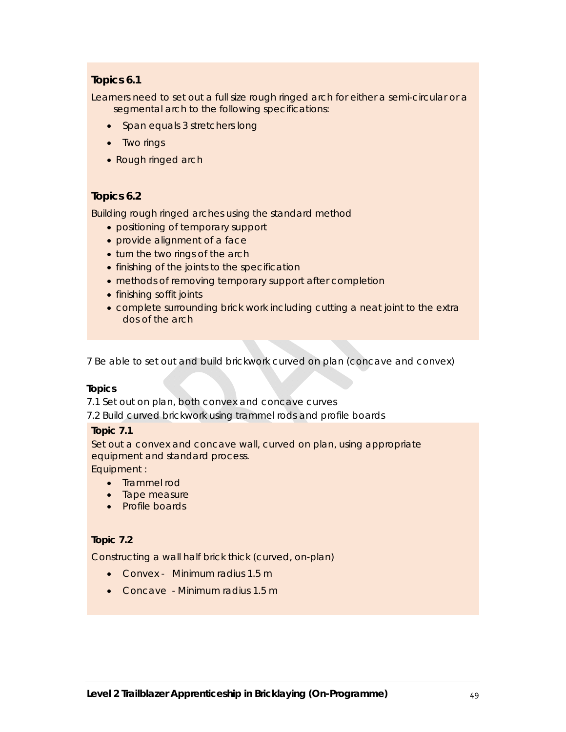**Topics 6.1**

Learners need to set out a full size rough ringed arch for either a semi-circular or a segmental arch to the following specifications:

- Span equals 3 stretchers long
- Two rings
- Rough ringed arch

**Topics 6.2**

Building rough ringed arches using the standard method

- positioning of temporary support
- provide alignment of a face
- turn the two rings of the arch
- finishing of the joints to the specification
- methods of removing temporary support after completion
- finishing soffit joints
- complete surrounding brick work including cutting a neat joint to the extra dos of the arch

7 Be able to set out and build brickwork curved on plan (concave and convex)

**Topics**

7.1 Set out on plan, both convex and concave curves

7.2 Build curved brickwork using trammel rods and profile boards

**Topic 7.1**

Set out a convex and concave wall, curved on plan, using appropriate equipment and standard process.

Equipment :

- Trammel rod
- Tape measure
- Profile boards

**Topic 7.2**

Constructing a wall half brick thick (curved, on-plan)

- Convex - Minimum radius 1.5 m
- Concave - Minimum radius 1.5 m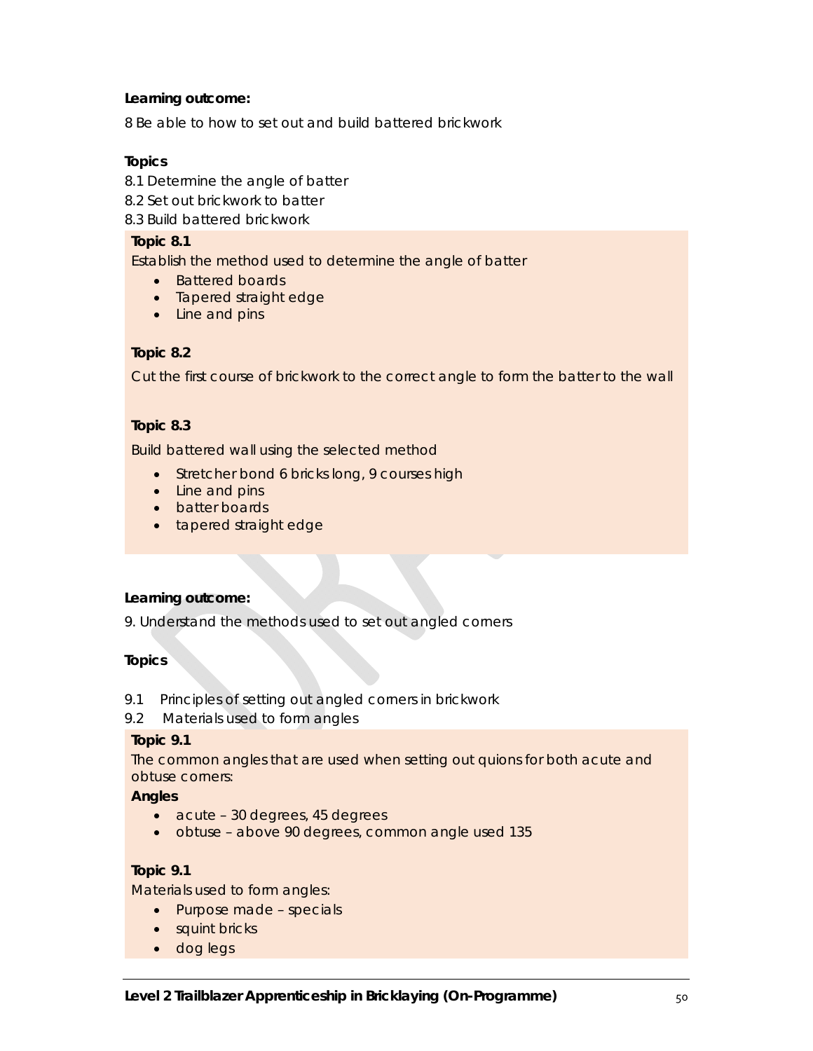**Learning outcome:**

8 Be able to how to set out and build battered brickwork

**Topics**

8.1 Determine the angle of batter
8.2 Set out brickwork to batter
8.3 Build battered brickwork

**Topic 8.1**

Establish the method used to determine the angle of batter

- Battered boards
- Tapered straight edge
- Line and pins

**Topic 8.2**

Cut the first course of brickwork to the correct angle to form the batter to the wall

**Topic 8.3**

Build battered wall using the selected method

- Stretcher bond 6 bricks long, 9 courses high
- Line and pins
- batter boards
- tapered straight edge

**Learning outcome:**

9. Understand the methods used to set out angled corners

**Topics**

9.1 Principles of setting out angled corners in brickwork
9.2 Materials used to form angles

**Topic 9.1**

The common angles that are used when setting out quions for both acute and obtuse corners:

**Angles**

- acute – 30 degrees, 45 degrees
- obtuse – above 90 degrees, common angle used 135

**Topic 9.1**

Materials used to form angles:

- Purpose made – specials
- squint bricks
- dog legs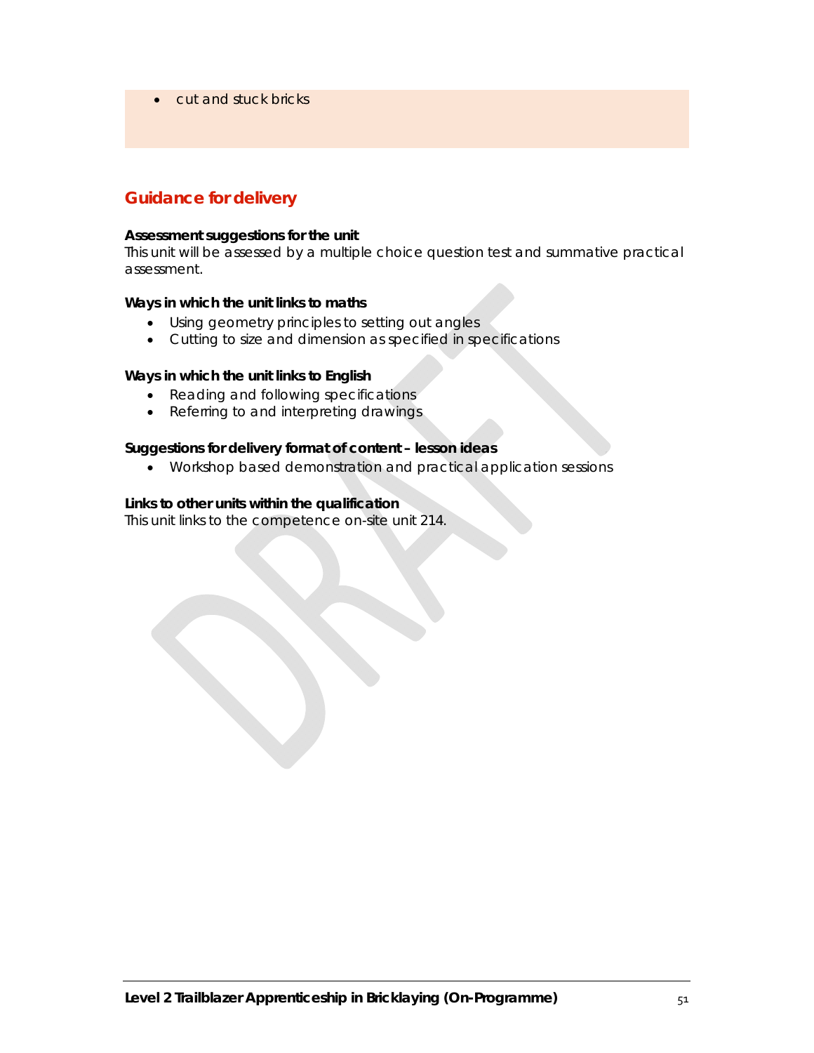- cut and stuck bricks

## Guidance for delivery

**Assessment suggestions for the unit**
This unit will be assessed by a multiple choice question test and summative practical assessment.

**Ways in which the unit links to maths**

- Using geometry principles to setting out angles
- Cutting to size and dimension as specified in specifications

**Ways in which the unit links to English**

- Reading and following specifications
- Referring to and interpreting drawings

**Suggestions for delivery format of content – lesson ideas**

- Workshop based demonstration and practical application sessions

**Links to other units within the qualification**
This unit links to the competence on-site unit 214.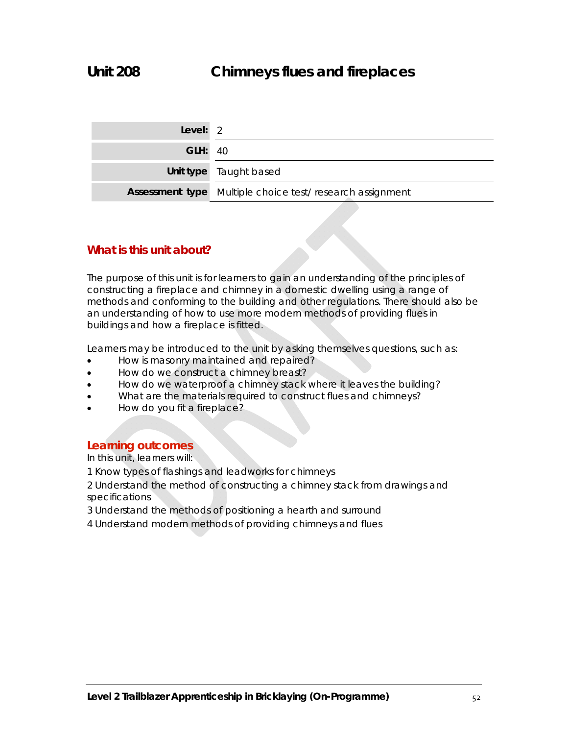# Unit 208 Chimneys flues and fireplaces

| | |
|---|---|
| **Level:** | 2 |
| **GLH:** | 40 |
| **Unit type** | Taught based |
| **Assessment type** | Multiple choice test/ research assignment |

## What is this unit about?

The purpose of this unit is for learners to gain an understanding of the principles of constructing a fireplace and chimney in a domestic dwelling using a range of methods and conforming to the building and other regulations. There should also be an understanding of how to use more modern methods of providing flues in buildings and how a fireplace is fitted.

Learners may be introduced to the unit by asking themselves questions, such as:

- How is masonry maintained and repaired?
- How do we construct a chimney breast?
- How do we waterproof a chimney stack where it leaves the building?
- What are the materials required to construct flues and chimneys?
- How do you fit a fireplace?

## Learning outcomes

In this unit, learners will:

1 Know types of flashings and leadworks for chimneys

2 Understand the method of constructing a chimney stack from drawings and specifications

3 Understand the methods of positioning a hearth and surround

4 Understand modern methods of providing chimneys and flues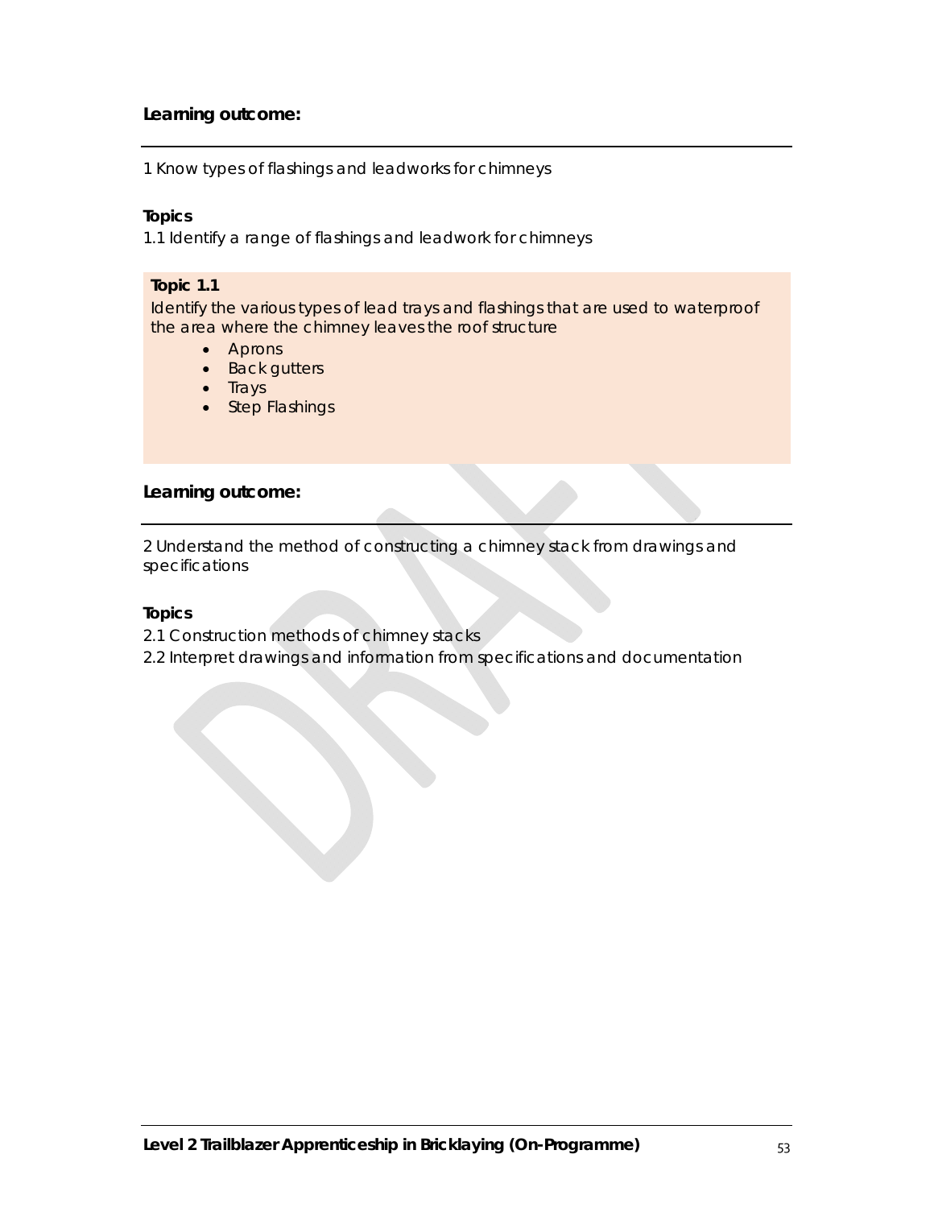**Learning outcome:**

1 Know types of flashings and leadworks for chimneys

**Topics**

1.1 Identify a range of flashings and leadwork for chimneys

**Topic 1.1**

Identify the various types of lead trays and flashings that are used to waterproof the area where the chimney leaves the roof structure

- Aprons
- Back gutters
- Trays
- Step Flashings

**Learning outcome:**

2 Understand the method of constructing a chimney stack from drawings and specifications

**Topics**

2.1 Construction methods of chimney stacks

2.2 Interpret drawings and information from specifications and documentation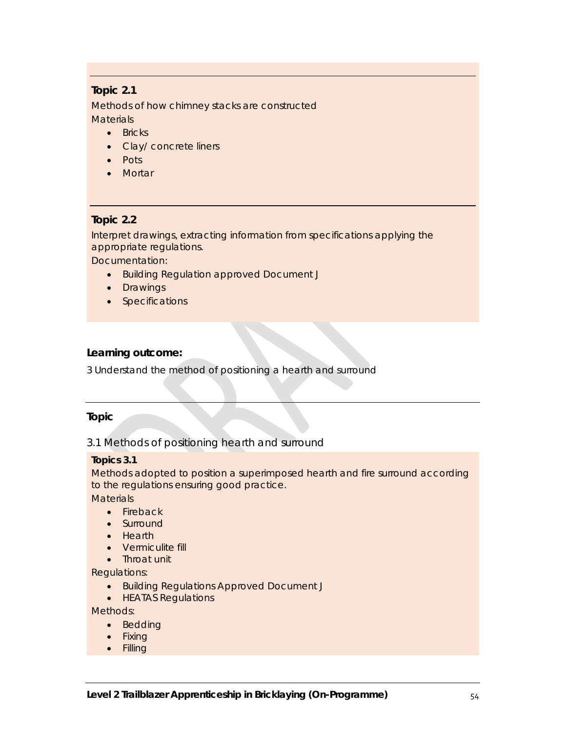**Topic 2.1**

Methods of how chimney stacks are constructed

Materials

- Bricks
- Clay/ concrete liners
- Pots
- Mortar

**Topic 2.2**

Interpret drawings, extracting information from specifications applying the appropriate regulations.

Documentation:

- Building Regulation approved Document J
- Drawings
- Specifications

**Learning outcome:**

3 Understand the method of positioning a hearth and surround

**Topic**

3.1 Methods of positioning hearth and surround

**Topics 3.1**

Methods adopted to position a superimposed hearth and fire surround according to the regulations ensuring good practice.

Materials

- Fireback
- Surround
- Hearth
- Vermiculite fill
- Throat unit

Regulations:

- Building Regulations Approved Document J
- HEATAS Regulations

Methods:

- Bedding
- Fixing
- Filling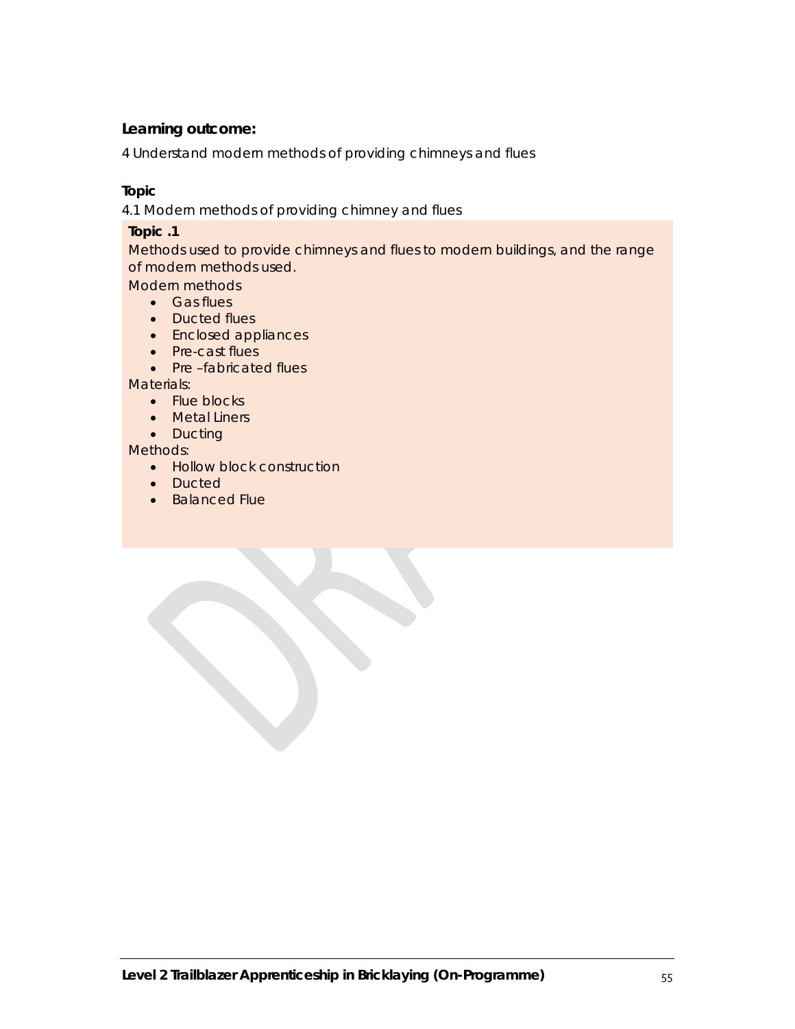**Learning outcome:**

4 Understand modern methods of providing chimneys and flues

**Topic**

4.1 Modern methods of providing chimney and flues

**Topic .1**

Methods used to provide chimneys and flues to modern buildings, and the range of modern methods used.

Modern methods

- Gas flues
- Ducted flues
- Enclosed appliances
- Pre-cast flues
- Pre –fabricated flues

Materials:

- Flue blocks
- Metal Liners
- Ducting

Methods:

- Hollow block construction
- Ducted
- Balanced Flue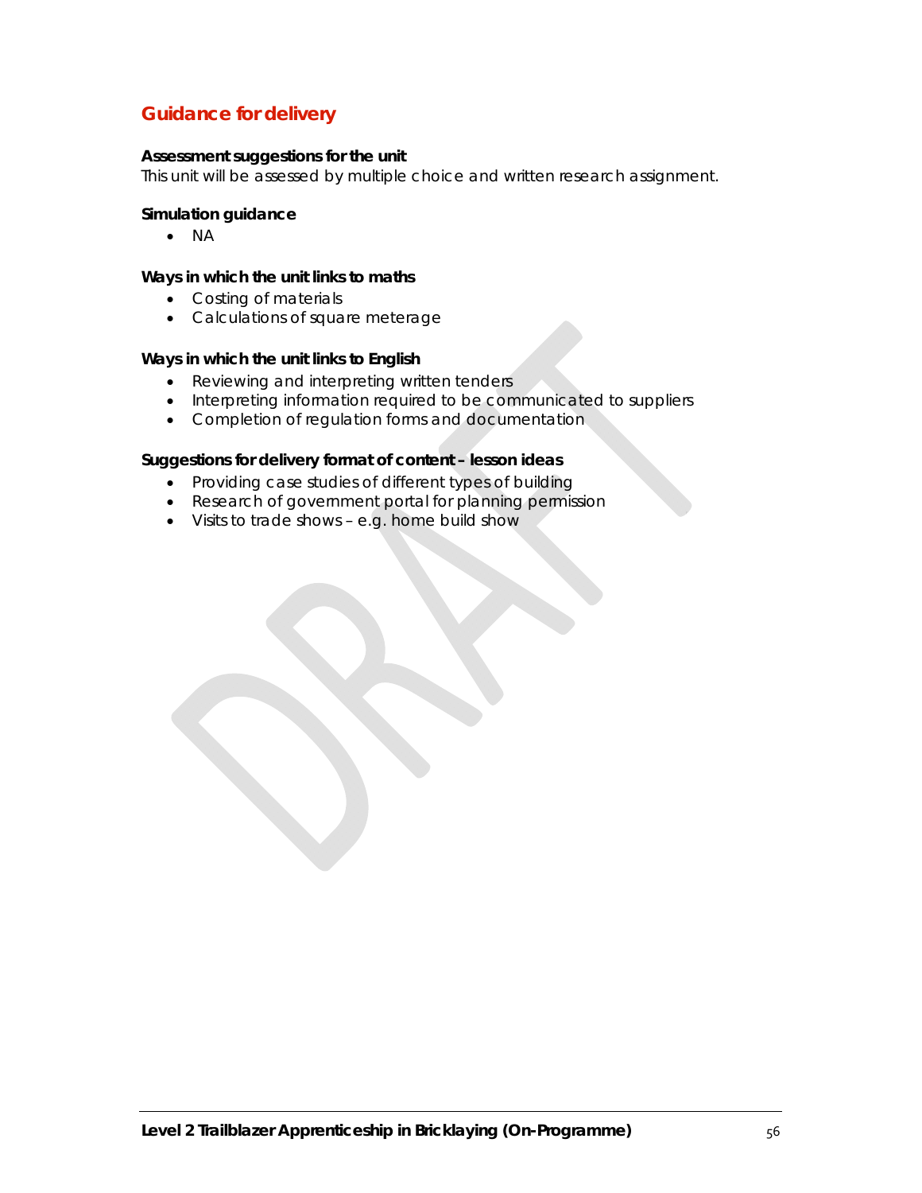## Guidance for delivery

**Assessment suggestions for the unit**

This unit will be assessed by multiple choice and written research assignment.

**Simulation guidance**

- NA

**Ways in which the unit links to maths**

- Costing of materials
- Calculations of square meterage

**Ways in which the unit links to English**

- Reviewing and interpreting written tenders
- Interpreting information required to be communicated to suppliers
- Completion of regulation forms and documentation

**Suggestions for delivery format of content – lesson ideas**

- Providing case studies of different types of building
- Research of government portal for planning permission
- Visits to trade shows – e.g. home build show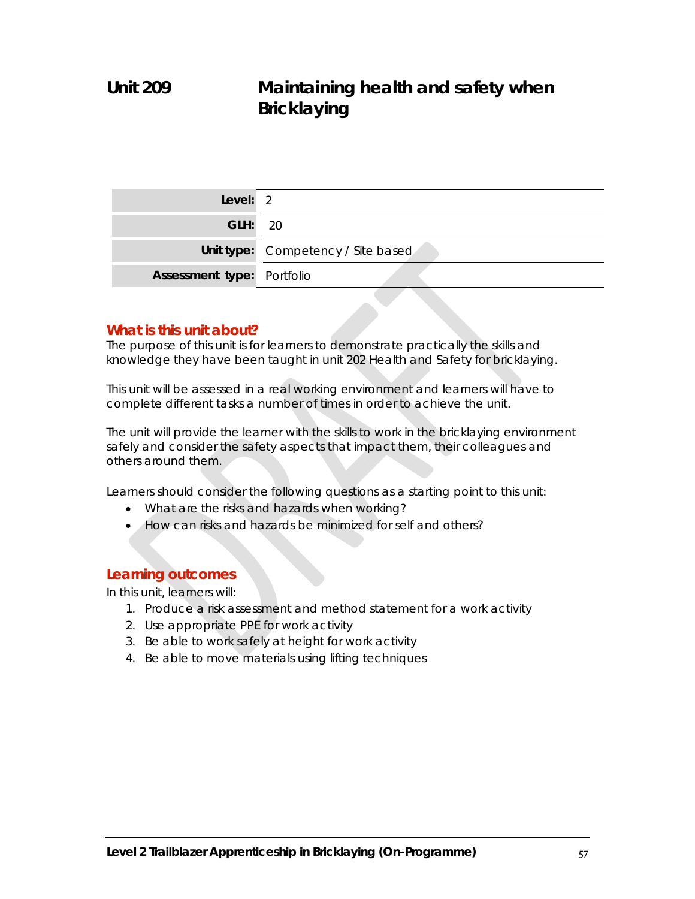# Unit 209 Maintaining health and safety when Bricklaying

| | |
|---|---|
| **Level:** | 2 |
| **GLH:** | 20 |
| **Unit type:** | Competency / Site based |
| **Assessment type:** | Portfolio |

## What is this unit about?

The purpose of this unit is for learners to demonstrate practically the skills and knowledge they have been taught in unit 202 Health and Safety for bricklaying.

This unit will be assessed in a real working environment and learners will have to complete different tasks a number of times in order to achieve the unit.

The unit will provide the learner with the skills to work in the bricklaying environment safely and consider the safety aspects that impact them, their colleagues and others around them.

Learners should consider the following questions as a starting point to this unit:

- What are the risks and hazards when working?
- How can risks and hazards be minimized for self and others?

## Learning outcomes

In this unit, learners will:

1. Produce a risk assessment and method statement for a work activity
2. Use appropriate PPE for work activity
3. Be able to work safely at height for work activity
4. Be able to move materials using lifting techniques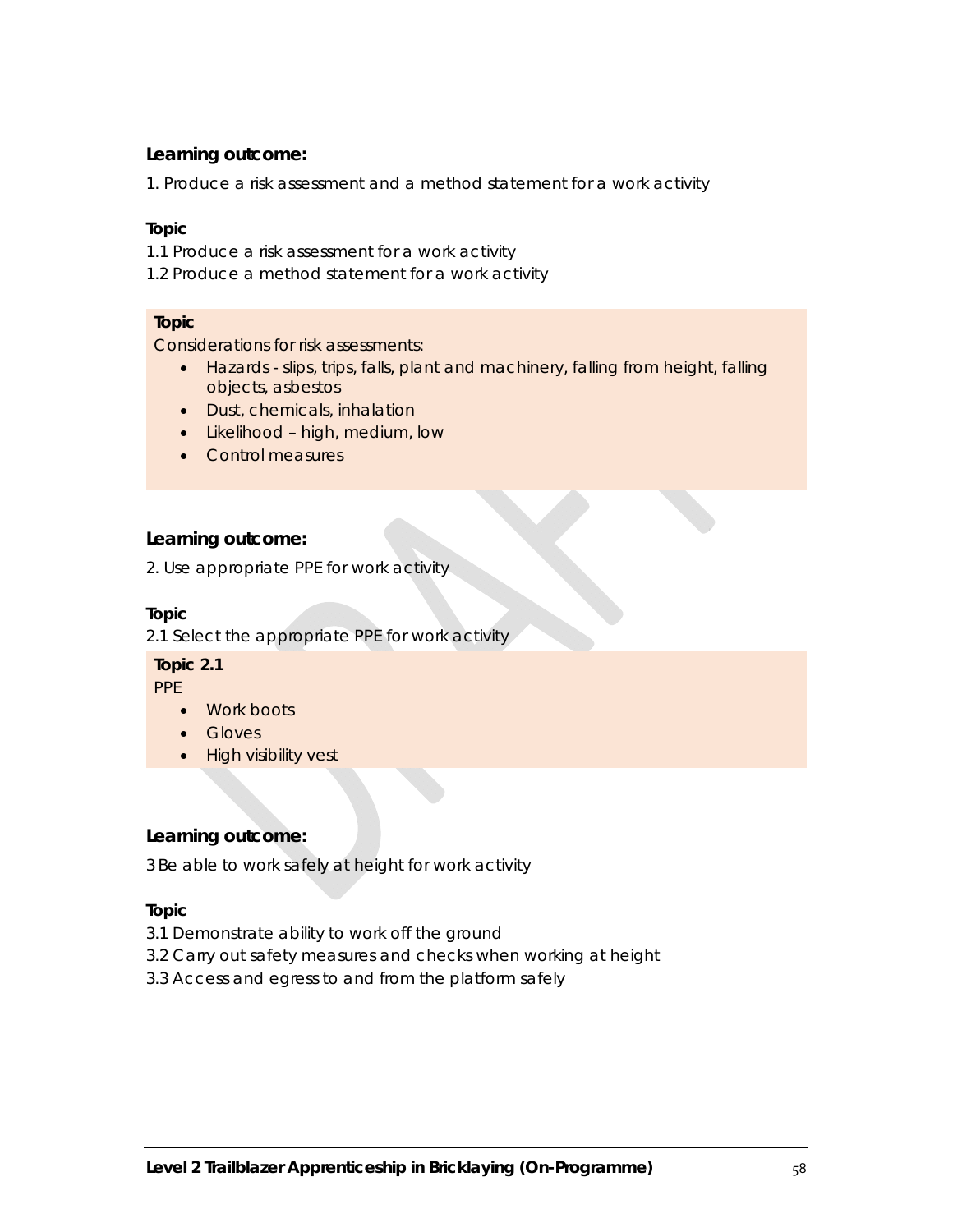**Learning outcome:**

1. Produce a risk assessment and a method statement for a work activity

**Topic**

1.1 Produce a risk assessment for a work activity
1.2 Produce a method statement for a work activity

**Topic**

Considerations for risk assessments:

- Hazards - slips, trips, falls, plant and machinery, falling from height, falling objects, asbestos
- Dust, chemicals, inhalation
- Likelihood – high, medium, low
- Control measures

**Learning outcome:**

2. Use appropriate PPE for work activity

**Topic**

2.1 Select the appropriate PPE for work activity

**Topic 2.1**

PPE

- Work boots
- Gloves
- High visibility vest

**Learning outcome:**

3 Be able to work safely at height for work activity

**Topic**

3.1 Demonstrate ability to work off the ground
3.2 Carry out safety measures and checks when working at height
3.3 Access and egress to and from the platform safely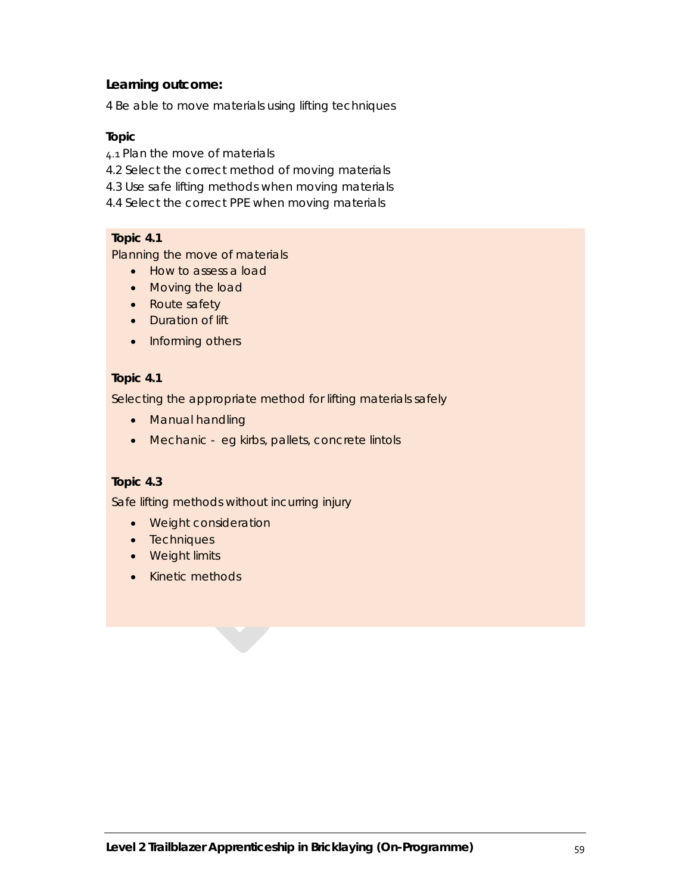**Learning outcome:**

4 Be able to move materials using lifting techniques

**Topic**

4.1 Plan the move of materials
4.2 Select the correct method of moving materials
4.3 Use safe lifting methods when moving materials
4.4 Select the correct PPE when moving materials

**Topic 4.1**

Planning the move of materials

- How to assess a load
- Moving the load
- Route safety
- Duration of lift
- Informing others

**Topic 4.1**

Selecting the appropriate method for lifting materials safely

- Manual handling
- Mechanic - eg kirbs, pallets, concrete lintols

**Topic 4.3**

Safe lifting methods without incurring injury

- Weight consideration
- Techniques
- Weight limits
- Kinetic methods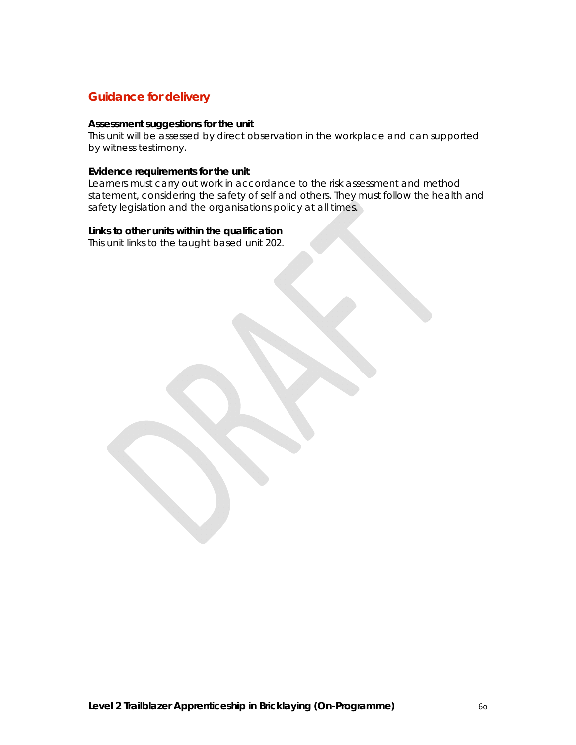## Guidance for delivery

**Assessment suggestions for the unit**
This unit will be assessed by direct observation in the workplace and can supported by witness testimony.

**Evidence requirements for the unit**
Learners must carry out work in accordance to the risk assessment and method statement, considering the safety of self and others. They must follow the health and safety legislation and the organisations policy at all times.

**Links to other units within the qualification**
This unit links to the taught based unit 202.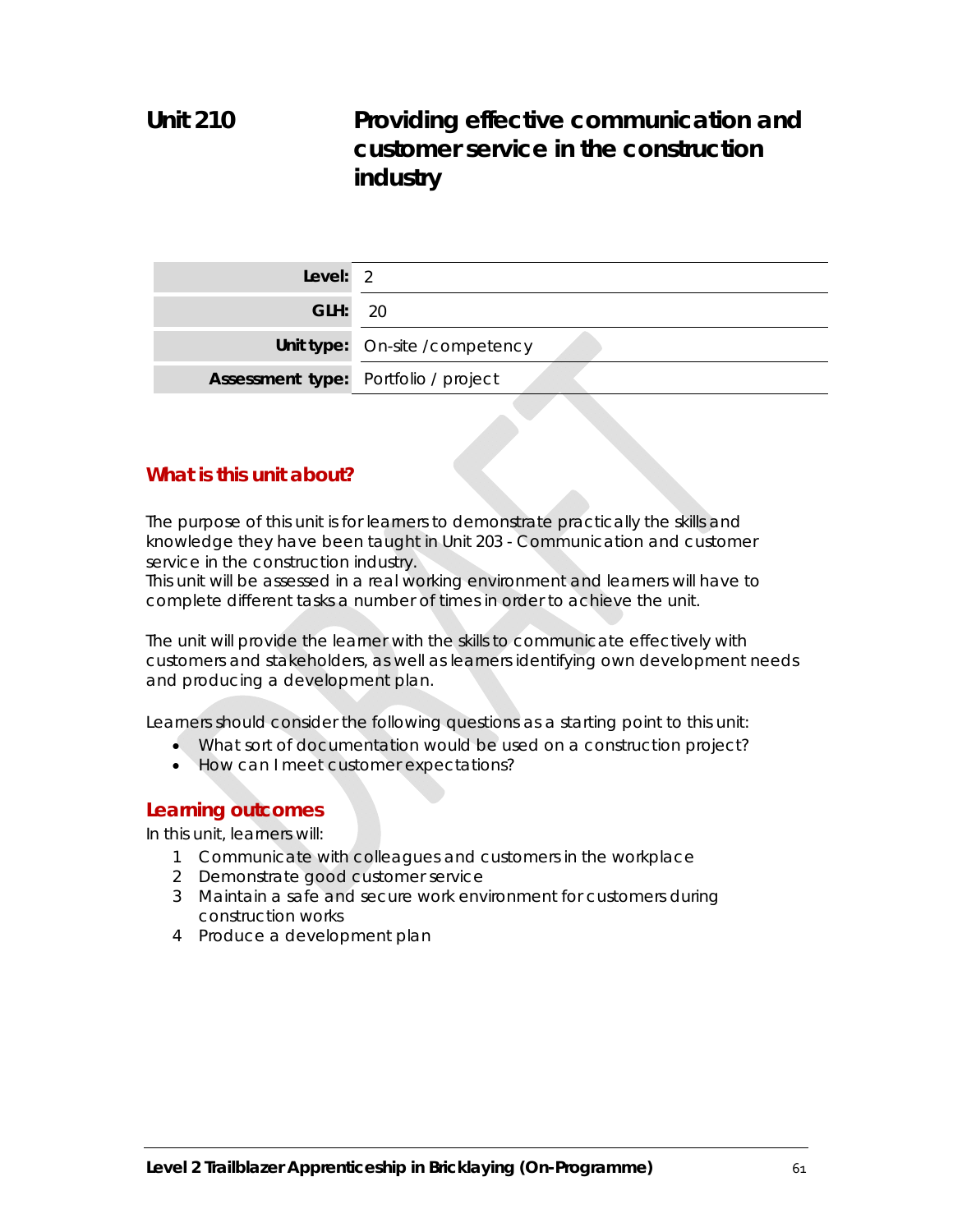# Unit 210 Providing effective communication and customer service in the construction industry

| | |
|---|---|
| **Level:** | 2 |
| **GLH:** | 20 |
| **Unit type:** | On-site /competency |
| **Assessment type:** | Portfolio / project |

## What is this unit about?

The purpose of this unit is for learners to demonstrate practically the skills and knowledge they have been taught in Unit 203 - Communication and customer service in the construction industry.
This unit will be assessed in a real working environment and learners will have to complete different tasks a number of times in order to achieve the unit.

The unit will provide the learner with the skills to communicate effectively with customers and stakeholders, as well as learners identifying own development needs and producing a development plan.

Learners should consider the following questions as a starting point to this unit:

- What sort of documentation would be used on a construction project?
- How can I meet customer expectations?

## Learning outcomes

In this unit, learners will:

1. Communicate with colleagues and customers in the workplace
2. Demonstrate good customer service
3. Maintain a safe and secure work environment for customers during construction works
4. Produce a development plan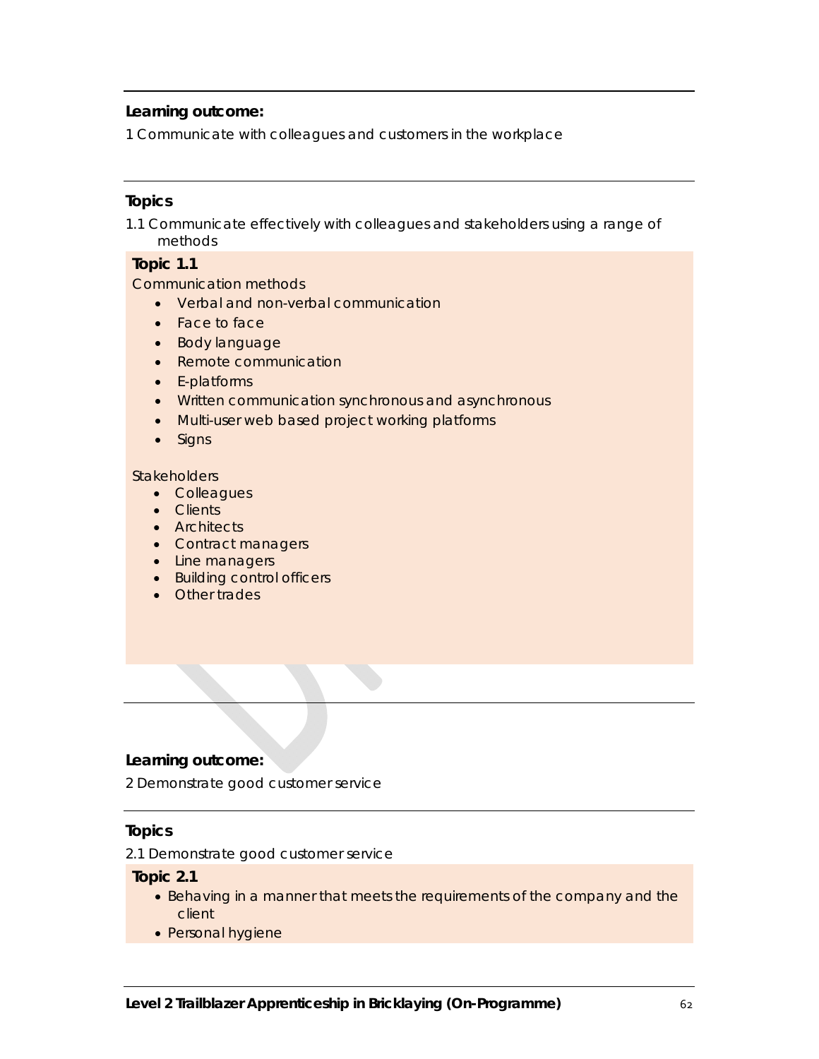**Learning outcome:**

1 Communicate with colleagues and customers in the workplace

**Topics**

1.1 Communicate effectively with colleagues and stakeholders using a range of methods

**Topic 1.1**

Communication methods

- Verbal and non-verbal communication
- Face to face
- Body language
- Remote communication
- E-platforms
- Written communication synchronous and asynchronous
- Multi-user web based project working platforms
- Signs

Stakeholders

- Colleagues
- Clients
- Architects
- Contract managers
- Line managers
- Building control officers
- Other trades

**Learning outcome:**

2 Demonstrate good customer service

**Topics**

2.1 Demonstrate good customer service

**Topic 2.1**

- Behaving in a manner that meets the requirements of the company and the client
- Personal hygiene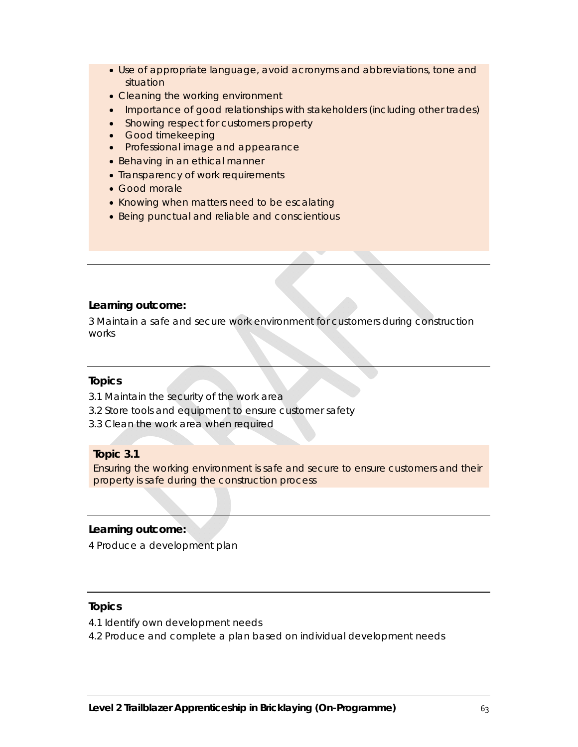- Use of appropriate language, avoid acronyms and abbreviations, tone and situation
- Cleaning the working environment
- Importance of good relationships with stakeholders (including other trades)
- Showing respect for customers property
- Good timekeeping
- Professional image and appearance
- Behaving in an ethical manner
- Transparency of work requirements
- Good morale
- Knowing when matters need to be escalating
- Being punctual and reliable and conscientious

---

**Learning outcome:**

3 Maintain a safe and secure work environment for customers during construction works

---

**Topics**

3.1 Maintain the security of the work area

3.2 Store tools and equipment to ensure customer safety

3.3 Clean the work area when required

**Topic 3.1**

Ensuring the working environment is safe and secure to ensure customers and their property is safe during the construction process

---

**Learning outcome:**

4 Produce a development plan

---

**Topics**

4.1 Identify own development needs

4.2 Produce and complete a plan based on individual development needs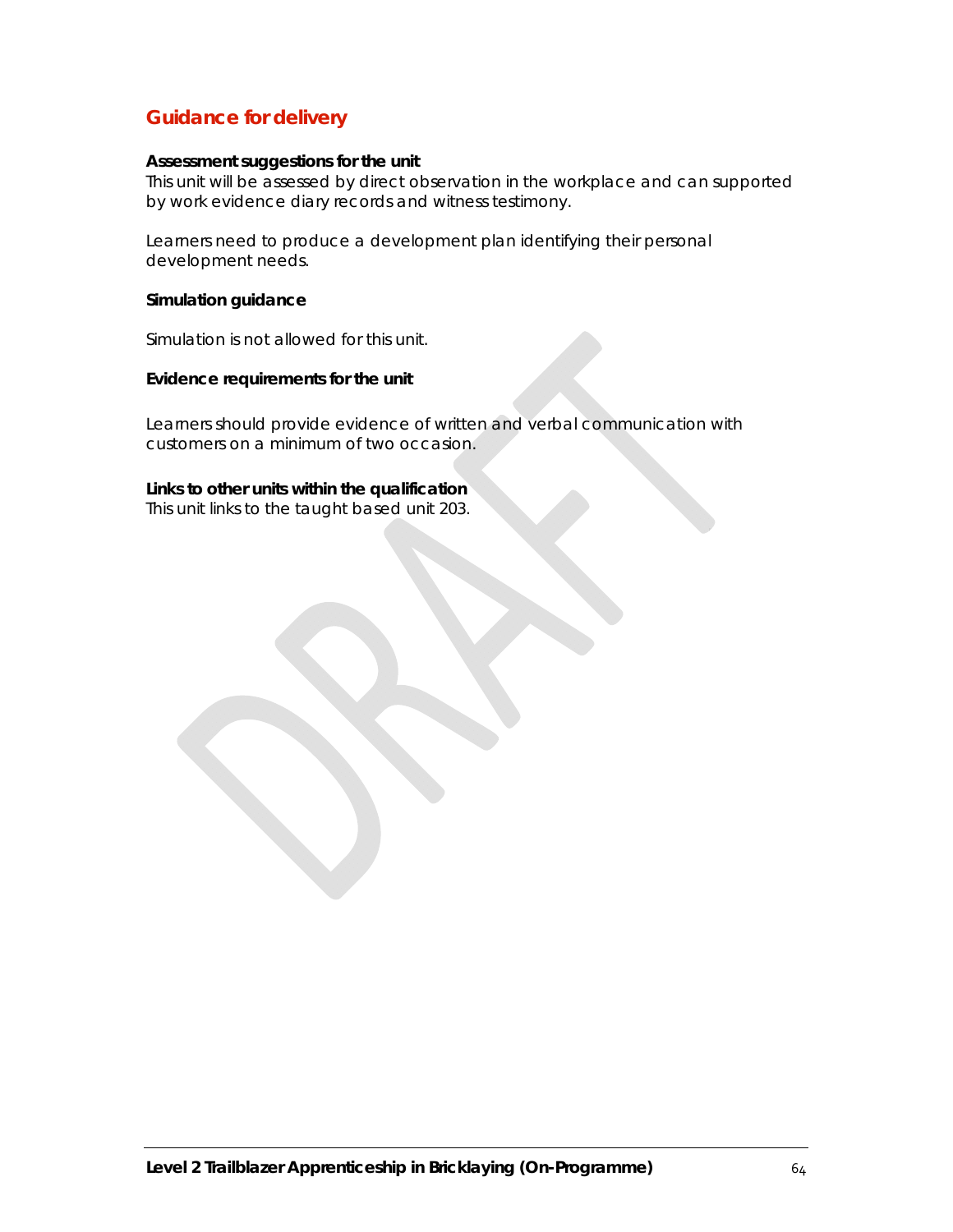## Guidance for delivery

**Assessment suggestions for the unit**
This unit will be assessed by direct observation in the workplace and can supported by work evidence diary records and witness testimony.

Learners need to produce a development plan identifying their personal development needs.

**Simulation guidance**

Simulation is not allowed for this unit.

**Evidence requirements for the unit**

Learners should provide evidence of written and verbal communication with customers on a minimum of two occasion.

**Links to other units within the qualification**
This unit links to the taught based unit 203.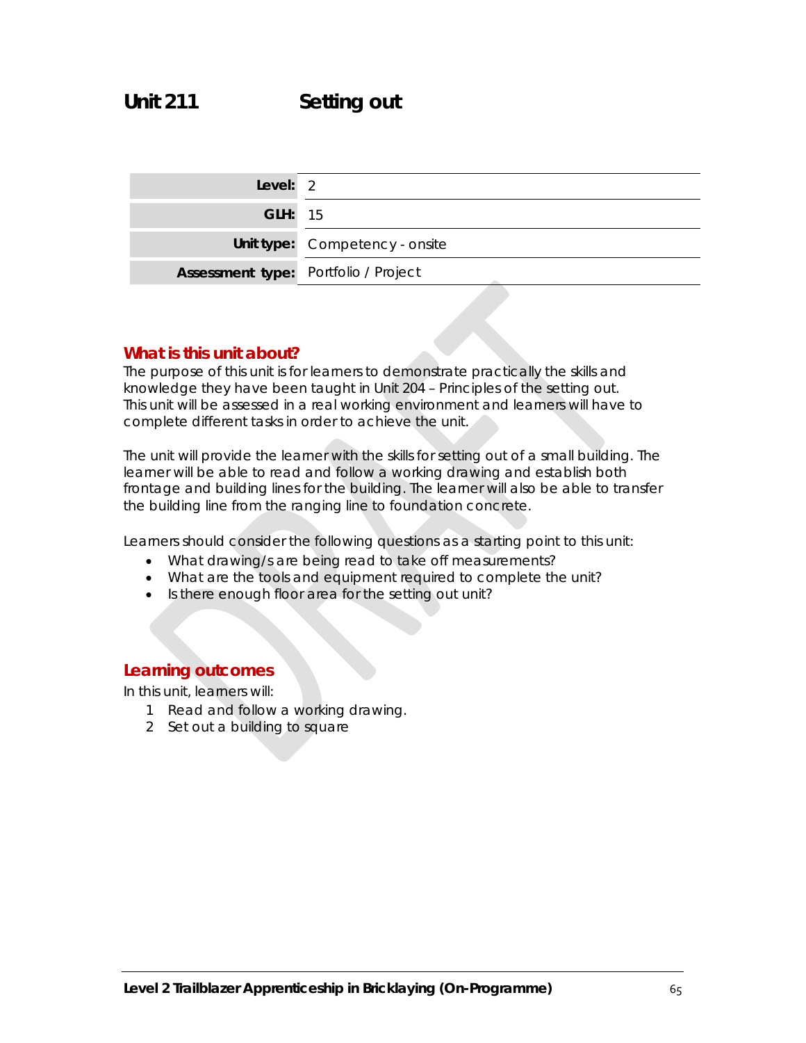# Unit 211 Setting out

| | |
|---|---|
| **Level:** | 2 |
| **GLH:** | 15 |
| **Unit type:** | Competency - onsite |
| **Assessment type:** | Portfolio / Project |

## What is this unit about?

The purpose of this unit is for learners to demonstrate practically the skills and knowledge they have been taught in Unit 204 – Principles of the setting out. This unit will be assessed in a real working environment and learners will have to complete different tasks in order to achieve the unit.

The unit will provide the learner with the skills for setting out of a small building. The learner will be able to read and follow a working drawing and establish both frontage and building lines for the building. The learner will also be able to transfer the building line from the ranging line to foundation concrete.

Learners should consider the following questions as a starting point to this unit:

- What drawing/s are being read to take off measurements?
- What are the tools and equipment required to complete the unit?
- Is there enough floor area for the setting out unit?

## Learning outcomes

In this unit, learners will:

1. Read and follow a working drawing.
2. Set out a building to square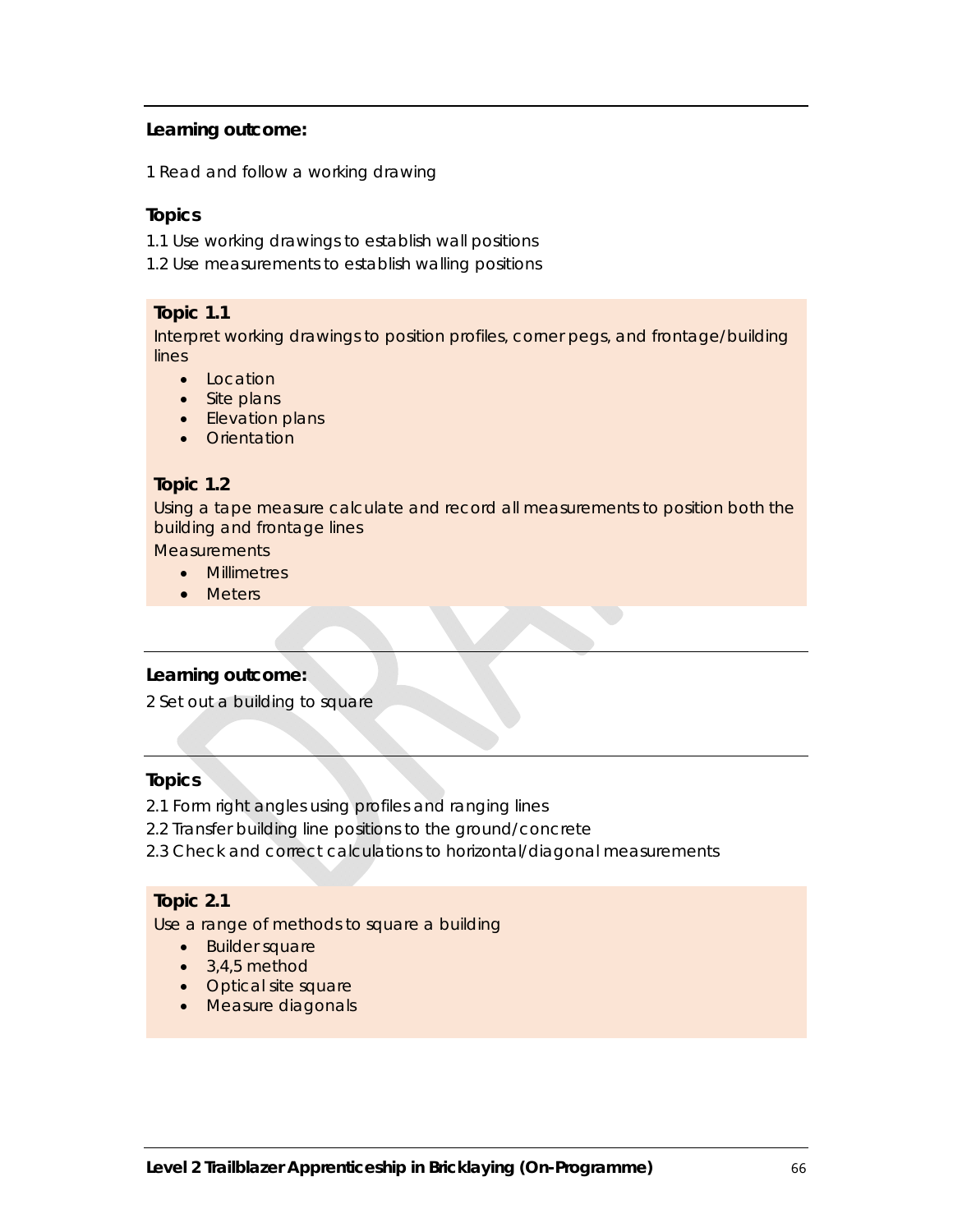**Learning outcome:**

1 Read and follow a working drawing

**Topics**

1.1 Use working drawings to establish wall positions

1.2 Use measurements to establish walling positions

**Topic 1.1**

Interpret working drawings to position profiles, corner pegs, and frontage/building lines

- Location
- Site plans
- Elevation plans
- Orientation

**Topic 1.2**

Using a tape measure calculate and record all measurements to position both the building and frontage lines

Measurements

- Millimetres
- Meters

**Learning outcome:**

2 Set out a building to square

**Topics**

2.1 Form right angles using profiles and ranging lines

2.2 Transfer building line positions to the ground/concrete

2.3 Check and correct calculations to horizontal/diagonal measurements

**Topic 2.1**

Use a range of methods to square a building

- Builder square
- 3,4,5 method
- Optical site square
- Measure diagonals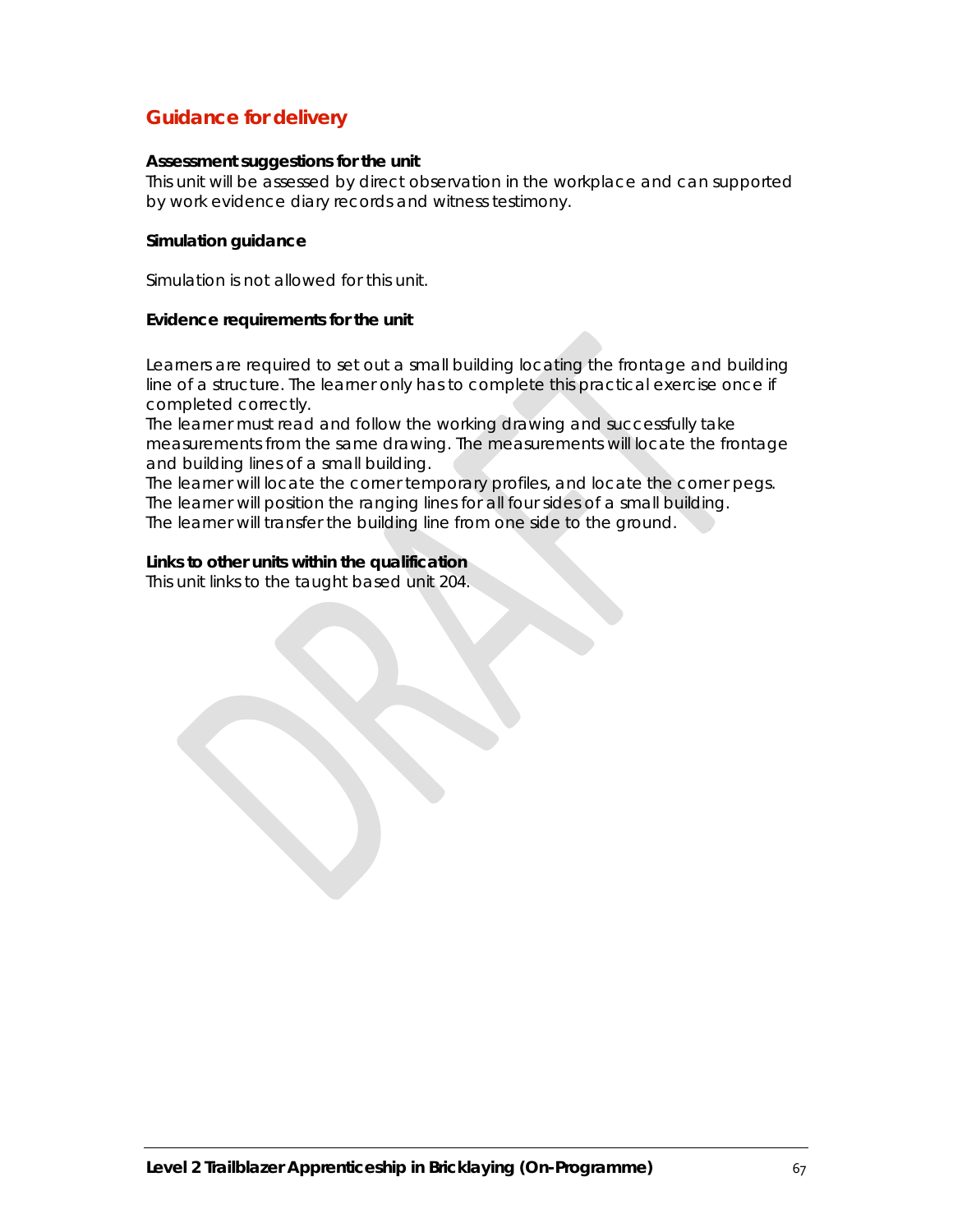## Guidance for delivery

**Assessment suggestions for the unit**
This unit will be assessed by direct observation in the workplace and can supported by work evidence diary records and witness testimony.

**Simulation guidance**

Simulation is not allowed for this unit.

**Evidence requirements for the unit**

Learners are required to set out a small building locating the frontage and building line of a structure. The learner only has to complete this practical exercise once if completed correctly.
The learner must read and follow the working drawing and successfully take measurements from the same drawing. The measurements will locate the frontage and building lines of a small building.
The learner will locate the corner temporary profiles, and locate the corner pegs.
The learner will position the ranging lines for all four sides of a small building.
The learner will transfer the building line from one side to the ground.

**Links to other units within the qualification**
This unit links to the taught based unit 204.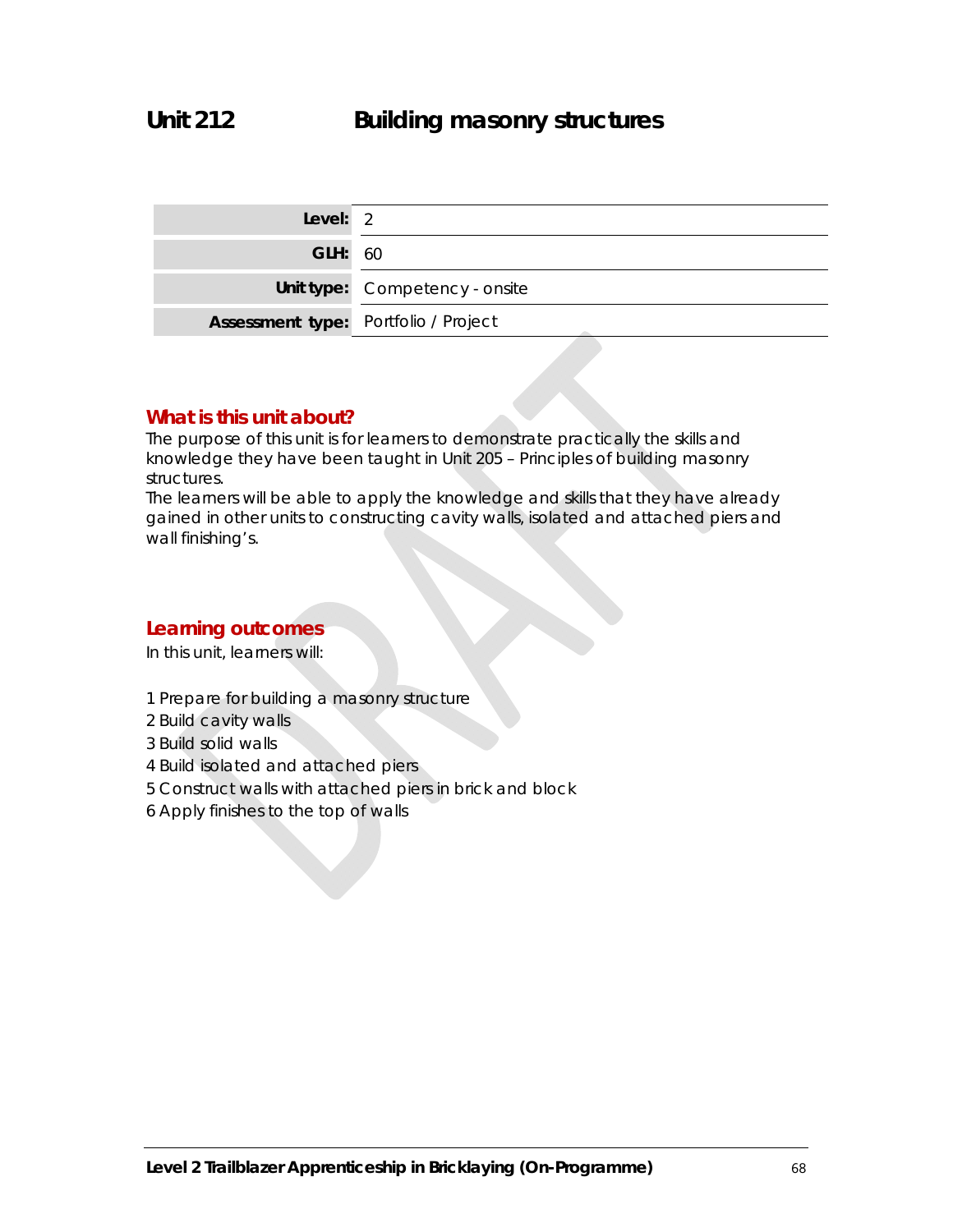# Unit 212 Building masonry structures

| | |
|---|---|
| **Level:** | 2 |
| **GLH:** | 60 |
| **Unit type:** | Competency - onsite |
| **Assessment type:** | Portfolio / Project |

## What is this unit about?

The purpose of this unit is for learners to demonstrate practically the skills and knowledge they have been taught in Unit 205 – Principles of building masonry structures.

The learners will be able to apply the knowledge and skills that they have already gained in other units to constructing cavity walls, isolated and attached piers and wall finishing's.

## Learning outcomes

In this unit, learners will:

1 Prepare for building a masonry structure
2 Build cavity walls
3 Build solid walls
4 Build isolated and attached piers
5 Construct walls with attached piers in brick and block
6 Apply finishes to the top of walls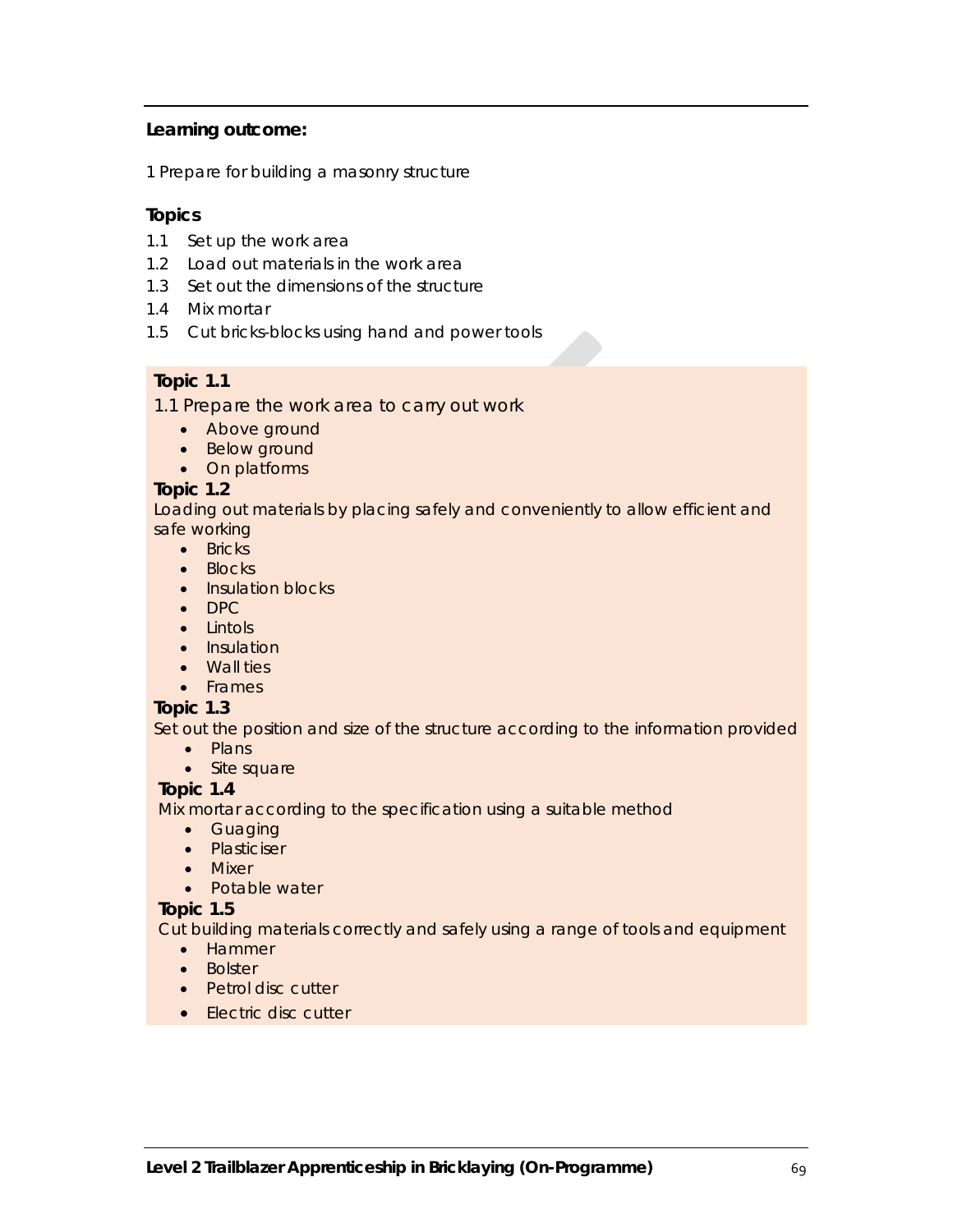**Learning outcome:**

1 Prepare for building a masonry structure

**Topics**

1.1 Set up the work area
1.2 Load out materials in the work area
1.3 Set out the dimensions of the structure
1.4 Mix mortar
1.5 Cut bricks-blocks using hand and power tools

**Topic 1.1**

1.1 Prepare the work area to carry out work

- Above ground
- Below ground
- On platforms

**Topic 1.2**

Loading out materials by placing safely and conveniently to allow efficient and safe working

- Bricks
- Blocks
- Insulation blocks
- DPC
- Lintols
- Insulation
- Wall ties
- Frames

**Topic 1.3**

Set out the position and size of the structure according to the information provided

- Plans
- Site square

**Topic 1.4**

Mix mortar according to the specification using a suitable method

- Guaging
- Plasticiser
- Mixer
- Potable water

**Topic 1.5**

Cut building materials correctly and safely using a range of tools and equipment

- Hammer
- Bolster
- Petrol disc cutter
- Electric disc cutter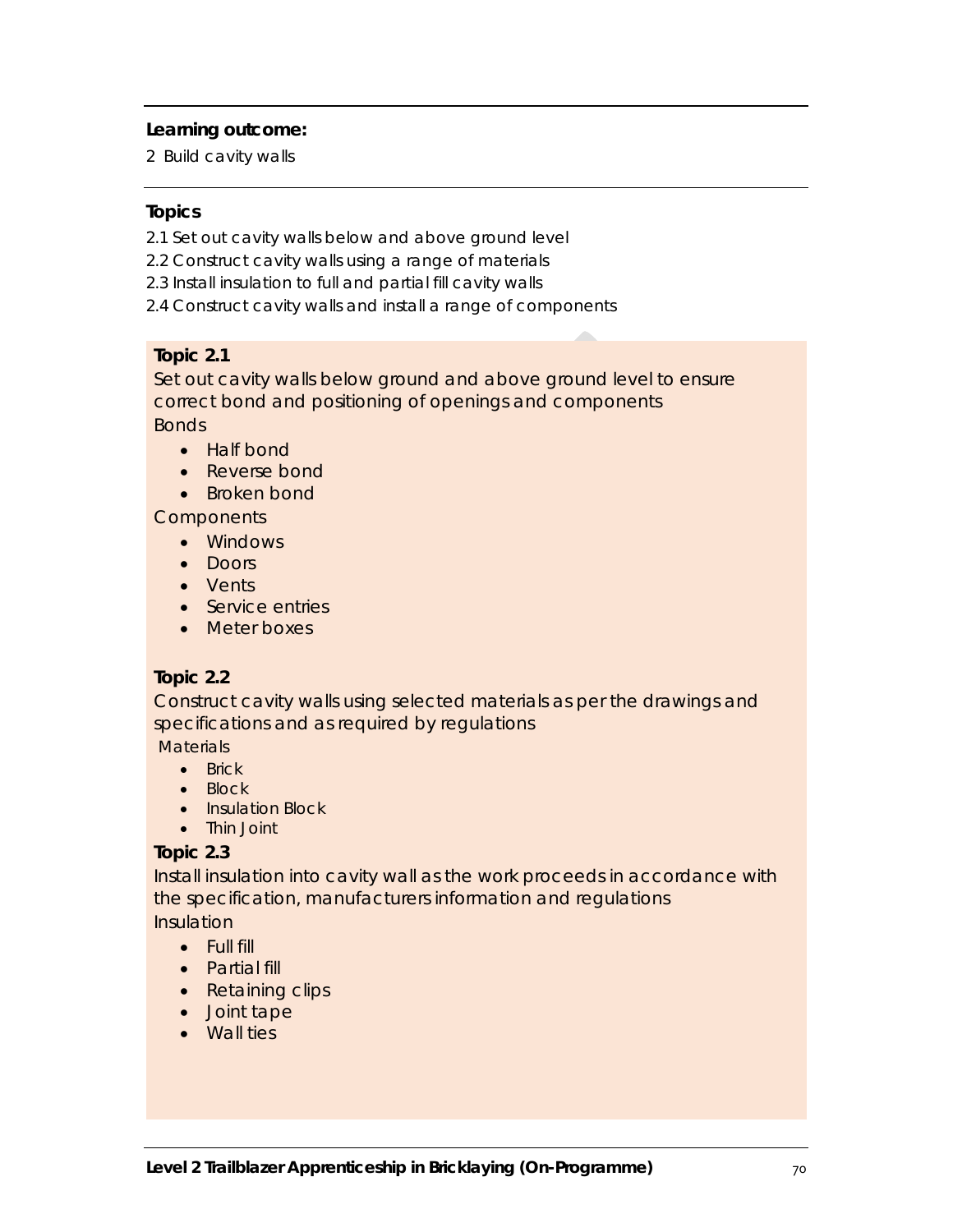**Learning outcome:**

2 Build cavity walls

**Topics**

2.1 Set out cavity walls below and above ground level

2.2 Construct cavity walls using a range of materials

2.3 Install insulation to full and partial fill cavity walls

2.4 Construct cavity walls and install a range of components

**Topic 2.1**

Set out cavity walls below ground and above ground level to ensure correct bond and positioning of openings and components

Bonds

- Half bond
- Reverse bond
- Broken bond

Components

- Windows
- Doors
- Vents
- Service entries
- Meter boxes

**Topic 2.2**

Construct cavity walls using selected materials as per the drawings and specifications and as required by regulations

Materials

- Brick
- Block
- Insulation Block
- Thin Joint

**Topic 2.3**

Install insulation into cavity wall as the work proceeds in accordance with the specification, manufacturers information and regulations

Insulation

- Full fill
- Partial fill
- Retaining clips
- Joint tape
- Wall ties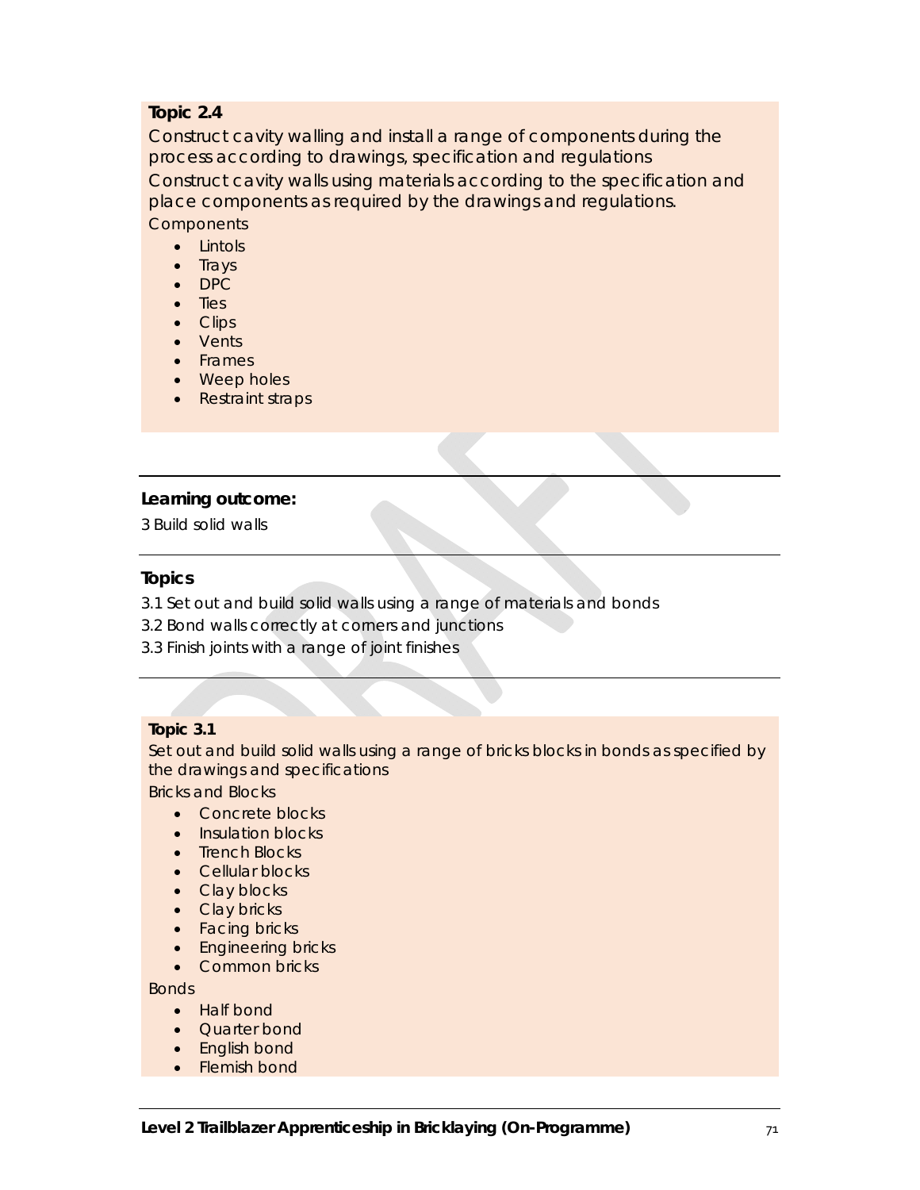**Topic 2.4**

Construct cavity walling and install a range of components during the process according to drawings, specification and regulations

Construct cavity walls using materials according to the specification and place components as required by the drawings and regulations.

Components

- Lintols
- Trays
- DPC
- Ties
- Clips
- Vents
- Frames
- Weep holes
- Restraint straps

---

**Learning outcome:**

3 Build solid walls

---

**Topics**

3.1 Set out and build solid walls using a range of materials and bonds

3.2 Bond walls correctly at corners and junctions

3.3 Finish joints with a range of joint finishes

---

**Topic 3.1**

Set out and build solid walls using a range of bricks blocks in bonds as specified by the drawings and specifications

Bricks and Blocks

- Concrete blocks
- Insulation blocks
- Trench Blocks
- Cellular blocks
- Clay blocks
- Clay bricks
- Facing bricks
- Engineering bricks
- Common bricks

Bonds

- Half bond
- Quarter bond
- English bond
- Flemish bond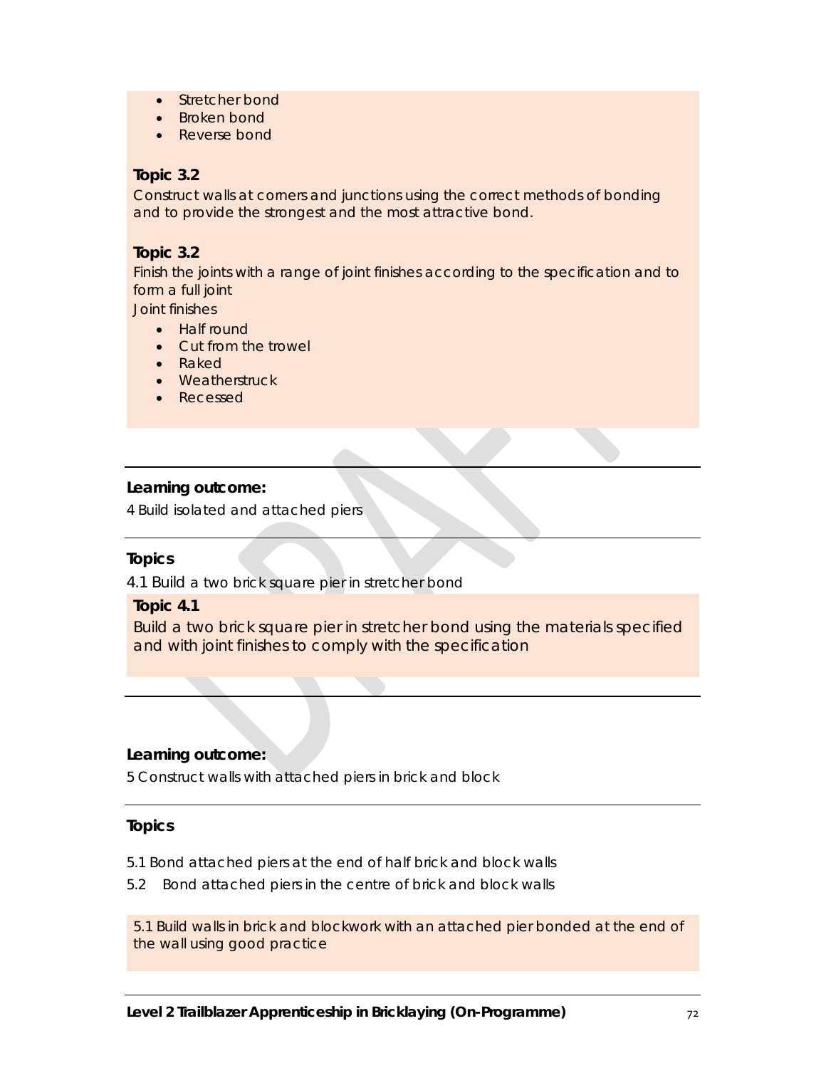- Stretcher bond
- Broken bond
- Reverse bond

**Topic 3.2**

Construct walls at corners and junctions using the correct methods of bonding and to provide the strongest and the most attractive bond.

**Topic 3.2**

Finish the joints with a range of joint finishes according to the specification and to form a full joint

Joint finishes

- Half round
- Cut from the trowel
- Raked
- Weatherstruck
- Recessed

---

**Learning outcome:**

4 Build isolated and attached piers

---

**Topics**

4.1 Build a two brick square pier in stretcher bond

**Topic 4.1**

Build a two brick square pier in stretcher bond using the materials specified and with joint finishes to comply with the specification

---

**Learning outcome:**

5 Construct walls with attached piers in brick and block

---

**Topics**

5.1 Bond attached piers at the end of half brick and block walls

5.2 Bond attached piers in the centre of brick and block walls

5.1 Build walls in brick and blockwork with an attached pier bonded at the end of the wall using good practice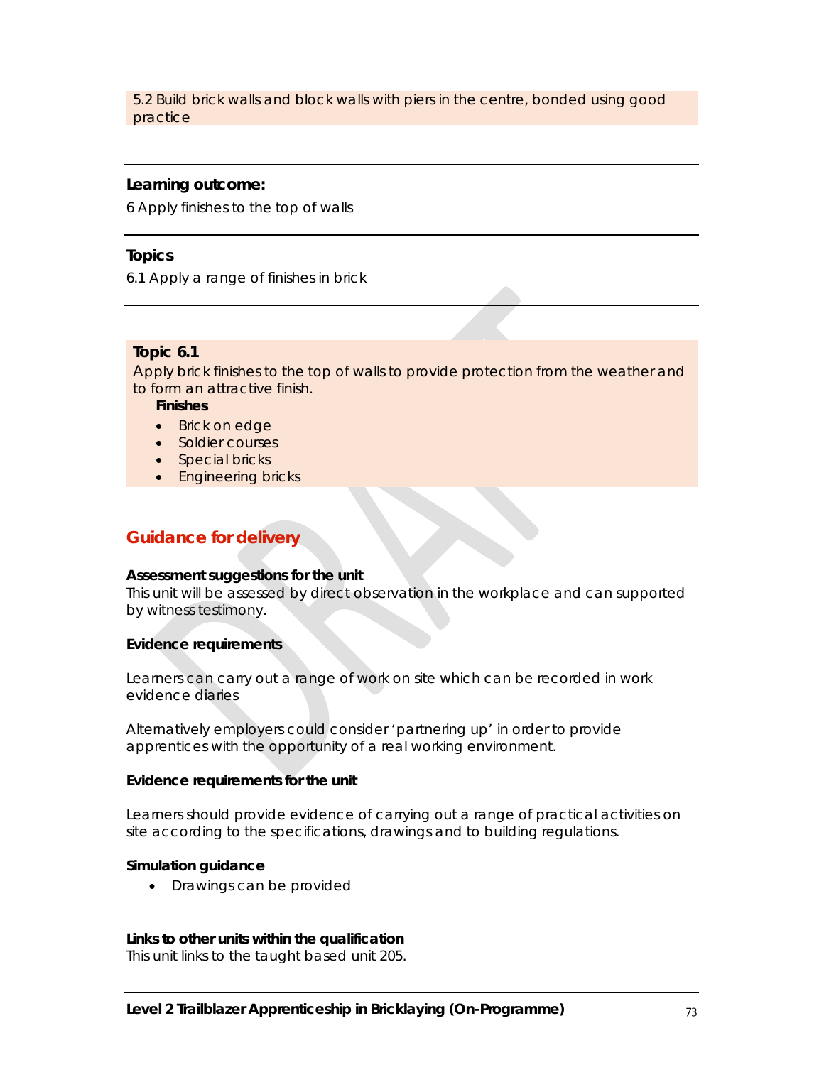5.2 Build brick walls and block walls with piers in the centre, bonded using good practice

**Learning outcome:**

6 Apply finishes to the top of walls

**Topics**

6.1 Apply a range of finishes in brick

**Topic 6.1**

Apply brick finishes to the top of walls to provide protection from the weather and to form an attractive finish.

**Finishes**

- Brick on edge
- Soldier courses
- Special bricks
- Engineering bricks

## Guidance for delivery

**Assessment suggestions for the unit**

This unit will be assessed by direct observation in the workplace and can supported by witness testimony.

**Evidence requirements**

Learners can carry out a range of work on site which can be recorded in work evidence diaries

Alternatively employers could consider 'partnering up' in order to provide apprentices with the opportunity of a real working environment.

**Evidence requirements for the unit**

Learners should provide evidence of carrying out a range of practical activities on site according to the specifications, drawings and to building regulations.

**Simulation guidance**

- Drawings can be provided

**Links to other units within the qualification**

This unit links to the taught based unit 205.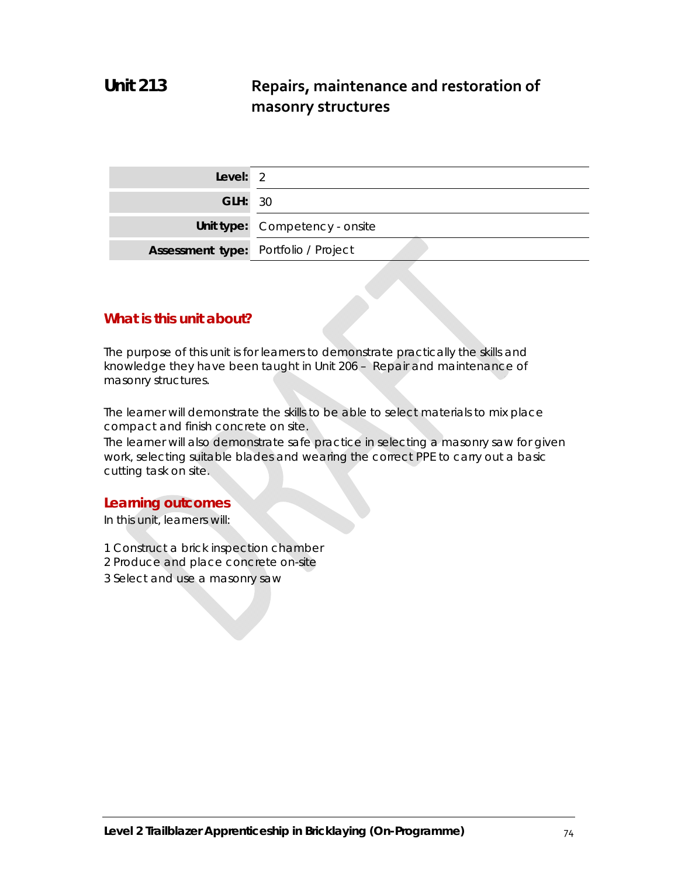# Unit 213 Repairs, maintenance and restoration of masonry structures

| | |
|---|---|
| **Level:** | 2 |
| **GLH:** | 30 |
| **Unit type:** | Competency - onsite |
| **Assessment type:** | Portfolio / Project |

## What is this unit about?

The purpose of this unit is for learners to demonstrate practically the skills and knowledge they have been taught in Unit 206 – Repair and maintenance of masonry structures.

The learner will demonstrate the skills to be able to select materials to mix place compact and finish concrete on site.
The learner will also demonstrate safe practice in selecting a masonry saw for given work, selecting suitable blades and wearing the correct PPE to carry out a basic cutting task on site.

## Learning outcomes

In this unit, learners will:

1 Construct a brick inspection chamber
2 Produce and place concrete on-site
3 Select and use a masonry saw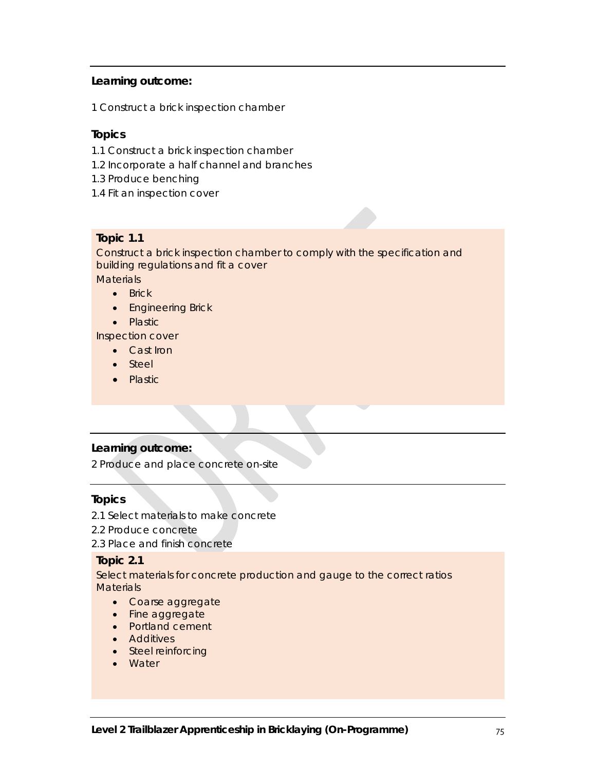**Learning outcome:**

1 Construct a brick inspection chamber

**Topics**

1.1 Construct a brick inspection chamber
1.2 Incorporate a half channel and branches
1.3 Produce benching
1.4 Fit an inspection cover

**Topic 1.1**

Construct a brick inspection chamber to comply with the specification and building regulations and fit a cover

Materials

- Brick
- Engineering Brick
- Plastic

Inspection cover

- Cast Iron
- Steel
- Plastic

**Learning outcome:**

2 Produce and place concrete on-site

**Topics**

2.1 Select materials to make concrete
2.2 Produce concrete
2.3 Place and finish concrete

**Topic 2.1**

Select materials for concrete production and gauge to the correct ratios

Materials

- Coarse aggregate
- Fine aggregate
- Portland cement
- Additives
- Steel reinforcing
- Water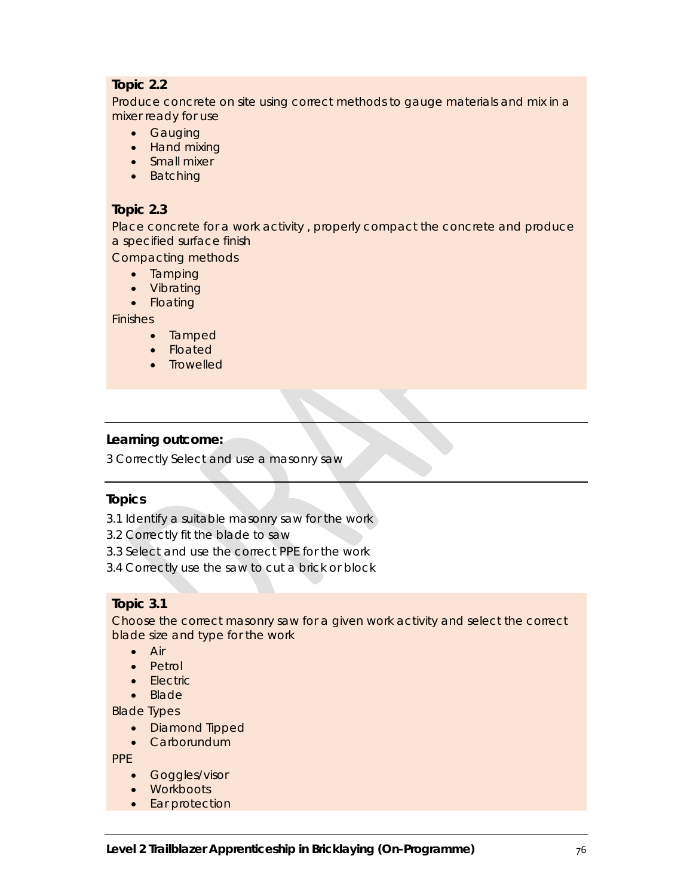**Topic 2.2**

Produce concrete on site using correct methods to gauge materials and mix in a mixer ready for use

- Gauging
- Hand mixing
- Small mixer
- Batching

**Topic 2.3**

Place concrete for a work activity , properly compact the concrete and produce a specified surface finish

Compacting methods

- Tamping
- Vibrating
- Floating

Finishes

- Tamped
- Floated
- Trowelled

---

**Learning outcome:**

3 Correctly Select and use a masonry saw

---

**Topics**

3.1 Identify a suitable masonry saw for the work

3.2 Correctly fit the blade to saw

3.3 Select and use the correct PPE for the work

3.4 Correctly use the saw to cut a brick or block

**Topic 3.1**

Choose the correct masonry saw for a given work activity and select the correct blade size and type for the work

- Air
- Petrol
- Electric
- Blade

Blade Types

- Diamond Tipped
- Carborundum

PPE

- Goggles/visor
- Workboots
- Ear protection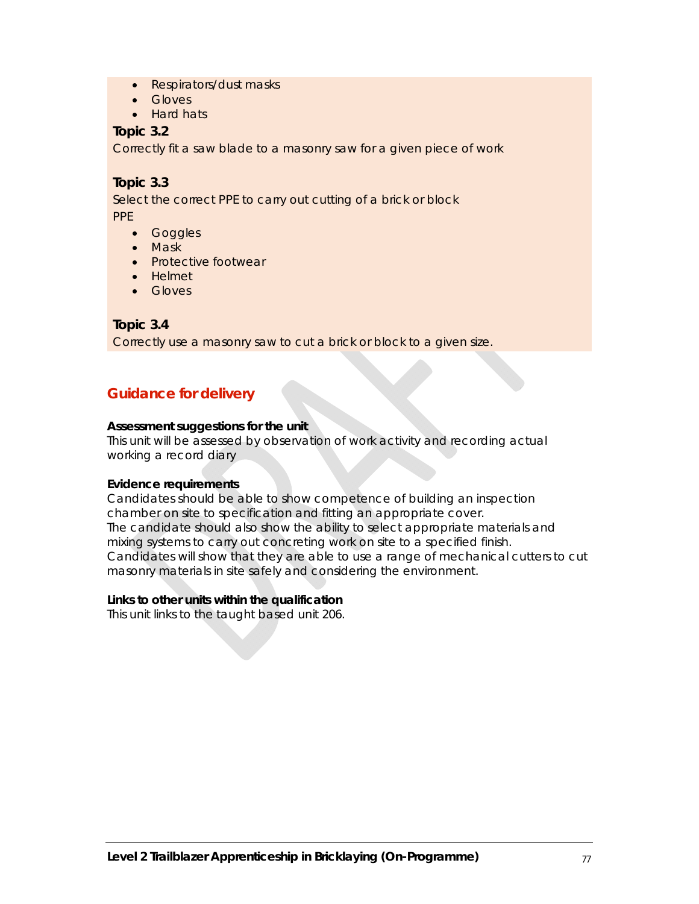- Respirators/dust masks
- Gloves
- Hard hats

**Topic 3.2**

Correctly fit a saw blade to a masonry saw for a given piece of work

**Topic 3.3**

Select the correct PPE to carry out cutting of a brick or block

PPE

- Goggles
- Mask
- Protective footwear
- Helmet
- Gloves

**Topic 3.4**

Correctly use a masonry saw to cut a brick or block to a given size.

## Guidance for delivery

**Assessment suggestions for the unit**

This unit will be assessed by observation of work activity and recording actual working a record diary

**Evidence requirements**

Candidates should be able to show competence of building an inspection chamber on site to specification and fitting an appropriate cover.
The candidate should also show the ability to select appropriate materials and mixing systems to carry out concreting work on site to a specified finish.
Candidates will show that they are able to use a range of mechanical cutters to cut masonry materials in site safely and considering the environment.

**Links to other units within the qualification**

This unit links to the taught based unit 206.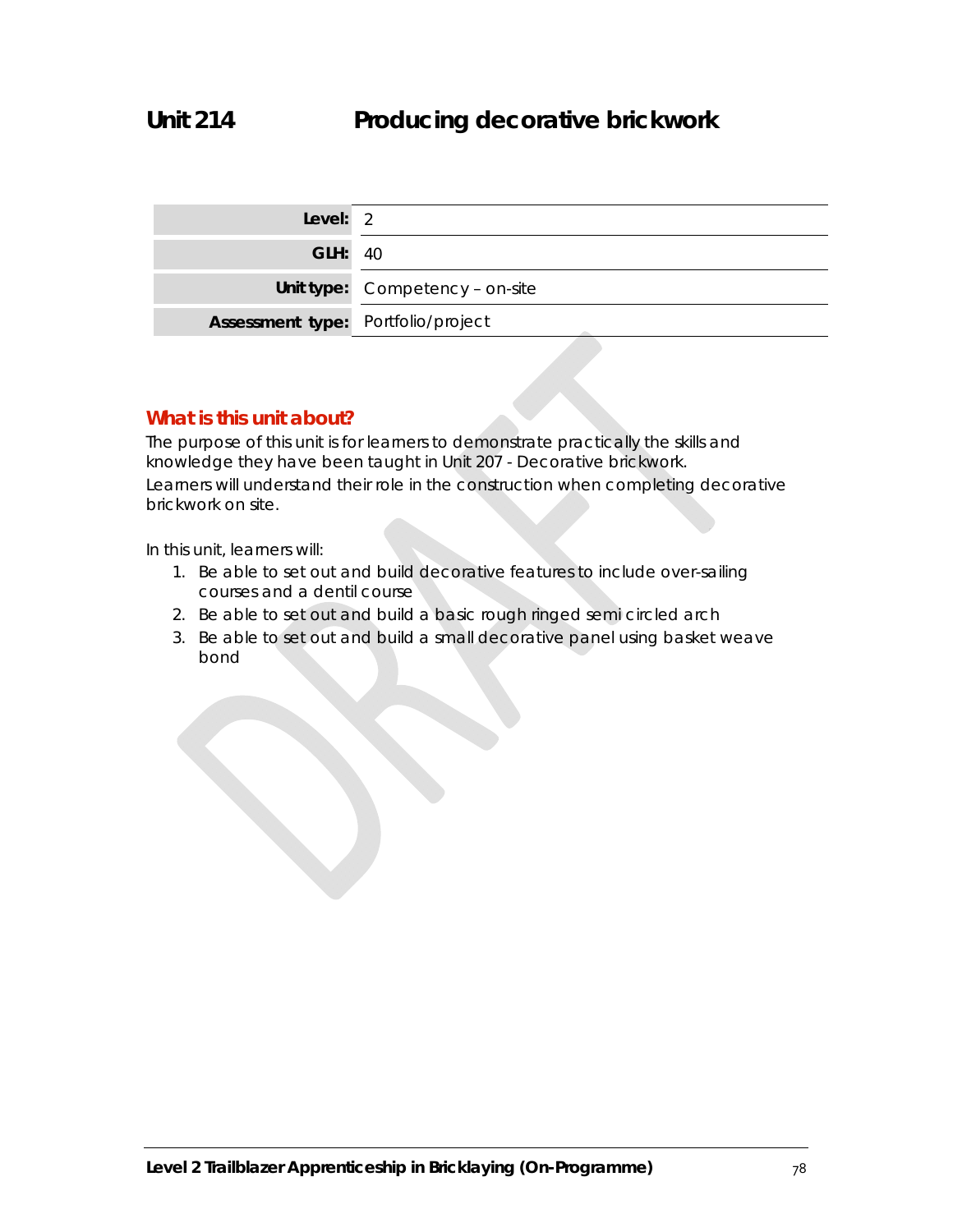# Unit 214 Producing decorative brickwork

| | |
|---|---|
| **Level:** | 2 |
| **GLH:** | 40 |
| **Unit type:** | Competency – on-site |
| **Assessment type:** | Portfolio/project |

## What is this unit about?

The purpose of this unit is for learners to demonstrate practically the skills and knowledge they have been taught in Unit 207 - Decorative brickwork.
Learners will understand their role in the construction when completing decorative brickwork on site.

In this unit, learners will:

1. Be able to set out and build decorative features to include over-sailing courses and a dentil course
2. Be able to set out and build a basic rough ringed semi circled arch
3. Be able to set out and build a small decorative panel using basket weave bond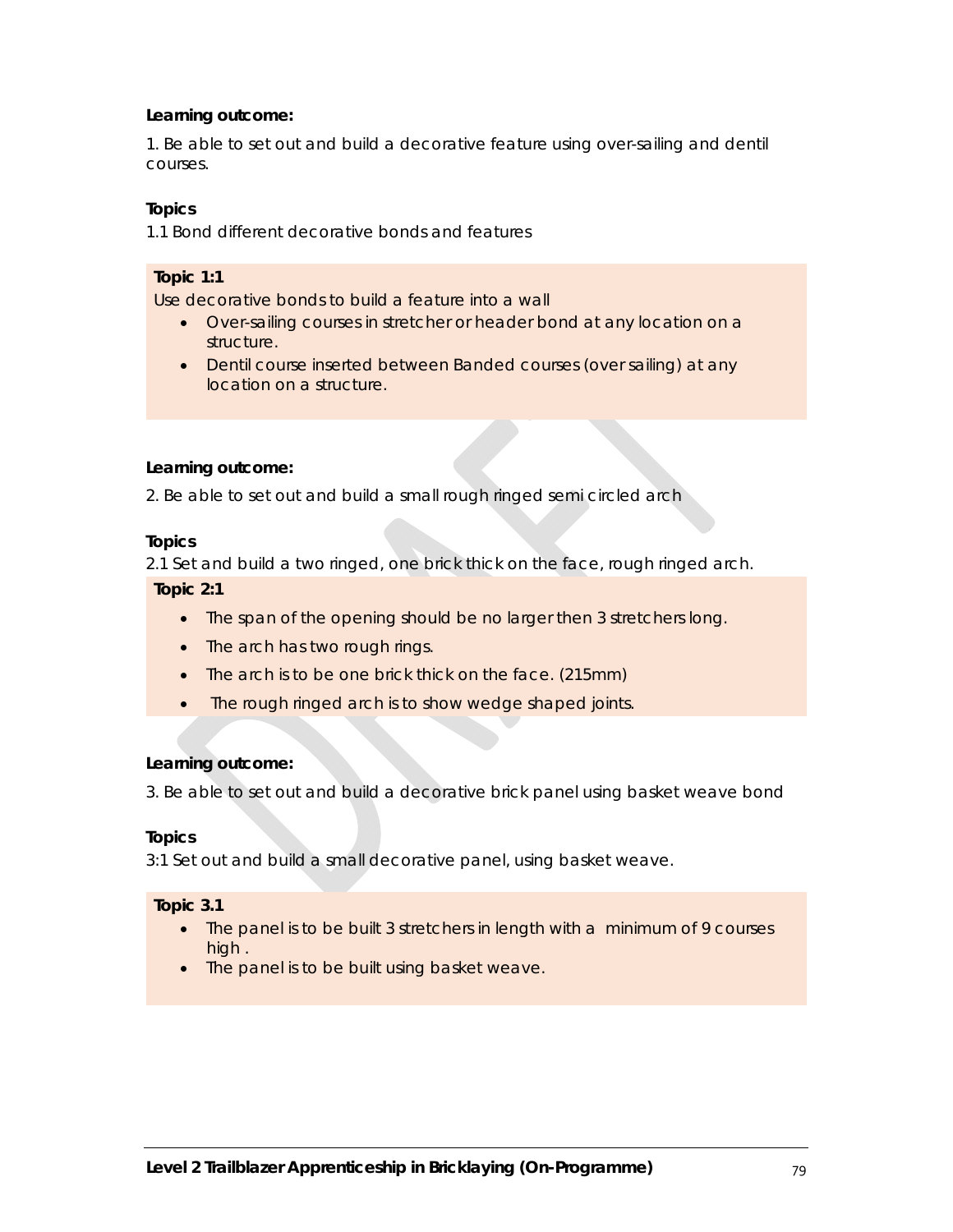**Learning outcome:**

1. Be able to set out and build a decorative feature using over-sailing and dentil courses.

**Topics**

1.1 Bond different decorative bonds and features

**Topic 1:1**

Use decorative bonds to build a feature into a wall

- Over-sailing courses in stretcher or header bond at any location on a structure.
- Dentil course inserted between Banded courses (over sailing) at any location on a structure.

**Learning outcome:**

2. Be able to set out and build a small rough ringed semi circled arch

**Topics**

2.1 Set and build a two ringed, one brick thick on the face, rough ringed arch.

**Topic 2:1**

- The span of the opening should be no larger then 3 stretchers long.
- The arch has two rough rings.
- The arch is to be one brick thick on the face. (215mm)
- The rough ringed arch is to show wedge shaped joints.

**Learning outcome:**

3. Be able to set out and build a decorative brick panel using basket weave bond

**Topics**

3:1 Set out and build a small decorative panel, using basket weave.

**Topic 3.1**

- The panel is to be built 3 stretchers in length with a minimum of 9 courses high .
- The panel is to be built using basket weave.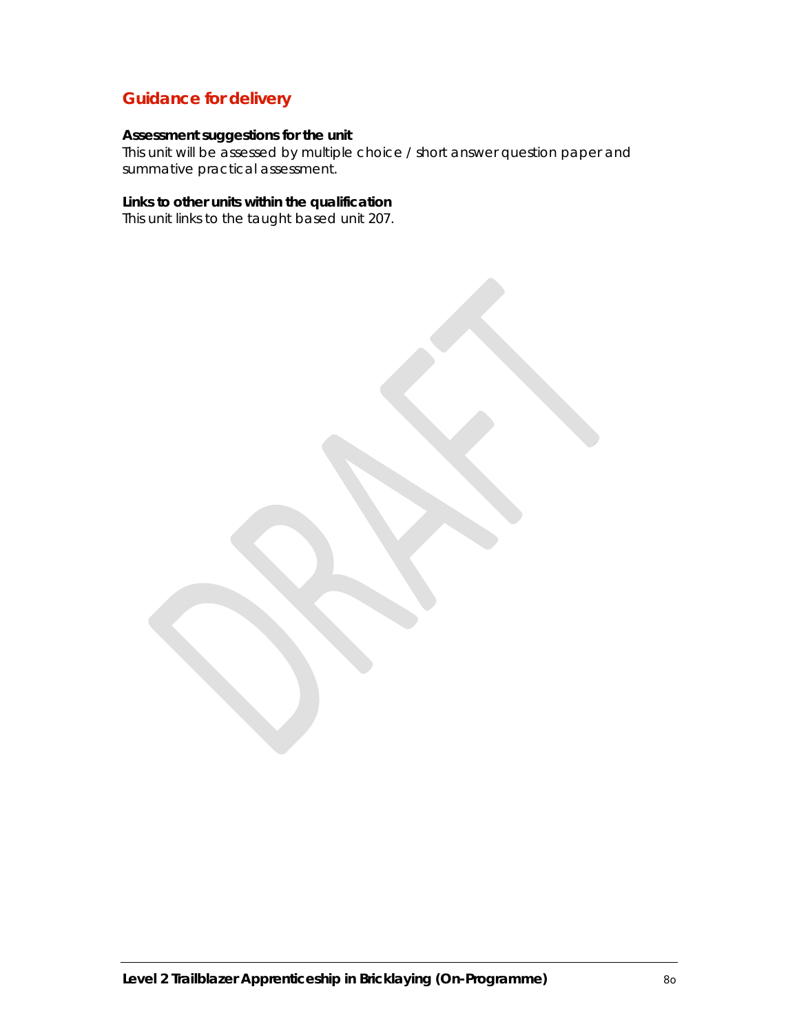## Guidance for delivery

**Assessment suggestions for the unit**
This unit will be assessed by multiple choice / short answer question paper and summative practical assessment.

**Links to other units within the qualification**
This unit links to the taught based unit 207.